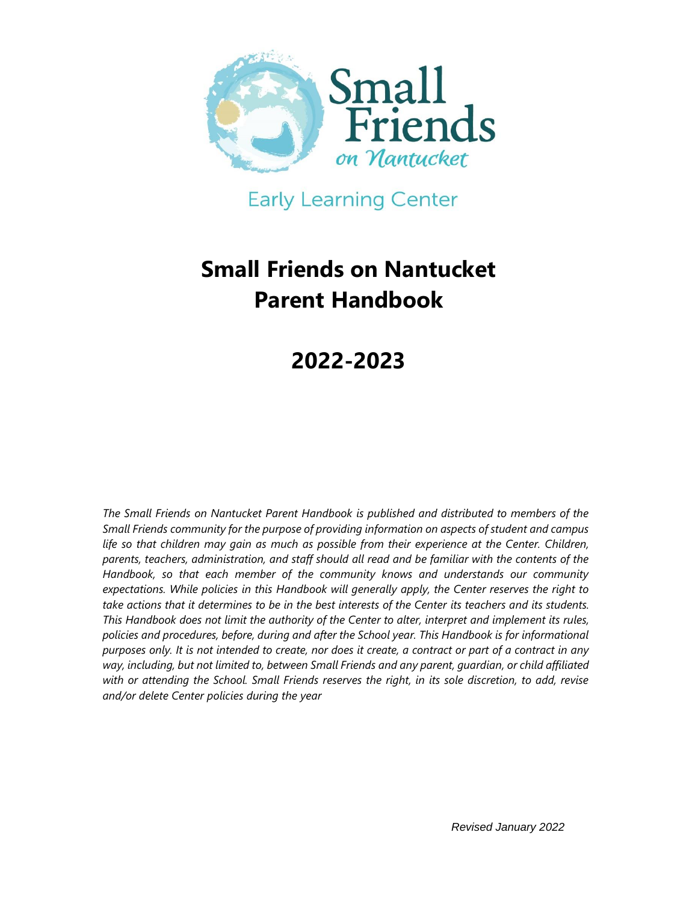Small Friends on Nantucket

Early Learning Center

# Small Friends on Nantucket Parent Handbook

# 2022-2023

*The Small Friends on Nantucket Parent Handbook is published and distributed to members of the Small Friends community for the purpose of providing information on aspects of student and campus life so that children may gain as much as possible from their experience at the Center. Children, parents, teachers, administration, and staff should all read and be familiar with the contents of the Handbook, so that each member of the community knows and understands our community expectations. While policies in this Handbook will generally apply, the Center reserves the right to take actions that it determines to be in the best interests of the Center its teachers and its students. This Handbook does not limit the authority of the Center to alter, interpret and implement its rules, policies and procedures, before, during and after the School year. This Handbook is for informational purposes only. It is not intended to create, nor does it create, a contract or part of a contract in any way, including, but not limited to, between Small Friends and any parent, guardian, or child affiliated with or attending the School. Small Friends reserves the right, in its sole discretion, to add, revise and/or delete Center policies during the year*

*Revised January 2022*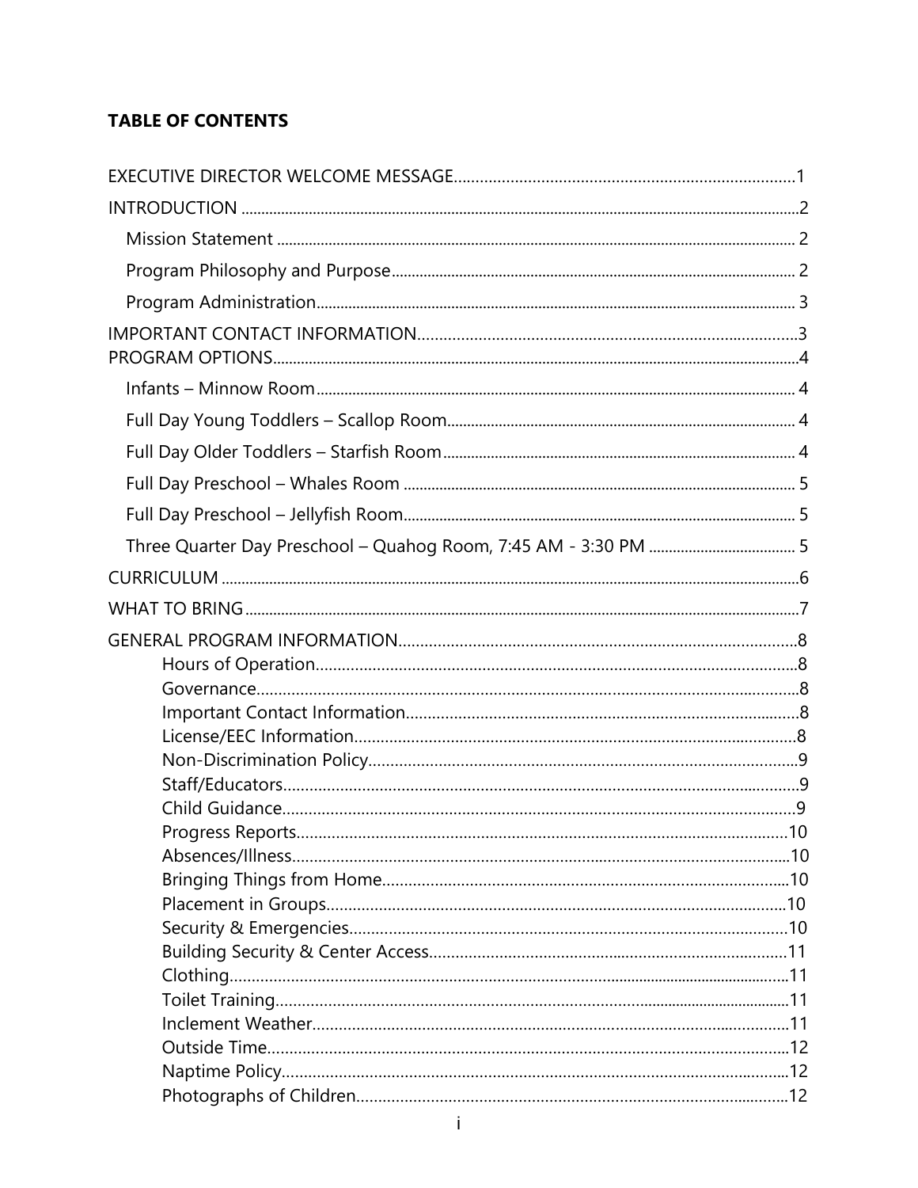**TABLE OF CONTENTS**

EXECUTIVE DIRECTOR WELCOME MESSAGE............................................................................1

INTRODUCTION ..............................................................................................................................2

- Mission Statement ........................................................................................................ 2
- Program Philosophy and Purpose................................................................................ 2
- Program Administration............................................................................................... 3

IMPORTANT CONTACT INFORMATION.........................................................................................3

PROGRAM OPTIONS.........................................................................................................................4

- Infants – Minnow Room................................................................................................ 4
- Full Day Young Toddlers – Scallop Room...................................................................... 4
- Full Day Older Toddlers – Starfish Room........................................................................ 4
- Full Day Preschool – Whales Room ............................................................................... 5
- Full Day Preschool – Jellyfish Room................................................................................ 5
- Three Quarter Day Preschool – Quahog Room, 7:45 AM - 3:30 PM .................................. 5

CURRICULUM ..................................................................................................................................6

WHAT TO BRING ..............................................................................................................................7

GENERAL PROGRAM INFORMATION...............................................................................................8

- Hours of Operation.............................................................................................8
- Governance.........................................................................................................8
- Important Contact Information...........................................................................8
- License/EEC Information.....................................................................................8
- Non-Discrimination Policy...................................................................................9
- Staff/Educators....................................................................................................9
- Child Guidance....................................................................................................9
- Progress Reports...............................................................................................10
- Absences/Illness................................................................................................10
- Bringing Things from Home...............................................................................10
- Placement in Groups.........................................................................................10
- Security & Emergencies.....................................................................................10
- Building Security & Center Access.....................................................................11
- Clothing.............................................................................................................11
- Toilet Training....................................................................................................11
- Inclement Weather............................................................................................11
- Outside Time......................................................................................................12
- Naptime Policy...................................................................................................12
- Photographs of Children....................................................................................12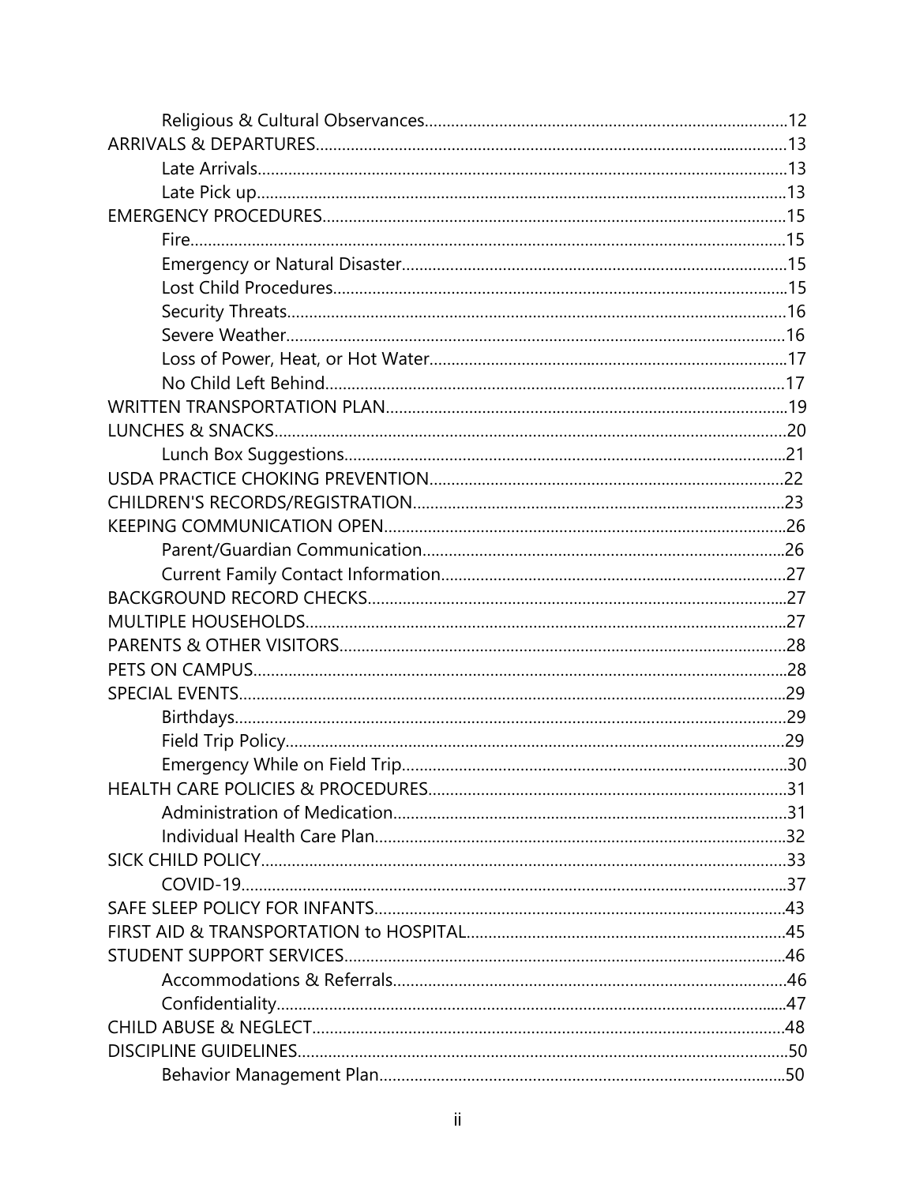- Religious & Cultural Observances......12

ARRIVALS & DEPARTURES......13

- Late Arrivals......13
- Late Pick up......13

EMERGENCY PROCEDURES......15

- Fire......15
- Emergency or Natural Disaster......15
- Lost Child Procedures......15
- Security Threats......16
- Severe Weather......16
- Loss of Power, Heat, or Hot Water......17
- No Child Left Behind......17

WRITTEN TRANSPORTATION PLAN......19

LUNCHES & SNACKS......20

- Lunch Box Suggestions......21

USDA PRACTICE CHOKING PREVENTION......22

CHILDREN'S RECORDS/REGISTRATION......23

KEEPING COMMUNICATION OPEN......26

- Parent/Guardian Communication......26
- Current Family Contact Information......27

BACKGROUND RECORD CHECKS......27

MULTIPLE HOUSEHOLDS......27

PARENTS & OTHER VISITORS......28

PETS ON CAMPUS......28

SPECIAL EVENTS......29

- Birthdays......29
- Field Trip Policy......29
- Emergency While on Field Trip......30

HEALTH CARE POLICIES & PROCEDURES......31

- Administration of Medication......31
- Individual Health Care Plan......32

SICK CHILD POLICY......33

- COVID-19......37

SAFE SLEEP POLICY FOR INFANTS......43

FIRST AID & TRANSPORTATION to HOSPITAL......45

STUDENT SUPPORT SERVICES......46

- Accommodations & Referrals......46
- Confidentiality......47

CHILD ABUSE & NEGLECT......48

DISCIPLINE GUIDELINES......50

- Behavior Management Plan......50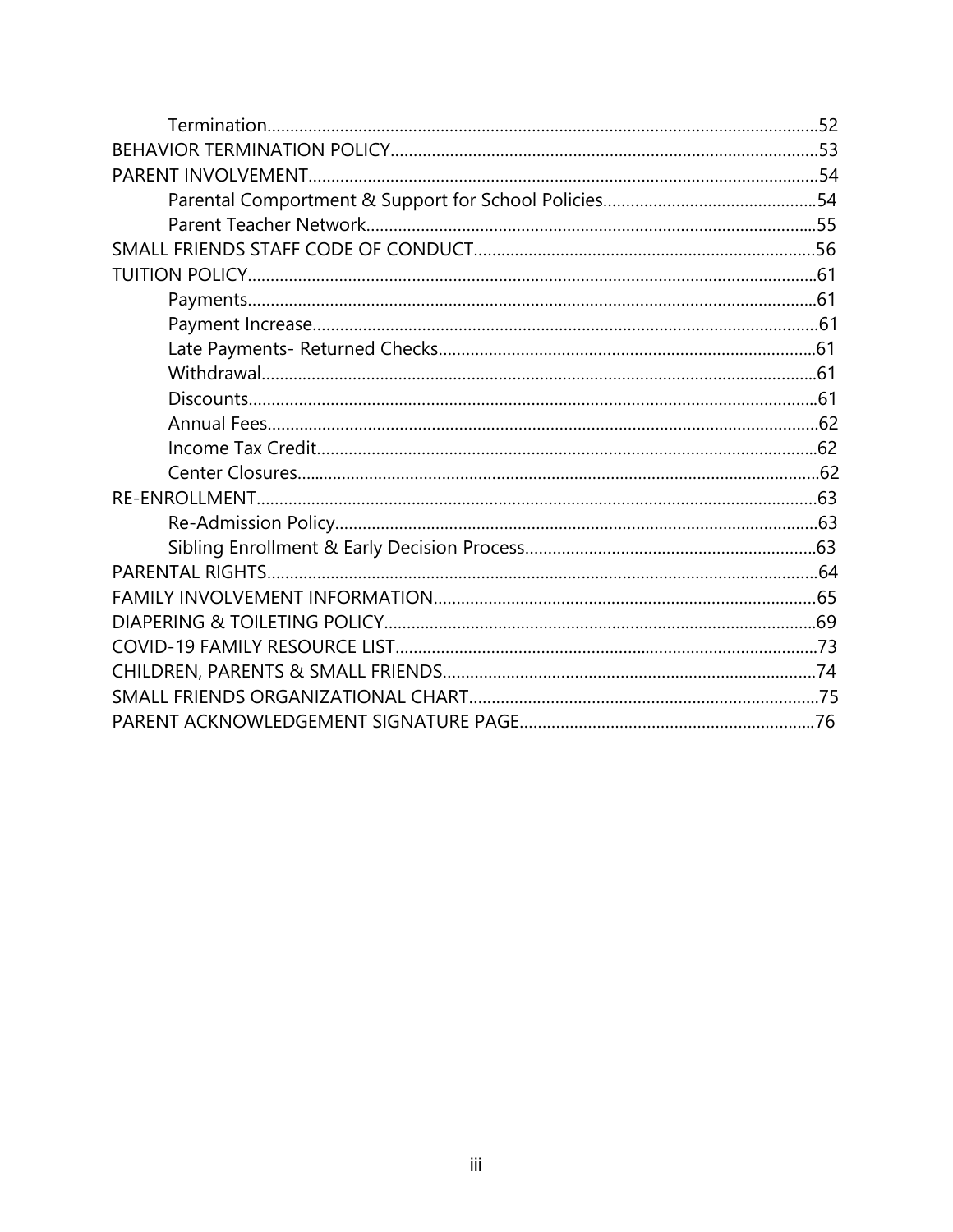- Termination.....52

BEHAVIOR TERMINATION POLICY.....53

PARENT INVOLVEMENT.....54

- Parental Comportment & Support for School Policies.....54
- Parent Teacher Network.....55

SMALL FRIENDS STAFF CODE OF CONDUCT.....56

TUITION POLICY.....61

- Payments.....61
- Payment Increase.....61
- Late Payments- Returned Checks.....61
- Withdrawal.....61
- Discounts.....61
- Annual Fees.....62
- Income Tax Credit.....62
- Center Closures.....62

RE-ENROLLMENT.....63

- Re-Admission Policy.....63
- Sibling Enrollment & Early Decision Process.....63

PARENTAL RIGHTS.....64

FAMILY INVOLVEMENT INFORMATION.....65

DIAPERING & TOILETING POLICY.....69

COVID-19 FAMILY RESOURCE LIST.....73

CHILDREN, PARENTS & SMALL FRIENDS.....74

SMALL FRIENDS ORGANIZATIONAL CHART.....75

PARENT ACKNOWLEDGEMENT SIGNATURE PAGE.....76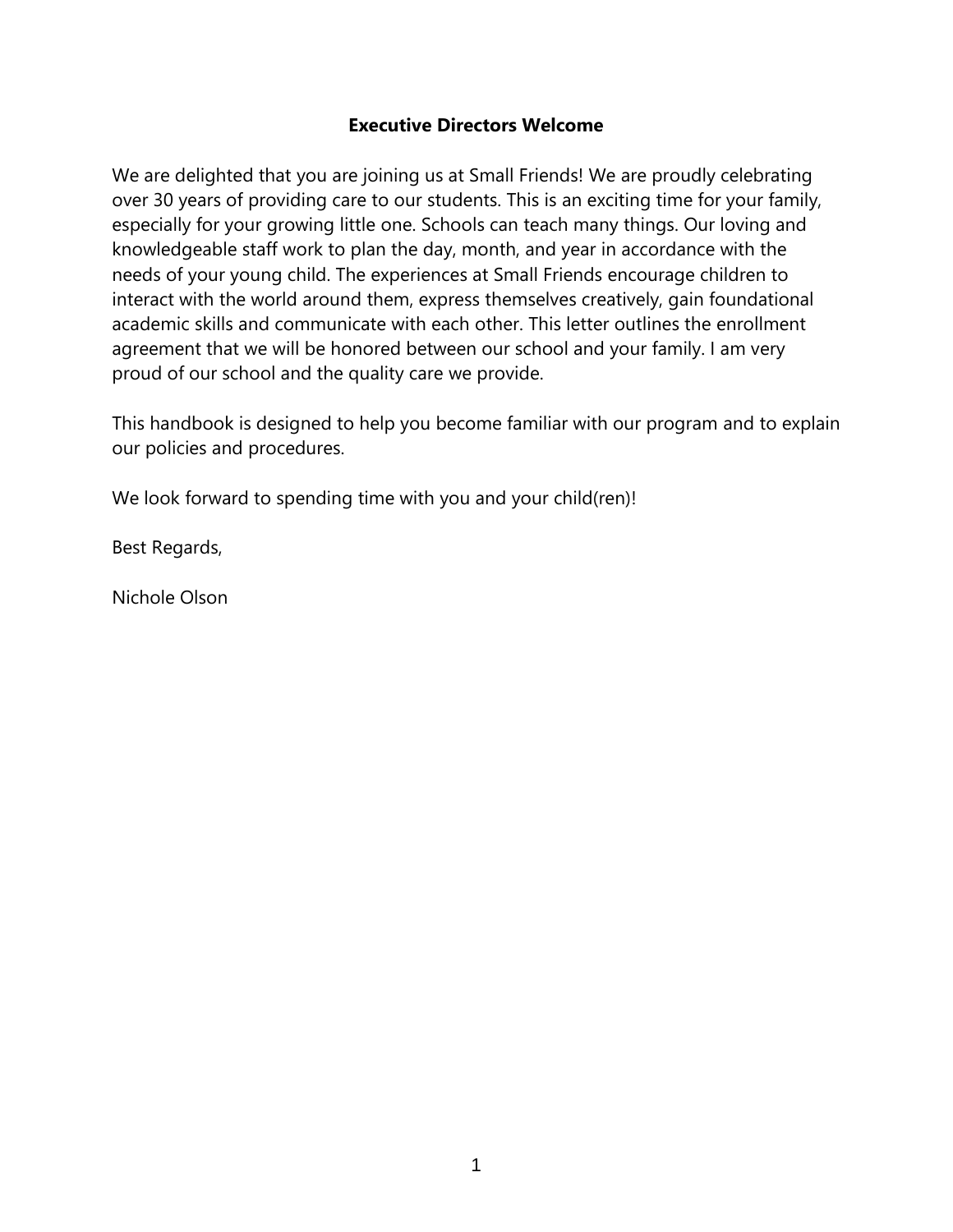## Executive Directors Welcome

We are delighted that you are joining us at Small Friends! We are proudly celebrating over 30 years of providing care to our students. This is an exciting time for your family, especially for your growing little one. Schools can teach many things. Our loving and knowledgeable staff work to plan the day, month, and year in accordance with the needs of your young child. The experiences at Small Friends encourage children to interact with the world around them, express themselves creatively, gain foundational academic skills and communicate with each other. This letter outlines the enrollment agreement that we will be honored between our school and your family. I am very proud of our school and the quality care we provide.

This handbook is designed to help you become familiar with our program and to explain our policies and procedures.

We look forward to spending time with you and your child(ren)!

Best Regards,

Nichole Olson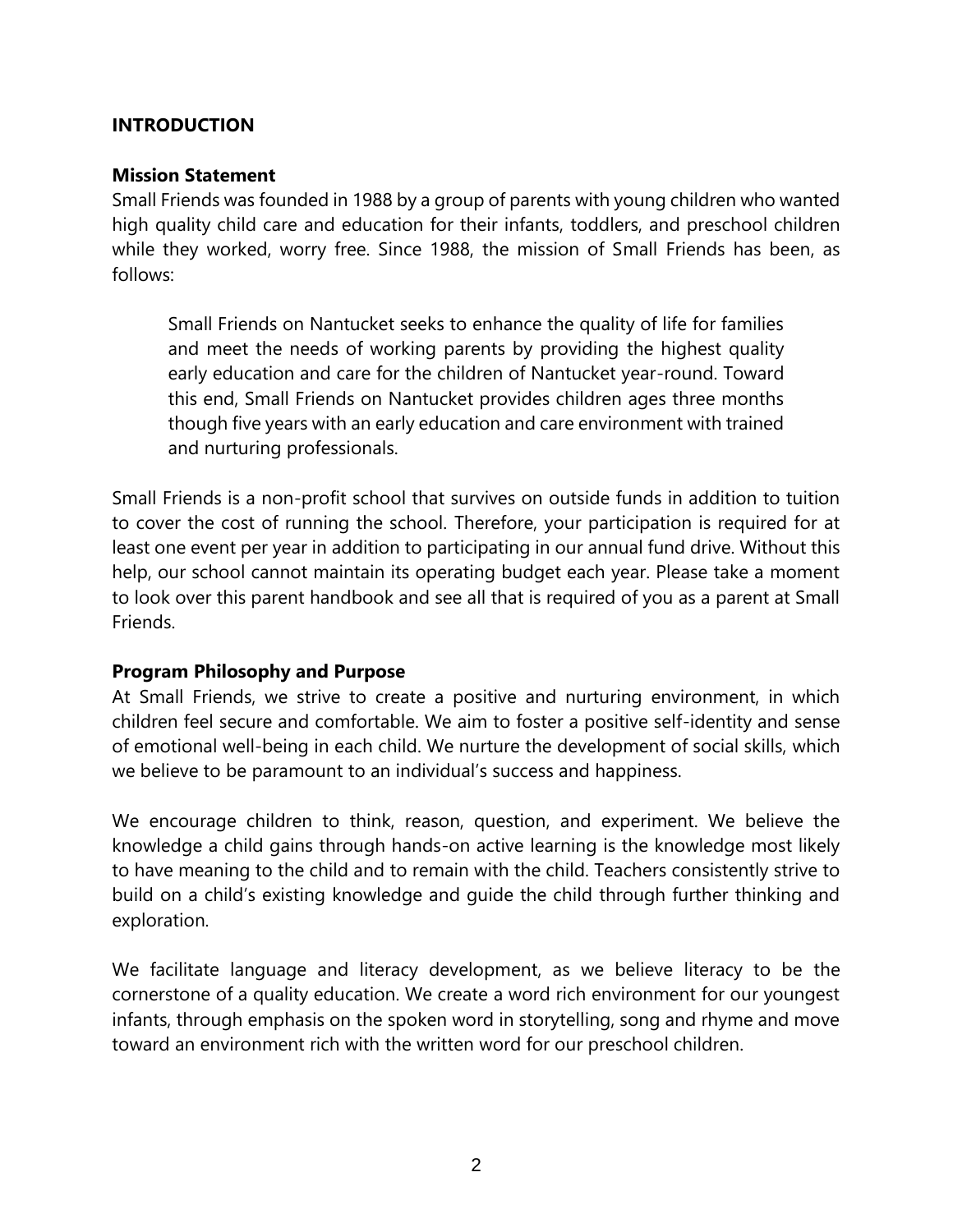## INTRODUCTION

### Mission Statement

Small Friends was founded in 1988 by a group of parents with young children who wanted high quality child care and education for their infants, toddlers, and preschool children while they worked, worry free. Since 1988, the mission of Small Friends has been, as follows:

> Small Friends on Nantucket seeks to enhance the quality of life for families and meet the needs of working parents by providing the highest quality early education and care for the children of Nantucket year-round. Toward this end, Small Friends on Nantucket provides children ages three months though five years with an early education and care environment with trained and nurturing professionals.

Small Friends is a non-profit school that survives on outside funds in addition to tuition to cover the cost of running the school. Therefore, your participation is required for at least one event per year in addition to participating in our annual fund drive. Without this help, our school cannot maintain its operating budget each year. Please take a moment to look over this parent handbook and see all that is required of you as a parent at Small Friends.

### Program Philosophy and Purpose

At Small Friends, we strive to create a positive and nurturing environment, in which children feel secure and comfortable. We aim to foster a positive self-identity and sense of emotional well-being in each child. We nurture the development of social skills, which we believe to be paramount to an individual's success and happiness.

We encourage children to think, reason, question, and experiment. We believe the knowledge a child gains through hands-on active learning is the knowledge most likely to have meaning to the child and to remain with the child. Teachers consistently strive to build on a child's existing knowledge and guide the child through further thinking and exploration.

We facilitate language and literacy development, as we believe literacy to be the cornerstone of a quality education. We create a word rich environment for our youngest infants, through emphasis on the spoken word in storytelling, song and rhyme and move toward an environment rich with the written word for our preschool children.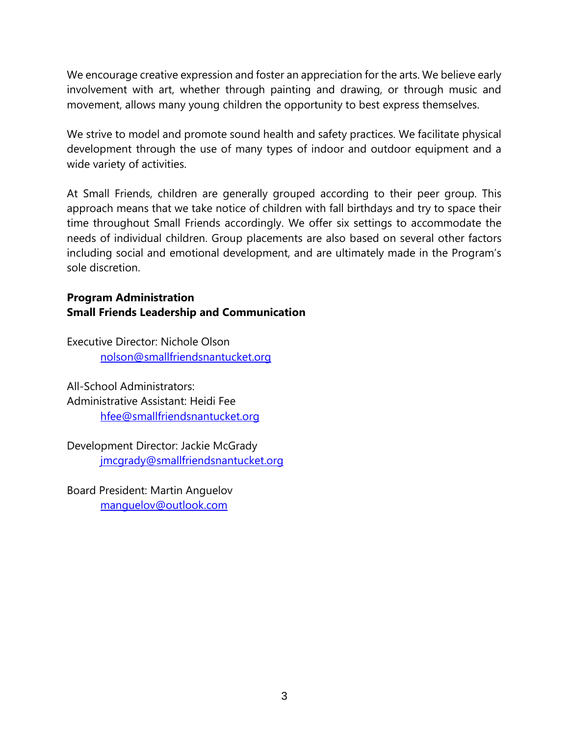We encourage creative expression and foster an appreciation for the arts. We believe early involvement with art, whether through painting and drawing, or through music and movement, allows many young children the opportunity to best express themselves.

We strive to model and promote sound health and safety practices. We facilitate physical development through the use of many types of indoor and outdoor equipment and a wide variety of activities.

At Small Friends, children are generally grouped according to their peer group. This approach means that we take notice of children with fall birthdays and try to space their time throughout Small Friends accordingly. We offer six settings to accommodate the needs of individual children. Group placements are also based on several other factors including social and emotional development, and are ultimately made in the Program's sole discretion.

**Program Administration**
**Small Friends Leadership and Communication**

Executive Director: Nichole Olson
  nolson@smallfriendsnantucket.org

All-School Administrators:
Administrative Assistant: Heidi Fee
  hfee@smallfriendsnantucket.org

Development Director: Jackie McGrady
  jmcgrady@smallfriendsnantucket.org

Board President: Martin Anguelov
  manguelov@outlook.com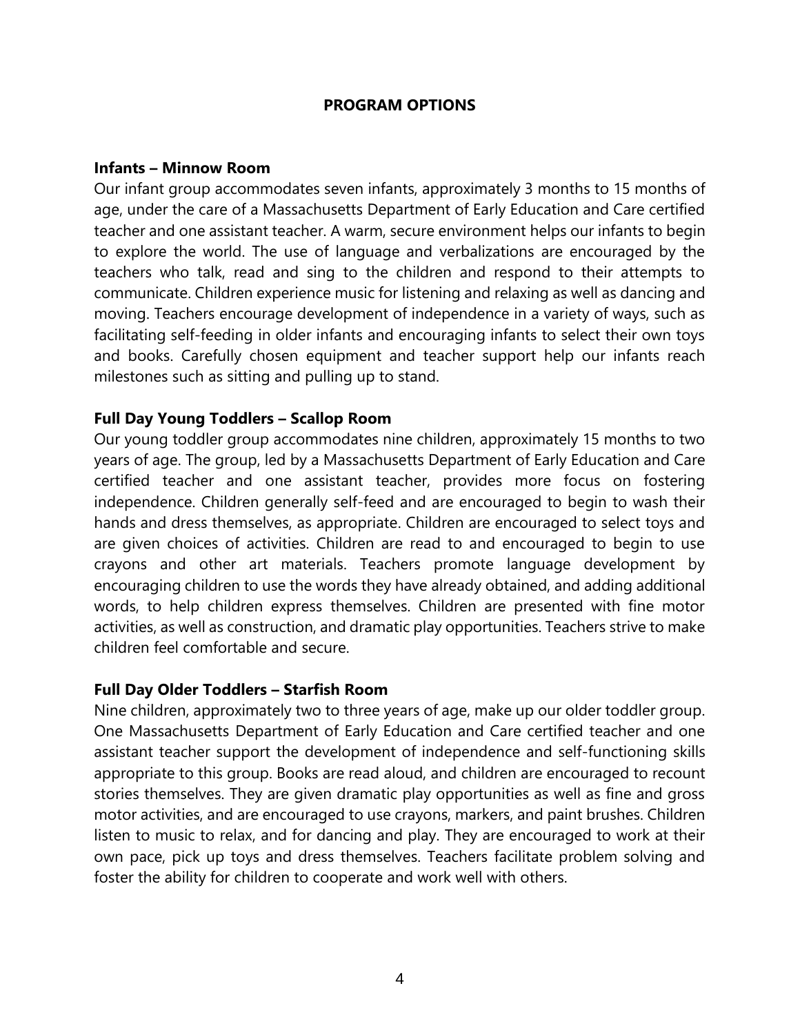## PROGRAM OPTIONS

**Infants – Minnow Room**

Our infant group accommodates seven infants, approximately 3 months to 15 months of age, under the care of a Massachusetts Department of Early Education and Care certified teacher and one assistant teacher. A warm, secure environment helps our infants to begin to explore the world. The use of language and verbalizations are encouraged by the teachers who talk, read and sing to the children and respond to their attempts to communicate. Children experience music for listening and relaxing as well as dancing and moving. Teachers encourage development of independence in a variety of ways, such as facilitating self-feeding in older infants and encouraging infants to select their own toys and books. Carefully chosen equipment and teacher support help our infants reach milestones such as sitting and pulling up to stand.

**Full Day Young Toddlers – Scallop Room**

Our young toddler group accommodates nine children, approximately 15 months to two years of age. The group, led by a Massachusetts Department of Early Education and Care certified teacher and one assistant teacher, provides more focus on fostering independence. Children generally self-feed and are encouraged to begin to wash their hands and dress themselves, as appropriate. Children are encouraged to select toys and are given choices of activities. Children are read to and encouraged to begin to use crayons and other art materials. Teachers promote language development by encouraging children to use the words they have already obtained, and adding additional words, to help children express themselves. Children are presented with fine motor activities, as well as construction, and dramatic play opportunities. Teachers strive to make children feel comfortable and secure.

**Full Day Older Toddlers – Starfish Room**

Nine children, approximately two to three years of age, make up our older toddler group. One Massachusetts Department of Early Education and Care certified teacher and one assistant teacher support the development of independence and self-functioning skills appropriate to this group. Books are read aloud, and children are encouraged to recount stories themselves. They are given dramatic play opportunities as well as fine and gross motor activities, and are encouraged to use crayons, markers, and paint brushes. Children listen to music to relax, and for dancing and play. They are encouraged to work at their own pace, pick up toys and dress themselves. Teachers facilitate problem solving and foster the ability for children to cooperate and work well with others.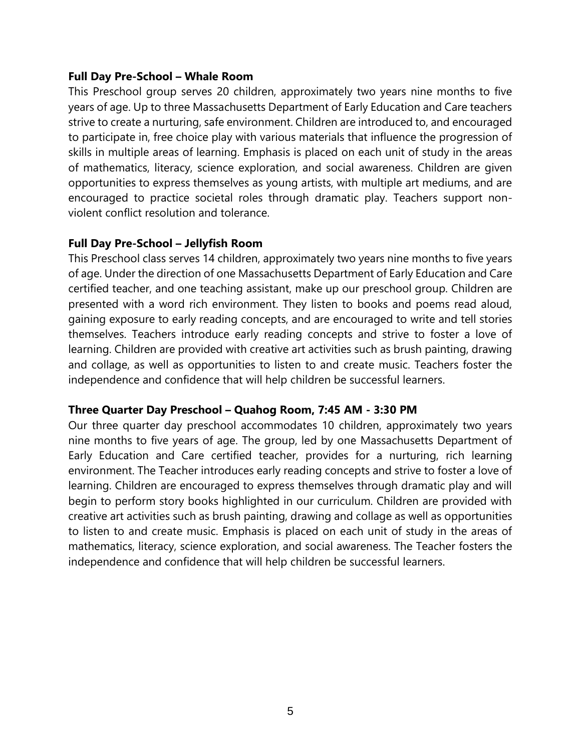**Full Day Pre-School – Whale Room**

This Preschool group serves 20 children, approximately two years nine months to five years of age. Up to three Massachusetts Department of Early Education and Care teachers strive to create a nurturing, safe environment. Children are introduced to, and encouraged to participate in, free choice play with various materials that influence the progression of skills in multiple areas of learning. Emphasis is placed on each unit of study in the areas of mathematics, literacy, science exploration, and social awareness. Children are given opportunities to express themselves as young artists, with multiple art mediums, and are encouraged to practice societal roles through dramatic play. Teachers support non-violent conflict resolution and tolerance.

**Full Day Pre-School – Jellyfish Room**

This Preschool class serves 14 children, approximately two years nine months to five years of age. Under the direction of one Massachusetts Department of Early Education and Care certified teacher, and one teaching assistant, make up our preschool group. Children are presented with a word rich environment. They listen to books and poems read aloud, gaining exposure to early reading concepts, and are encouraged to write and tell stories themselves. Teachers introduce early reading concepts and strive to foster a love of learning. Children are provided with creative art activities such as brush painting, drawing and collage, as well as opportunities to listen to and create music. Teachers foster the independence and confidence that will help children be successful learners.

**Three Quarter Day Preschool – Quahog Room, 7:45 AM - 3:30 PM**

Our three quarter day preschool accommodates 10 children, approximately two years nine months to five years of age. The group, led by one Massachusetts Department of Early Education and Care certified teacher, provides for a nurturing, rich learning environment. The Teacher introduces early reading concepts and strive to foster a love of learning. Children are encouraged to express themselves through dramatic play and will begin to perform story books highlighted in our curriculum. Children are provided with creative art activities such as brush painting, drawing and collage as well as opportunities to listen to and create music. Emphasis is placed on each unit of study in the areas of mathematics, literacy, science exploration, and social awareness. The Teacher fosters the independence and confidence that will help children be successful learners.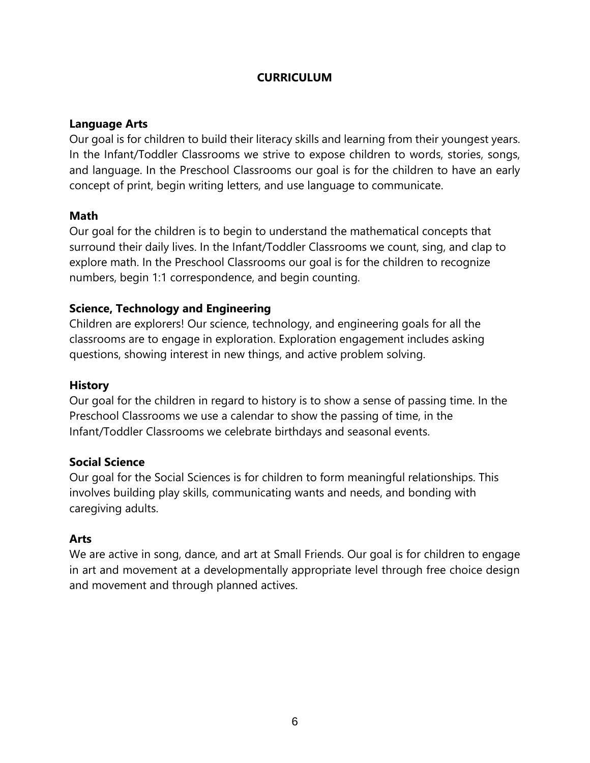## CURRICULUM

### Language Arts

Our goal is for children to build their literacy skills and learning from their youngest years. In the Infant/Toddler Classrooms we strive to expose children to words, stories, songs, and language. In the Preschool Classrooms our goal is for the children to have an early concept of print, begin writing letters, and use language to communicate.

### Math

Our goal for the children is to begin to understand the mathematical concepts that surround their daily lives. In the Infant/Toddler Classrooms we count, sing, and clap to explore math. In the Preschool Classrooms our goal is for the children to recognize numbers, begin 1:1 correspondence, and begin counting.

### Science, Technology and Engineering

Children are explorers! Our science, technology, and engineering goals for all the classrooms are to engage in exploration. Exploration engagement includes asking questions, showing interest in new things, and active problem solving.

### History

Our goal for the children in regard to history is to show a sense of passing time. In the Preschool Classrooms we use a calendar to show the passing of time, in the Infant/Toddler Classrooms we celebrate birthdays and seasonal events.

### Social Science

Our goal for the Social Sciences is for children to form meaningful relationships. This involves building play skills, communicating wants and needs, and bonding with caregiving adults.

### Arts

We are active in song, dance, and art at Small Friends. Our goal is for children to engage in art and movement at a developmentally appropriate level through free choice design and movement and through planned actives.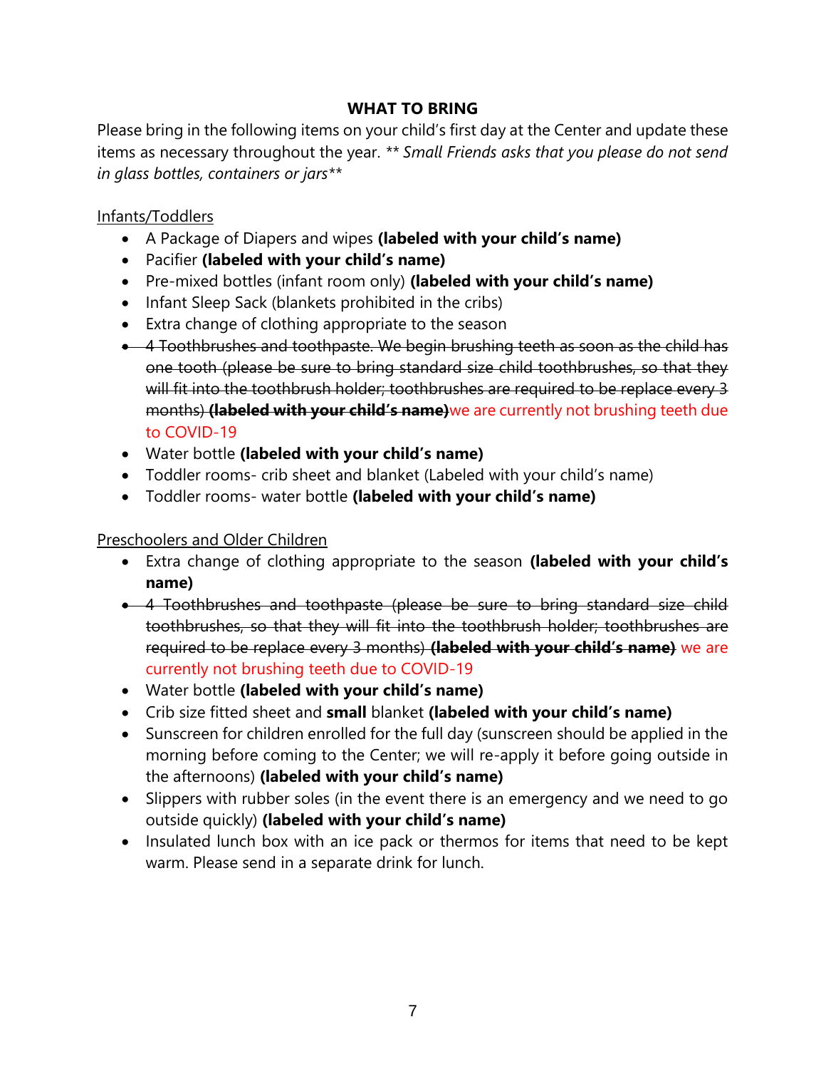## WHAT TO BRING

Please bring in the following items on your child's first day at the Center and update these items as necessary throughout the year. ** *Small Friends asks that you please do not send in glass bottles, containers or jars***

Infants/Toddlers

- A Package of Diapers and wipes **(labeled with your child's name)**
- Pacifier **(labeled with your child's name)**
- Pre-mixed bottles (infant room only) **(labeled with your child's name)**
- Infant Sleep Sack (blankets prohibited in the cribs)
- Extra change of clothing appropriate to the season
- ~~4 Toothbrushes and toothpaste. We begin brushing teeth as soon as the child has one tooth (please be sure to bring standard size child toothbrushes, so that they will fit into the toothbrush holder; toothbrushes are required to be replace every 3 months) **(labeled with your child's name)**~~we are currently not brushing teeth due to COVID-19
- Water bottle **(labeled with your child's name)**
- Toddler rooms- crib sheet and blanket (Labeled with your child's name)
- Toddler rooms- water bottle **(labeled with your child's name)**

Preschoolers and Older Children

- Extra change of clothing appropriate to the season **(labeled with your child's name)**
- ~~4 Toothbrushes and toothpaste (please be sure to bring standard size child toothbrushes, so that they will fit into the toothbrush holder; toothbrushes are required to be replace every 3 months) **(labeled with your child's name)**~~ we are currently not brushing teeth due to COVID-19
- Water bottle **(labeled with your child's name)**
- Crib size fitted sheet and **small** blanket **(labeled with your child's name)**
- Sunscreen for children enrolled for the full day (sunscreen should be applied in the morning before coming to the Center; we will re-apply it before going outside in the afternoons) **(labeled with your child's name)**
- Slippers with rubber soles (in the event there is an emergency and we need to go outside quickly) **(labeled with your child's name)**
- Insulated lunch box with an ice pack or thermos for items that need to be kept warm. Please send in a separate drink for lunch.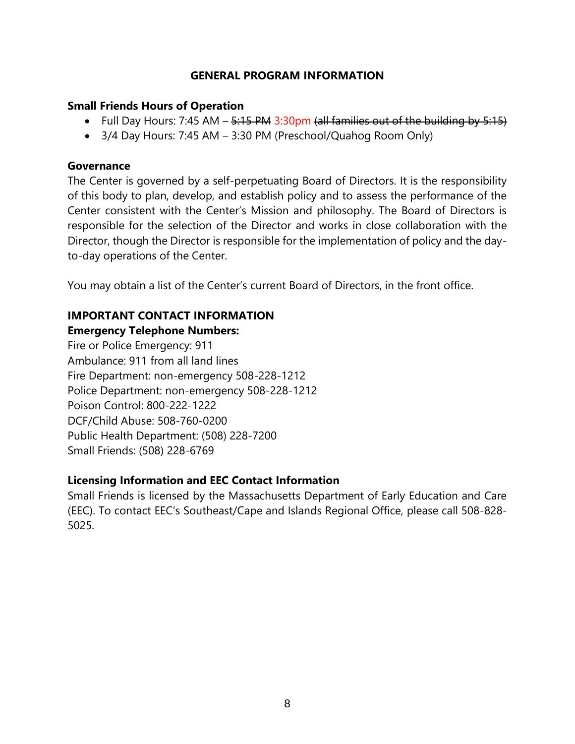## GENERAL PROGRAM INFORMATION

**Small Friends Hours of Operation**

- Full Day Hours: 7:45 AM – ~~5:15 PM~~ 3:30pm ~~(all families out of the building by 5:15)~~
- 3/4 Day Hours: 7:45 AM – 3:30 PM (Preschool/Quahog Room Only)

**Governance**

The Center is governed by a self-perpetuating Board of Directors. It is the responsibility of this body to plan, develop, and establish policy and to assess the performance of the Center consistent with the Center's Mission and philosophy. The Board of Directors is responsible for the selection of the Director and works in close collaboration with the Director, though the Director is responsible for the implementation of policy and the day-to-day operations of the Center.

You may obtain a list of the Center's current Board of Directors, in the front office.

**IMPORTANT CONTACT INFORMATION**

**Emergency Telephone Numbers:**

Fire or Police Emergency: 911
Ambulance: 911 from all land lines
Fire Department: non-emergency 508-228-1212
Police Department: non-emergency 508-228-1212
Poison Control: 800-222-1222
DCF/Child Abuse: 508-760-0200
Public Health Department: (508) 228-7200
Small Friends: (508) 228-6769

**Licensing Information and EEC Contact Information**

Small Friends is licensed by the Massachusetts Department of Early Education and Care (EEC). To contact EEC's Southeast/Cape and Islands Regional Office, please call 508-828-5025.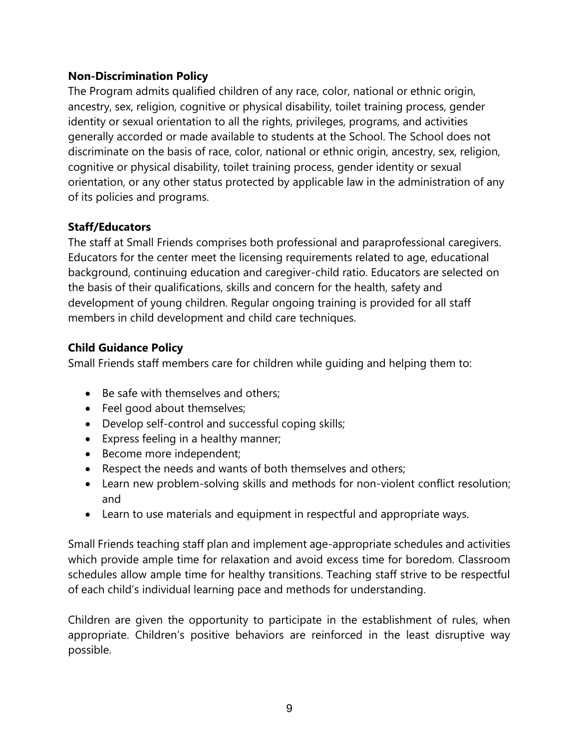**Non-Discrimination Policy**

The Program admits qualified children of any race, color, national or ethnic origin, ancestry, sex, religion, cognitive or physical disability, toilet training process, gender identity or sexual orientation to all the rights, privileges, programs, and activities generally accorded or made available to students at the School. The School does not discriminate on the basis of race, color, national or ethnic origin, ancestry, sex, religion, cognitive or physical disability, toilet training process, gender identity or sexual orientation, or any other status protected by applicable law in the administration of any of its policies and programs.

**Staff/Educators**

The staff at Small Friends comprises both professional and paraprofessional caregivers. Educators for the center meet the licensing requirements related to age, educational background, continuing education and caregiver-child ratio. Educators are selected on the basis of their qualifications, skills and concern for the health, safety and development of young children. Regular ongoing training is provided for all staff members in child development and child care techniques.

**Child Guidance Policy**

Small Friends staff members care for children while guiding and helping them to:

- Be safe with themselves and others;
- Feel good about themselves;
- Develop self-control and successful coping skills;
- Express feeling in a healthy manner;
- Become more independent;
- Respect the needs and wants of both themselves and others;
- Learn new problem-solving skills and methods for non-violent conflict resolution; and
- Learn to use materials and equipment in respectful and appropriate ways.

Small Friends teaching staff plan and implement age-appropriate schedules and activities which provide ample time for relaxation and avoid excess time for boredom. Classroom schedules allow ample time for healthy transitions. Teaching staff strive to be respectful of each child's individual learning pace and methods for understanding.

Children are given the opportunity to participate in the establishment of rules, when appropriate. Children's positive behaviors are reinforced in the least disruptive way possible.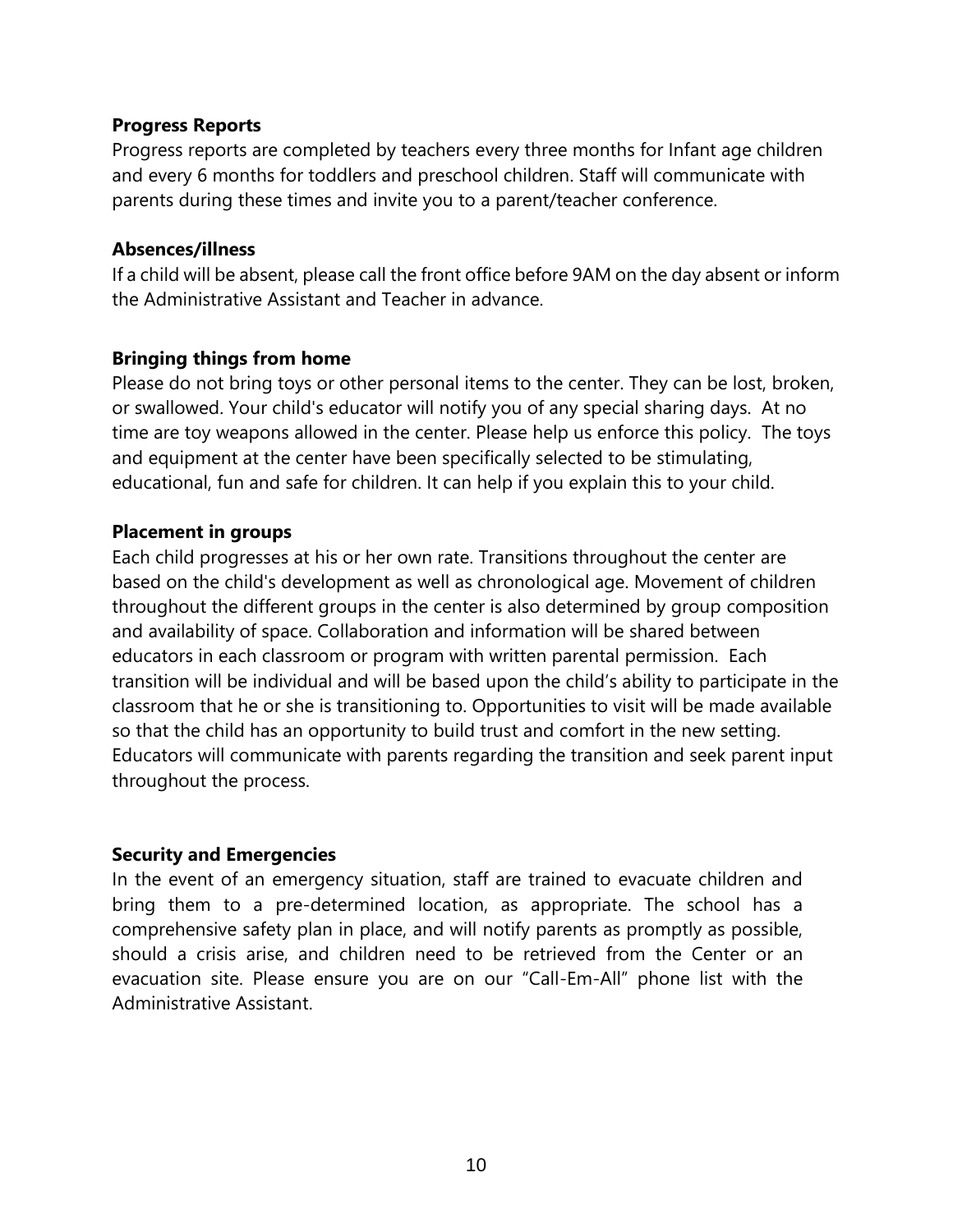### Progress Reports

Progress reports are completed by teachers every three months for Infant age children and every 6 months for toddlers and preschool children. Staff will communicate with parents during these times and invite you to a parent/teacher conference.

### Absences/illness

If a child will be absent, please call the front office before 9AM on the day absent or inform the Administrative Assistant and Teacher in advance.

### Bringing things from home

Please do not bring toys or other personal items to the center. They can be lost, broken, or swallowed. Your child's educator will notify you of any special sharing days. At no time are toy weapons allowed in the center. Please help us enforce this policy. The toys and equipment at the center have been specifically selected to be stimulating, educational, fun and safe for children. It can help if you explain this to your child.

### Placement in groups

Each child progresses at his or her own rate. Transitions throughout the center are based on the child's development as well as chronological age. Movement of children throughout the different groups in the center is also determined by group composition and availability of space. Collaboration and information will be shared between educators in each classroom or program with written parental permission. Each transition will be individual and will be based upon the child's ability to participate in the classroom that he or she is transitioning to. Opportunities to visit will be made available so that the child has an opportunity to build trust and comfort in the new setting. Educators will communicate with parents regarding the transition and seek parent input throughout the process.

### Security and Emergencies

In the event of an emergency situation, staff are trained to evacuate children and bring them to a pre-determined location, as appropriate. The school has a comprehensive safety plan in place, and will notify parents as promptly as possible, should a crisis arise, and children need to be retrieved from the Center or an evacuation site. Please ensure you are on our "Call-Em-All" phone list with the Administrative Assistant.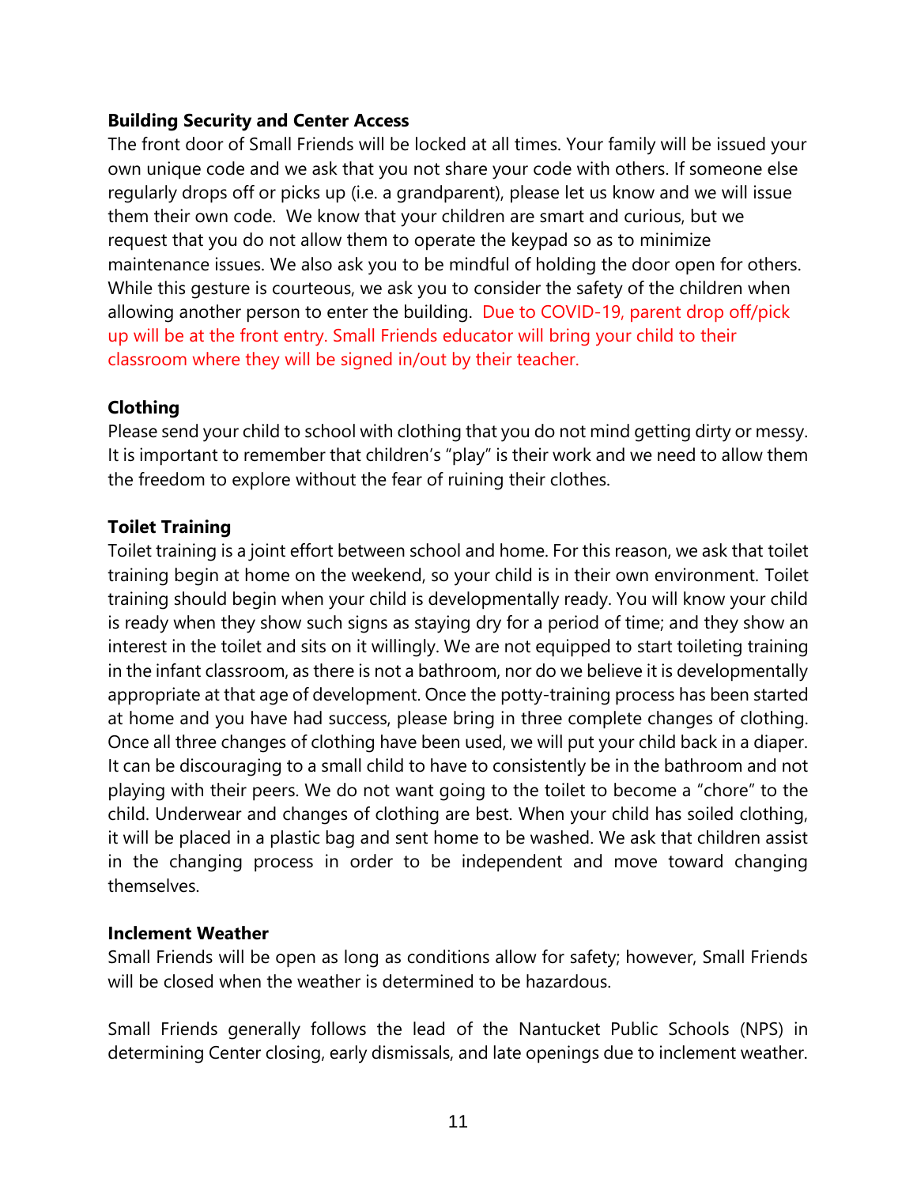**Building Security and Center Access**

The front door of Small Friends will be locked at all times. Your family will be issued your own unique code and we ask that you not share your code with others. If someone else regularly drops off or picks up (i.e. a grandparent), please let us know and we will issue them their own code. We know that your children are smart and curious, but we request that you do not allow them to operate the keypad so as to minimize maintenance issues. We also ask you to be mindful of holding the door open for others. While this gesture is courteous, we ask you to consider the safety of the children when allowing another person to enter the building. Due to COVID-19, parent drop off/pick up will be at the front entry. Small Friends educator will bring your child to their classroom where they will be signed in/out by their teacher.

**Clothing**

Please send your child to school with clothing that you do not mind getting dirty or messy. It is important to remember that children's "play" is their work and we need to allow them the freedom to explore without the fear of ruining their clothes.

**Toilet Training**

Toilet training is a joint effort between school and home. For this reason, we ask that toilet training begin at home on the weekend, so your child is in their own environment. Toilet training should begin when your child is developmentally ready. You will know your child is ready when they show such signs as staying dry for a period of time; and they show an interest in the toilet and sits on it willingly. We are not equipped to start toileting training in the infant classroom, as there is not a bathroom, nor do we believe it is developmentally appropriate at that age of development. Once the potty-training process has been started at home and you have had success, please bring in three complete changes of clothing. Once all three changes of clothing have been used, we will put your child back in a diaper. It can be discouraging to a small child to have to consistently be in the bathroom and not playing with their peers. We do not want going to the toilet to become a "chore" to the child. Underwear and changes of clothing are best. When your child has soiled clothing, it will be placed in a plastic bag and sent home to be washed. We ask that children assist in the changing process in order to be independent and move toward changing themselves.

**Inclement Weather**

Small Friends will be open as long as conditions allow for safety; however, Small Friends will be closed when the weather is determined to be hazardous.

Small Friends generally follows the lead of the Nantucket Public Schools (NPS) in determining Center closing, early dismissals, and late openings due to inclement weather.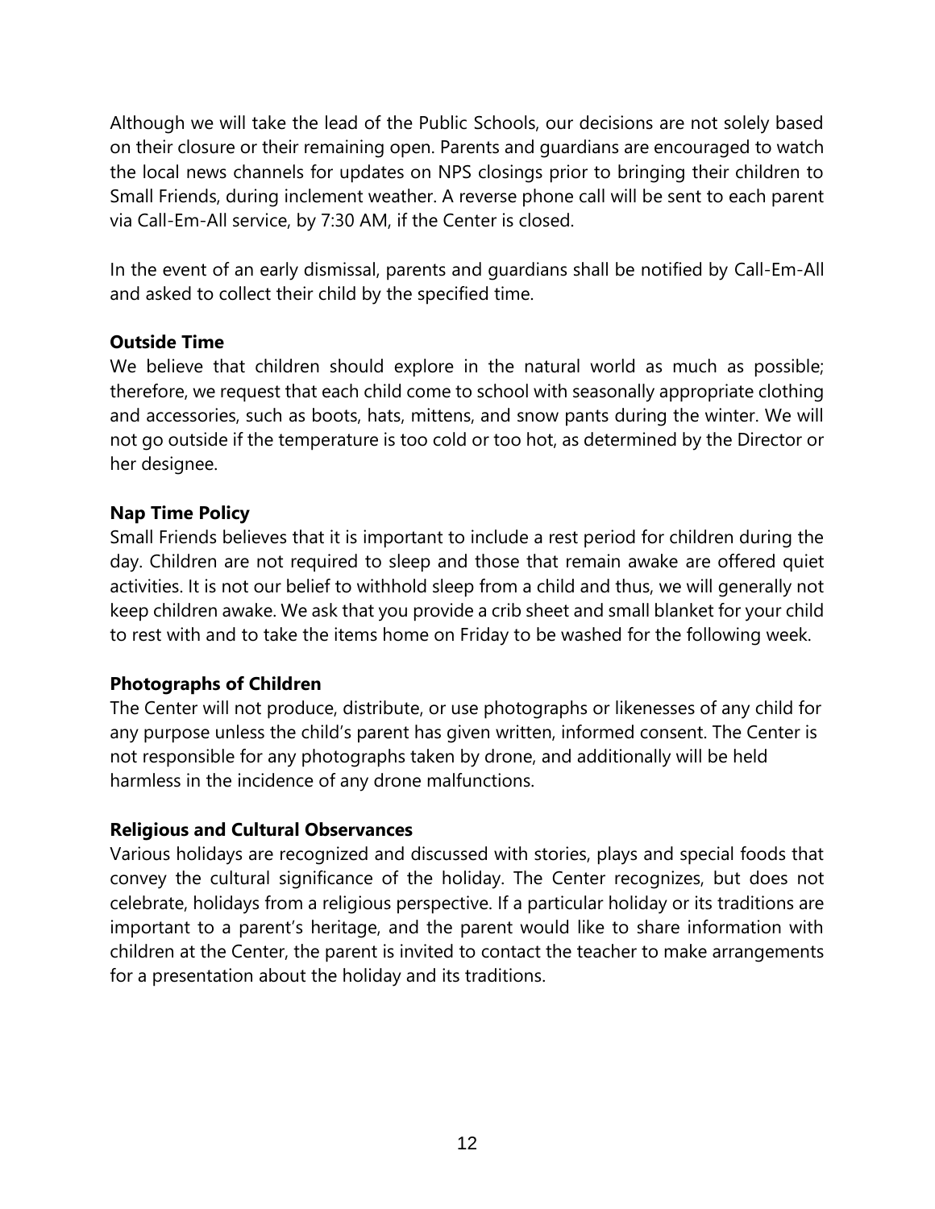Although we will take the lead of the Public Schools, our decisions are not solely based on their closure or their remaining open. Parents and guardians are encouraged to watch the local news channels for updates on NPS closings prior to bringing their children to Small Friends, during inclement weather. A reverse phone call will be sent to each parent via Call-Em-All service, by 7:30 AM, if the Center is closed.

In the event of an early dismissal, parents and guardians shall be notified by Call-Em-All and asked to collect their child by the specified time.

**Outside Time**

We believe that children should explore in the natural world as much as possible; therefore, we request that each child come to school with seasonally appropriate clothing and accessories, such as boots, hats, mittens, and snow pants during the winter. We will not go outside if the temperature is too cold or too hot, as determined by the Director or her designee.

**Nap Time Policy**

Small Friends believes that it is important to include a rest period for children during the day. Children are not required to sleep and those that remain awake are offered quiet activities. It is not our belief to withhold sleep from a child and thus, we will generally not keep children awake. We ask that you provide a crib sheet and small blanket for your child to rest with and to take the items home on Friday to be washed for the following week.

**Photographs of Children**

The Center will not produce, distribute, or use photographs or likenesses of any child for any purpose unless the child's parent has given written, informed consent. The Center is not responsible for any photographs taken by drone, and additionally will be held harmless in the incidence of any drone malfunctions.

**Religious and Cultural Observances**

Various holidays are recognized and discussed with stories, plays and special foods that convey the cultural significance of the holiday. The Center recognizes, but does not celebrate, holidays from a religious perspective. If a particular holiday or its traditions are important to a parent's heritage, and the parent would like to share information with children at the Center, the parent is invited to contact the teacher to make arrangements for a presentation about the holiday and its traditions.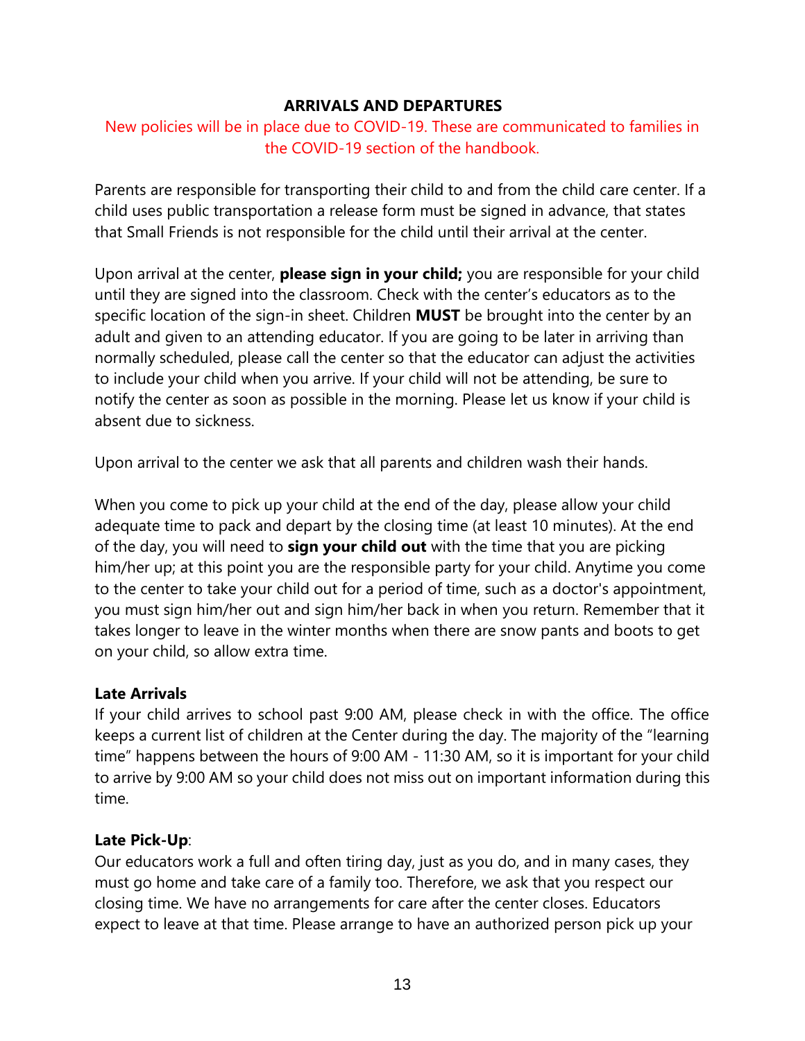## ARRIVALS AND DEPARTURES

New policies will be in place due to COVID-19. These are communicated to families in the COVID-19 section of the handbook.

Parents are responsible for transporting their child to and from the child care center. If a child uses public transportation a release form must be signed in advance, that states that Small Friends is not responsible for the child until their arrival at the center.

Upon arrival at the center, **please sign in your child;** you are responsible for your child until they are signed into the classroom. Check with the center's educators as to the specific location of the sign-in sheet. Children **MUST** be brought into the center by an adult and given to an attending educator. If you are going to be later in arriving than normally scheduled, please call the center so that the educator can adjust the activities to include your child when you arrive. If your child will not be attending, be sure to notify the center as soon as possible in the morning. Please let us know if your child is absent due to sickness.

Upon arrival to the center we ask that all parents and children wash their hands.

When you come to pick up your child at the end of the day, please allow your child adequate time to pack and depart by the closing time (at least 10 minutes). At the end of the day, you will need to **sign your child out** with the time that you are picking him/her up; at this point you are the responsible party for your child. Anytime you come to the center to take your child out for a period of time, such as a doctor's appointment, you must sign him/her out and sign him/her back in when you return. Remember that it takes longer to leave in the winter months when there are snow pants and boots to get on your child, so allow extra time.

**Late Arrivals**

If your child arrives to school past 9:00 AM, please check in with the office. The office keeps a current list of children at the Center during the day. The majority of the "learning time" happens between the hours of 9:00 AM - 11:30 AM, so it is important for your child to arrive by 9:00 AM so your child does not miss out on important information during this time.

**Late Pick-Up**:

Our educators work a full and often tiring day, just as you do, and in many cases, they must go home and take care of a family too. Therefore, we ask that you respect our closing time. We have no arrangements for care after the center closes. Educators expect to leave at that time. Please arrange to have an authorized person pick up your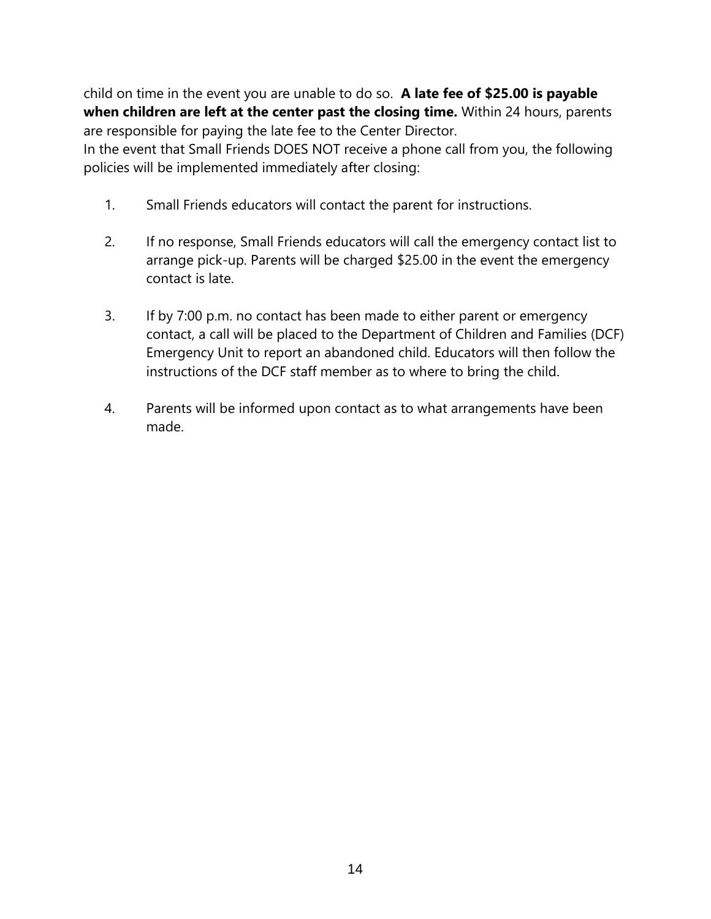child on time in the event you are unable to do so. **A late fee of $25.00 is payable when children are left at the center past the closing time.** Within 24 hours, parents are responsible for paying the late fee to the Center Director.
In the event that Small Friends DOES NOT receive a phone call from you, the following policies will be implemented immediately after closing:

1. Small Friends educators will contact the parent for instructions.

2. If no response, Small Friends educators will call the emergency contact list to arrange pick-up. Parents will be charged $25.00 in the event the emergency contact is late.

3. If by 7:00 p.m. no contact has been made to either parent or emergency contact, a call will be placed to the Department of Children and Families (DCF) Emergency Unit to report an abandoned child. Educators will then follow the instructions of the DCF staff member as to where to bring the child.

4. Parents will be informed upon contact as to what arrangements have been made.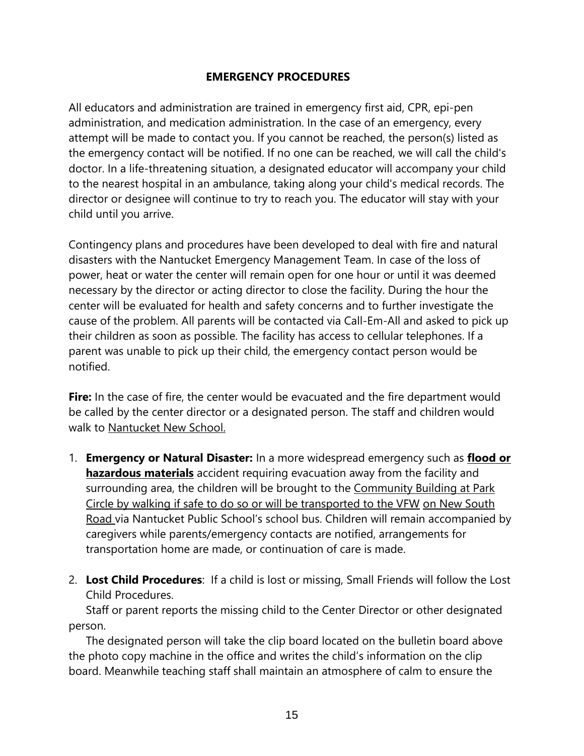## EMERGENCY PROCEDURES

All educators and administration are trained in emergency first aid, CPR, epi-pen administration, and medication administration. In the case of an emergency, every attempt will be made to contact you. If you cannot be reached, the person(s) listed as the emergency contact will be notified. If no one can be reached, we will call the child's doctor. In a life-threatening situation, a designated educator will accompany your child to the nearest hospital in an ambulance, taking along your child's medical records. The director or designee will continue to try to reach you. The educator will stay with your child until you arrive.

Contingency plans and procedures have been developed to deal with fire and natural disasters with the Nantucket Emergency Management Team. In case of the loss of power, heat or water the center will remain open for one hour or until it was deemed necessary by the director or acting director to close the facility. During the hour the center will be evaluated for health and safety concerns and to further investigate the cause of the problem. All parents will be contacted via Call-Em-All and asked to pick up their children as soon as possible. The facility has access to cellular telephones. If a parent was unable to pick up their child, the emergency contact person would be notified.

**Fire:** In the case of fire, the center would be evacuated and the fire department would be called by the center director or a designated person. The staff and children would walk to <u>Nantucket New School.</u>

1. **Emergency or Natural Disaster:** In a more widespread emergency such as **<u>flood or hazardous materials</u>** accident requiring evacuation away from the facility and surrounding area, the children will be brought to the <u>Community Building at Park Circle by walking if safe to do so or will be transported to the VFW</u> <u>on New South Road</u> via Nantucket Public School's school bus. Children will remain accompanied by caregivers while parents/emergency contacts are notified, arrangements for transportation home are made, or continuation of care is made.

2. **Lost Child Procedures**: If a child is lost or missing, Small Friends will follow the Lost Child Procedures.

Staff or parent reports the missing child to the Center Director or other designated person.

The designated person will take the clip board located on the bulletin board above the photo copy machine in the office and writes the child's information on the clip board. Meanwhile teaching staff shall maintain an atmosphere of calm to ensure the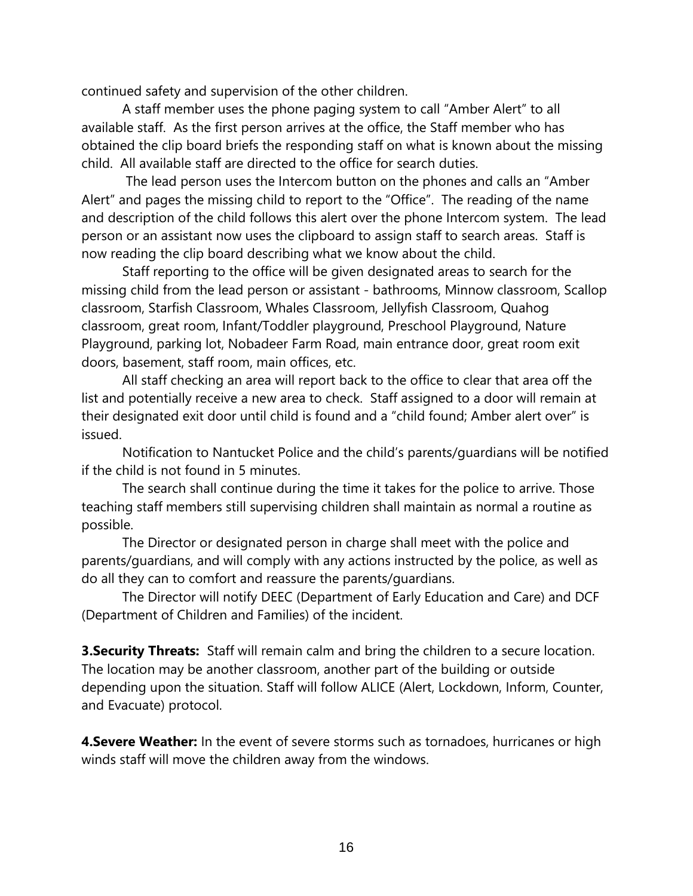continued safety and supervision of the other children.

A staff member uses the phone paging system to call "Amber Alert" to all available staff. As the first person arrives at the office, the Staff member who has obtained the clip board briefs the responding staff on what is known about the missing child. All available staff are directed to the office for search duties.

The lead person uses the Intercom button on the phones and calls an "Amber Alert" and pages the missing child to report to the "Office". The reading of the name and description of the child follows this alert over the phone Intercom system. The lead person or an assistant now uses the clipboard to assign staff to search areas. Staff is now reading the clip board describing what we know about the child.

Staff reporting to the office will be given designated areas to search for the missing child from the lead person or assistant - bathrooms, Minnow classroom, Scallop classroom, Starfish Classroom, Whales Classroom, Jellyfish Classroom, Quahog classroom, great room, Infant/Toddler playground, Preschool Playground, Nature Playground, parking lot, Nobadeer Farm Road, main entrance door, great room exit doors, basement, staff room, main offices, etc.

All staff checking an area will report back to the office to clear that area off the list and potentially receive a new area to check. Staff assigned to a door will remain at their designated exit door until child is found and a "child found; Amber alert over" is issued.

Notification to Nantucket Police and the child's parents/guardians will be notified if the child is not found in 5 minutes.

The search shall continue during the time it takes for the police to arrive. Those teaching staff members still supervising children shall maintain as normal a routine as possible.

The Director or designated person in charge shall meet with the police and parents/guardians, and will comply with any actions instructed by the police, as well as do all they can to comfort and reassure the parents/guardians.

The Director will notify DEEC (Department of Early Education and Care) and DCF (Department of Children and Families) of the incident.

**3.Security Threats:** Staff will remain calm and bring the children to a secure location. The location may be another classroom, another part of the building or outside depending upon the situation. Staff will follow ALICE (Alert, Lockdown, Inform, Counter, and Evacuate) protocol.

**4.Severe Weather:** In the event of severe storms such as tornadoes, hurricanes or high winds staff will move the children away from the windows.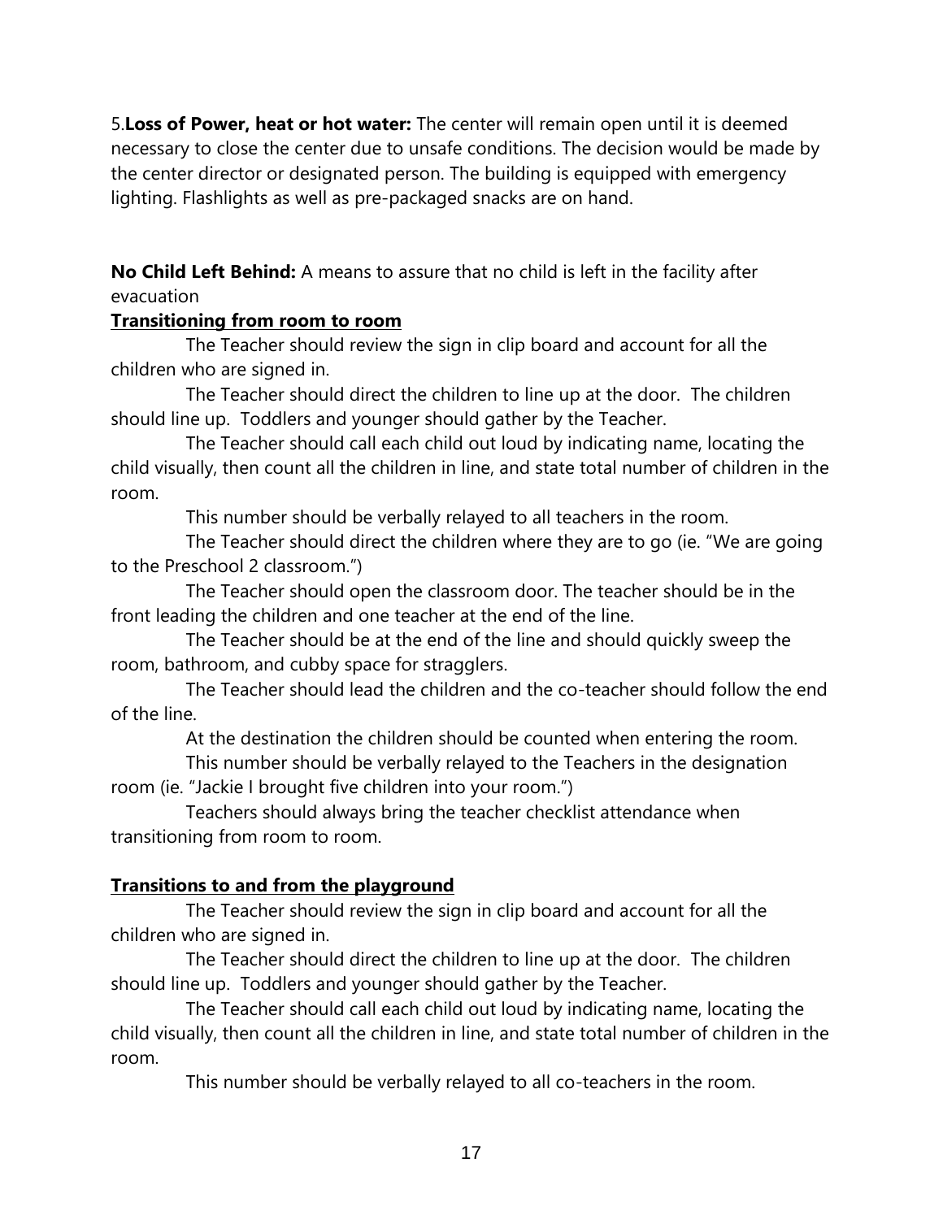5.**Loss of Power, heat or hot water:** The center will remain open until it is deemed necessary to close the center due to unsafe conditions. The decision would be made by the center director or designated person. The building is equipped with emergency lighting. Flashlights as well as pre-packaged snacks are on hand.

**No Child Left Behind:** A means to assure that no child is left in the facility after evacuation

**<u>Transitioning from room to room</u>**

The Teacher should review the sign in clip board and account for all the children who are signed in.

The Teacher should direct the children to line up at the door. The children should line up. Toddlers and younger should gather by the Teacher.

The Teacher should call each child out loud by indicating name, locating the child visually, then count all the children in line, and state total number of children in the room.

This number should be verbally relayed to all teachers in the room.

The Teacher should direct the children where they are to go (ie. "We are going to the Preschool 2 classroom.")

The Teacher should open the classroom door. The teacher should be in the front leading the children and one teacher at the end of the line.

The Teacher should be at the end of the line and should quickly sweep the room, bathroom, and cubby space for stragglers.

The Teacher should lead the children and the co-teacher should follow the end of the line.

At the destination the children should be counted when entering the room.

This number should be verbally relayed to the Teachers in the designation room (ie. "Jackie I brought five children into your room.")

Teachers should always bring the teacher checklist attendance when transitioning from room to room.

**<u>Transitions to and from the playground</u>**

The Teacher should review the sign in clip board and account for all the children who are signed in.

The Teacher should direct the children to line up at the door. The children should line up. Toddlers and younger should gather by the Teacher.

The Teacher should call each child out loud by indicating name, locating the child visually, then count all the children in line, and state total number of children in the room.

This number should be verbally relayed to all co-teachers in the room.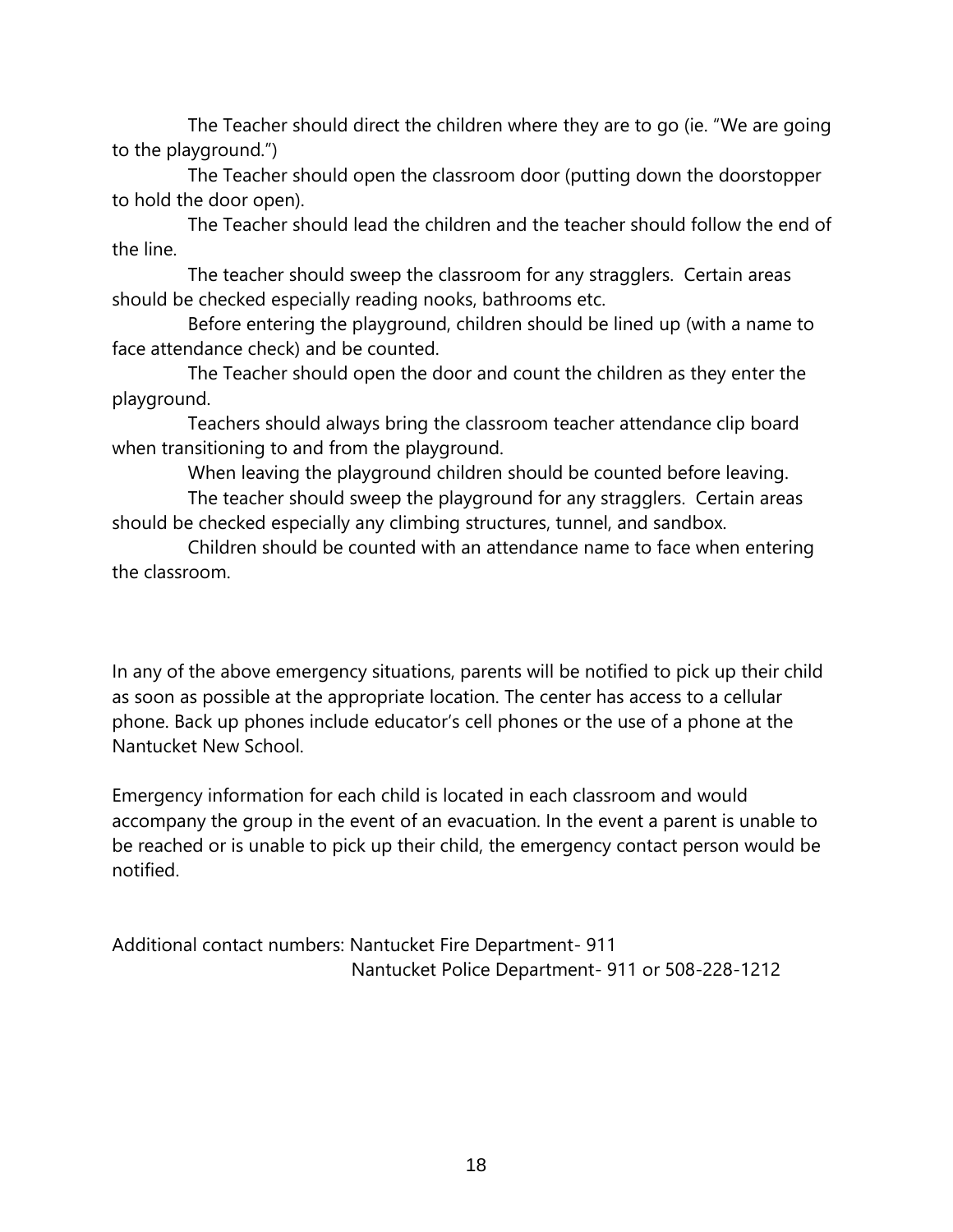The Teacher should direct the children where they are to go (ie. "We are going to the playground.")

The Teacher should open the classroom door (putting down the doorstopper to hold the door open).

The Teacher should lead the children and the teacher should follow the end of the line.

The teacher should sweep the classroom for any stragglers. Certain areas should be checked especially reading nooks, bathrooms etc.

Before entering the playground, children should be lined up (with a name to face attendance check) and be counted.

The Teacher should open the door and count the children as they enter the playground.

Teachers should always bring the classroom teacher attendance clip board when transitioning to and from the playground.

When leaving the playground children should be counted before leaving.

The teacher should sweep the playground for any stragglers. Certain areas should be checked especially any climbing structures, tunnel, and sandbox.

Children should be counted with an attendance name to face when entering the classroom.

In any of the above emergency situations, parents will be notified to pick up their child as soon as possible at the appropriate location. The center has access to a cellular phone. Back up phones include educator's cell phones or the use of a phone at the Nantucket New School.

Emergency information for each child is located in each classroom and would accompany the group in the event of an evacuation. In the event a parent is unable to be reached or is unable to pick up their child, the emergency contact person would be notified.

Additional contact numbers: Nantucket Fire Department- 911
Nantucket Police Department- 911 or 508-228-1212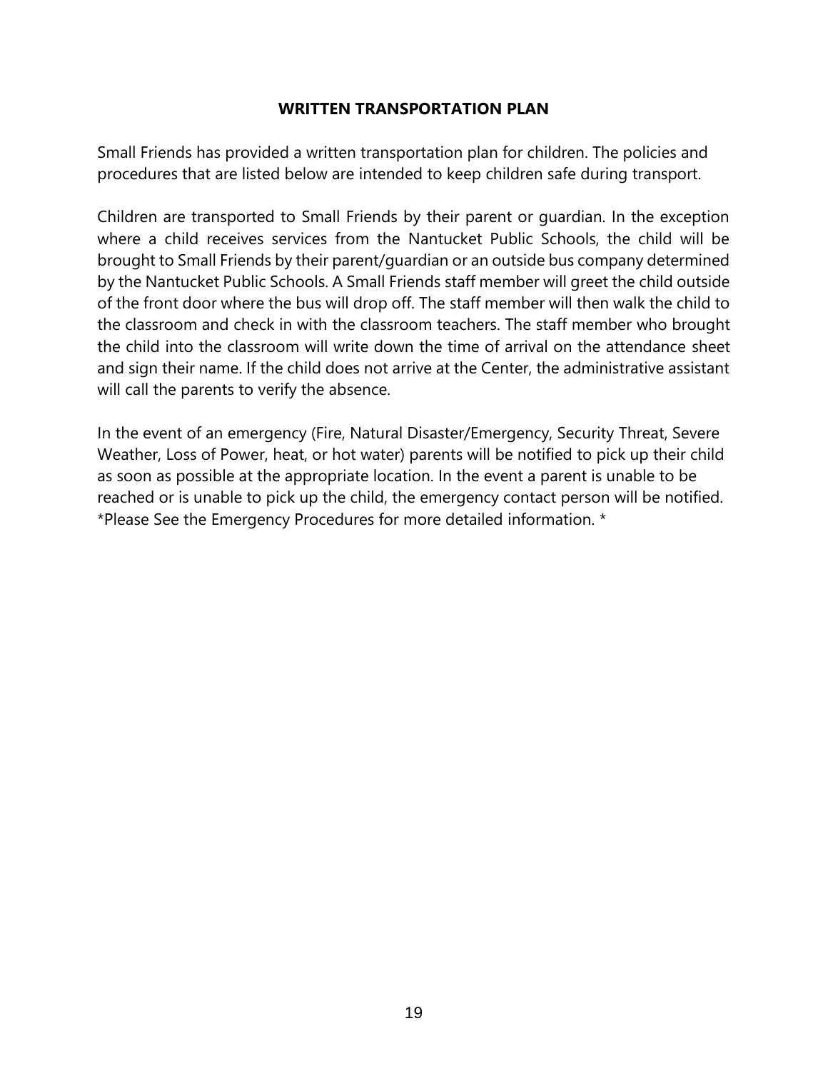## WRITTEN TRANSPORTATION PLAN

Small Friends has provided a written transportation plan for children. The policies and procedures that are listed below are intended to keep children safe during transport.

Children are transported to Small Friends by their parent or guardian. In the exception where a child receives services from the Nantucket Public Schools, the child will be brought to Small Friends by their parent/guardian or an outside bus company determined by the Nantucket Public Schools. A Small Friends staff member will greet the child outside of the front door where the bus will drop off. The staff member will then walk the child to the classroom and check in with the classroom teachers. The staff member who brought the child into the classroom will write down the time of arrival on the attendance sheet and sign their name. If the child does not arrive at the Center, the administrative assistant will call the parents to verify the absence.

In the event of an emergency (Fire, Natural Disaster/Emergency, Security Threat, Severe Weather, Loss of Power, heat, or hot water) parents will be notified to pick up their child as soon as possible at the appropriate location. In the event a parent is unable to be reached or is unable to pick up the child, the emergency contact person will be notified. *Please See the Emergency Procedures for more detailed information. *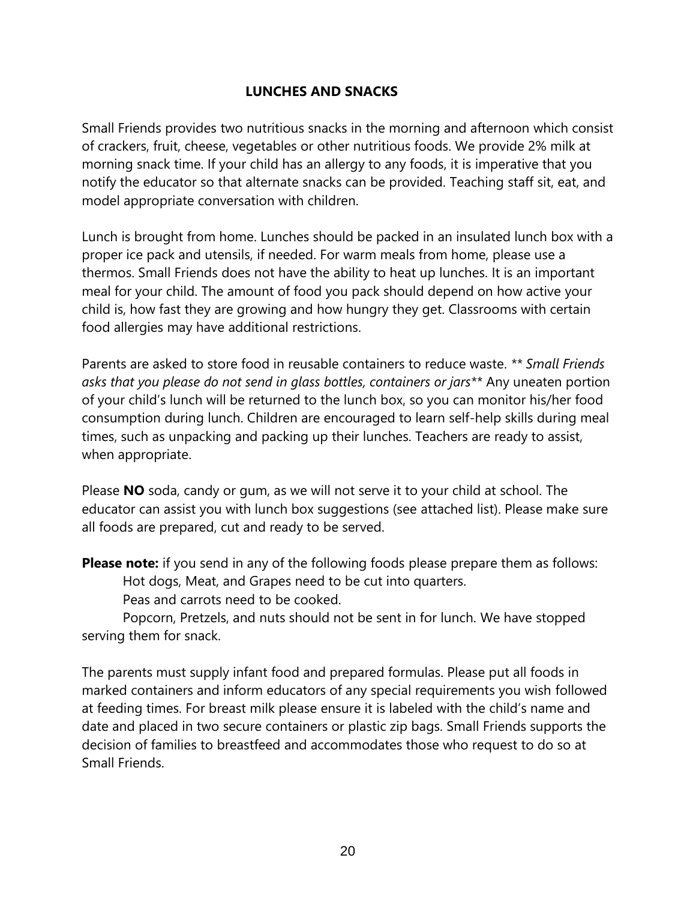## LUNCHES AND SNACKS

Small Friends provides two nutritious snacks in the morning and afternoon which consist of crackers, fruit, cheese, vegetables or other nutritious foods. We provide 2% milk at morning snack time. If your child has an allergy to any foods, it is imperative that you notify the educator so that alternate snacks can be provided. Teaching staff sit, eat, and model appropriate conversation with children.

Lunch is brought from home. Lunches should be packed in an insulated lunch box with a proper ice pack and utensils, if needed. For warm meals from home, please use a thermos. Small Friends does not have the ability to heat up lunches. It is an important meal for your child. The amount of food you pack should depend on how active your child is, how fast they are growing and how hungry they get. Classrooms with certain food allergies may have additional restrictions.

Parents are asked to store food in reusable containers to reduce waste. ** *Small Friends asks that you please do not send in glass bottles, containers or jars*** Any uneaten portion of your child's lunch will be returned to the lunch box, so you can monitor his/her food consumption during lunch. Children are encouraged to learn self-help skills during meal times, such as unpacking and packing up their lunches. Teachers are ready to assist, when appropriate.

Please **NO** soda, candy or gum, as we will not serve it to your child at school. The educator can assist you with lunch box suggestions (see attached list). Please make sure all foods are prepared, cut and ready to be served.

**Please note:** if you send in any of the following foods please prepare them as follows:

Hot dogs, Meat, and Grapes need to be cut into quarters.

Peas and carrots need to be cooked.

Popcorn, Pretzels, and nuts should not be sent in for lunch. We have stopped serving them for snack.

The parents must supply infant food and prepared formulas. Please put all foods in marked containers and inform educators of any special requirements you wish followed at feeding times. For breast milk please ensure it is labeled with the child's name and date and placed in two secure containers or plastic zip bags. Small Friends supports the decision of families to breastfeed and accommodates those who request to do so at Small Friends.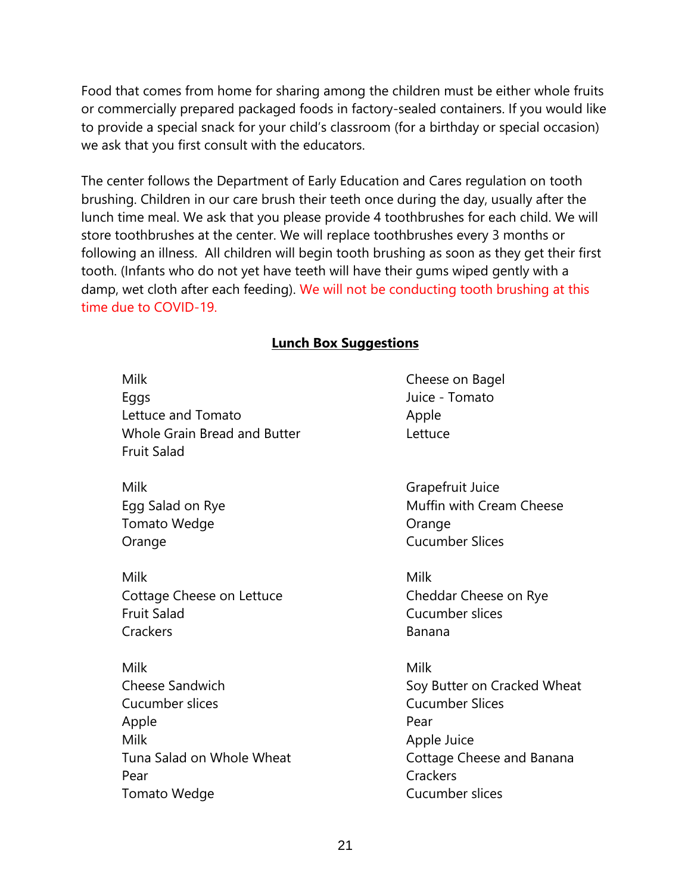Food that comes from home for sharing among the children must be either whole fruits or commercially prepared packaged foods in factory-sealed containers. If you would like to provide a special snack for your child's classroom (for a birthday or special occasion) we ask that you first consult with the educators.

The center follows the Department of Early Education and Cares regulation on tooth brushing. Children in our care brush their teeth once during the day, usually after the lunch time meal. We ask that you please provide 4 toothbrushes for each child. We will store toothbrushes at the center. We will replace toothbrushes every 3 months or following an illness. All children will begin tooth brushing as soon as they get their first tooth. (Infants who do not yet have teeth will have their gums wiped gently with a damp, wet cloth after each feeding). We will not be conducting tooth brushing at this time due to COVID-19.

## Lunch Box Suggestions

Milk
Eggs
Lettuce and Tomato
Whole Grain Bread and Butter
Fruit Salad

Milk
Egg Salad on Rye
Tomato Wedge
Orange

Milk
Cottage Cheese on Lettuce
Fruit Salad
Crackers

Milk
Cheese Sandwich
Cucumber slices
Apple
Milk
Tuna Salad on Whole Wheat
Pear
Tomato Wedge

Cheese on Bagel
Juice - Tomato
Apple
Lettuce

Grapefruit Juice
Muffin with Cream Cheese
Orange
Cucumber Slices

Milk
Cheddar Cheese on Rye
Cucumber slices
Banana

Milk
Soy Butter on Cracked Wheat
Cucumber Slices
Pear
Apple Juice
Cottage Cheese and Banana
Crackers
Cucumber slices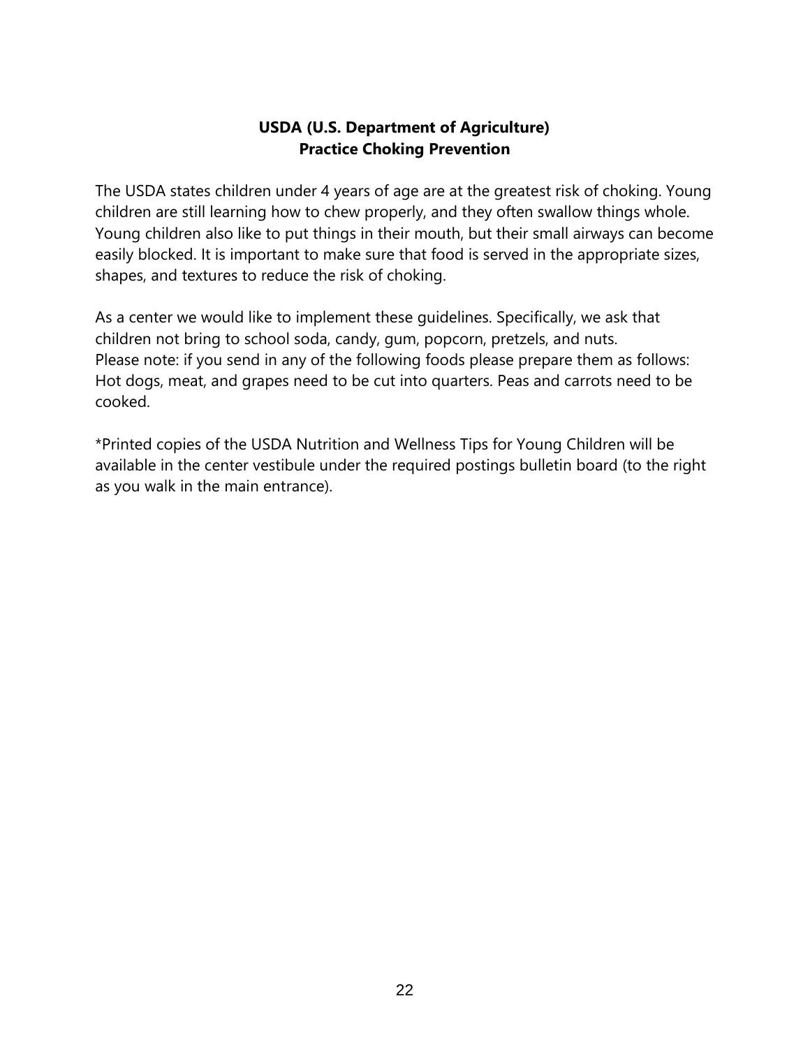## USDA (U.S. Department of Agriculture)
## Practice Choking Prevention

The USDA states children under 4 years of age are at the greatest risk of choking. Young children are still learning how to chew properly, and they often swallow things whole. Young children also like to put things in their mouth, but their small airways can become easily blocked. It is important to make sure that food is served in the appropriate sizes, shapes, and textures to reduce the risk of choking.

As a center we would like to implement these guidelines. Specifically, we ask that children not bring to school soda, candy, gum, popcorn, pretzels, and nuts.
Please note: if you send in any of the following foods please prepare them as follows: Hot dogs, meat, and grapes need to be cut into quarters. Peas and carrots need to be cooked.

*Printed copies of the USDA Nutrition and Wellness Tips for Young Children will be available in the center vestibule under the required postings bulletin board (to the right as you walk in the main entrance).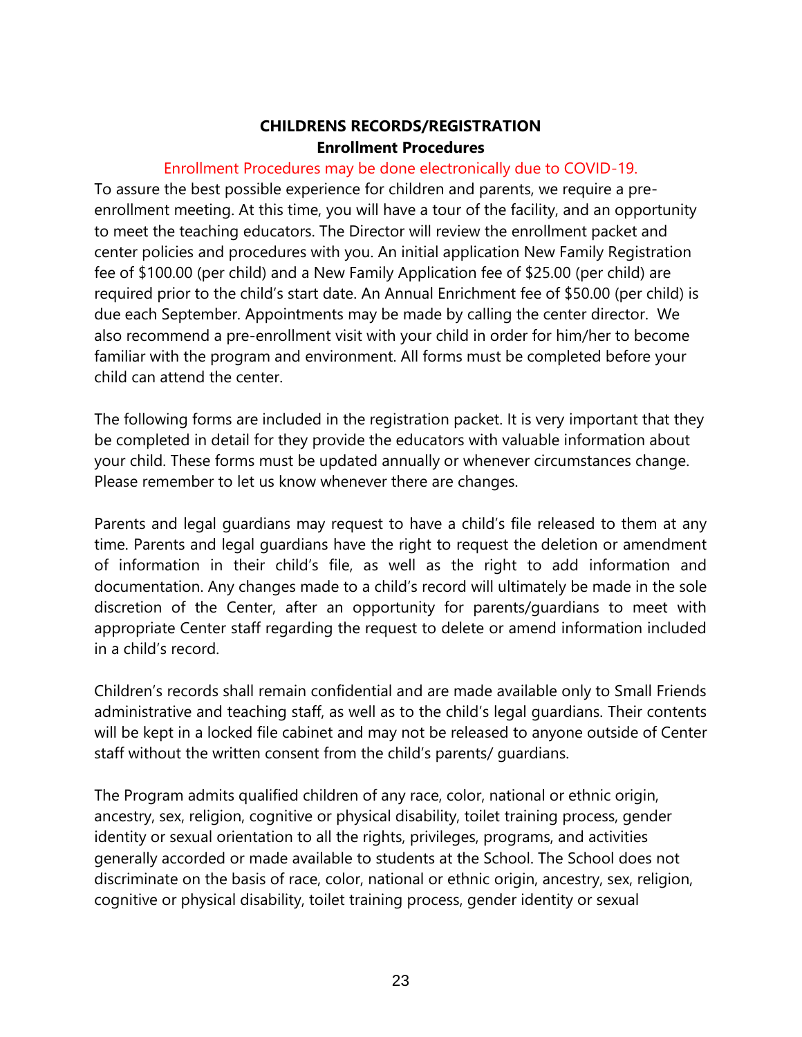## CHILDRENS RECORDS/REGISTRATION

### Enrollment Procedures

Enrollment Procedures may be done electronically due to COVID-19.

To assure the best possible experience for children and parents, we require a pre-enrollment meeting. At this time, you will have a tour of the facility, and an opportunity to meet the teaching educators. The Director will review the enrollment packet and center policies and procedures with you. An initial application New Family Registration fee of $100.00 (per child) and a New Family Application fee of $25.00 (per child) are required prior to the child's start date. An Annual Enrichment fee of $50.00 (per child) is due each September. Appointments may be made by calling the center director. We also recommend a pre-enrollment visit with your child in order for him/her to become familiar with the program and environment. All forms must be completed before your child can attend the center.

The following forms are included in the registration packet. It is very important that they be completed in detail for they provide the educators with valuable information about your child. These forms must be updated annually or whenever circumstances change. Please remember to let us know whenever there are changes.

Parents and legal guardians may request to have a child's file released to them at any time. Parents and legal guardians have the right to request the deletion or amendment of information in their child's file, as well as the right to add information and documentation. Any changes made to a child's record will ultimately be made in the sole discretion of the Center, after an opportunity for parents/guardians to meet with appropriate Center staff regarding the request to delete or amend information included in a child's record.

Children's records shall remain confidential and are made available only to Small Friends administrative and teaching staff, as well as to the child's legal guardians. Their contents will be kept in a locked file cabinet and may not be released to anyone outside of Center staff without the written consent from the child's parents/ guardians.

The Program admits qualified children of any race, color, national or ethnic origin, ancestry, sex, religion, cognitive or physical disability, toilet training process, gender identity or sexual orientation to all the rights, privileges, programs, and activities generally accorded or made available to students at the School. The School does not discriminate on the basis of race, color, national or ethnic origin, ancestry, sex, religion, cognitive or physical disability, toilet training process, gender identity or sexual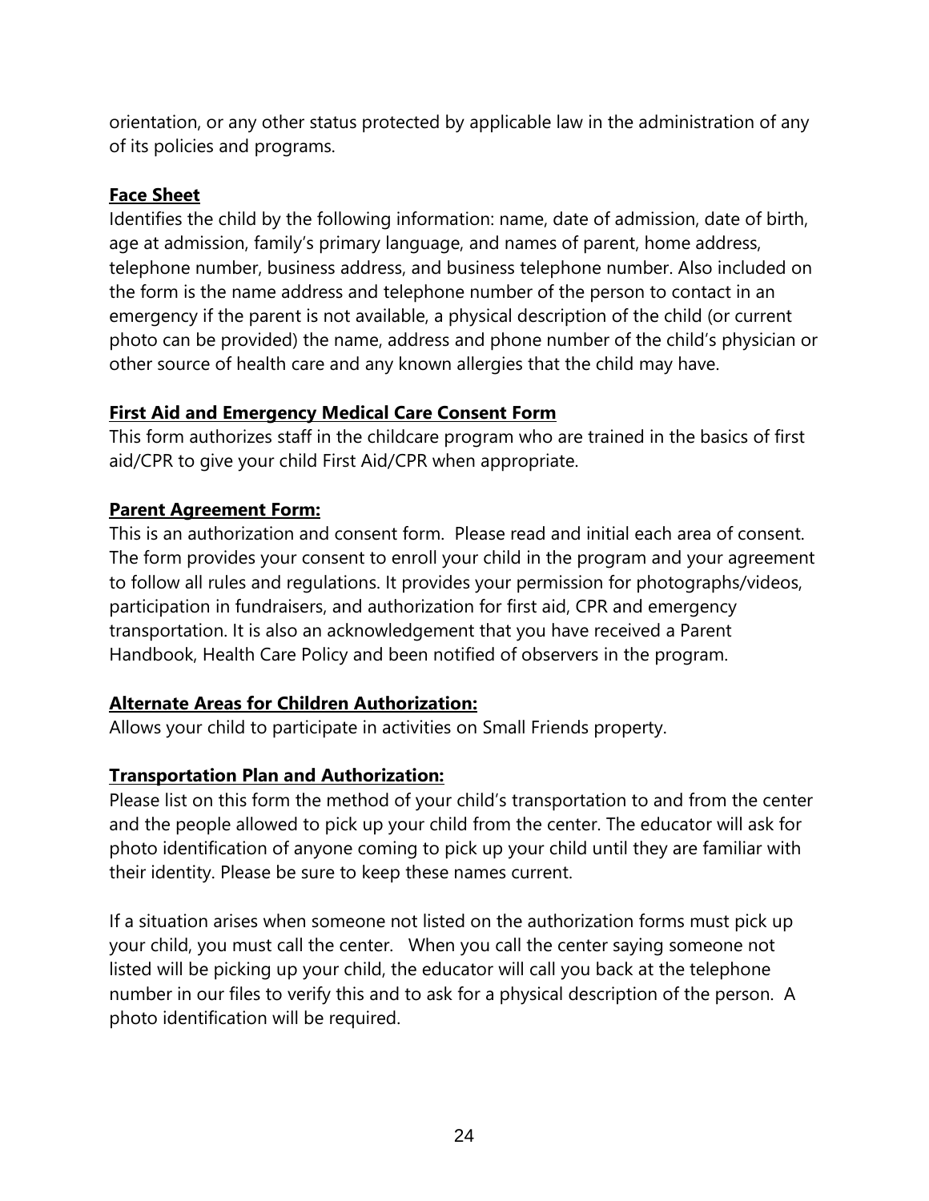orientation, or any other status protected by applicable law in the administration of any of its policies and programs.

**Face Sheet**

Identifies the child by the following information: name, date of admission, date of birth, age at admission, family's primary language, and names of parent, home address, telephone number, business address, and business telephone number. Also included on the form is the name address and telephone number of the person to contact in an emergency if the parent is not available, a physical description of the child (or current photo can be provided) the name, address and phone number of the child's physician or other source of health care and any known allergies that the child may have.

**First Aid and Emergency Medical Care Consent Form**

This form authorizes staff in the childcare program who are trained in the basics of first aid/CPR to give your child First Aid/CPR when appropriate.

**Parent Agreement Form:**

This is an authorization and consent form. Please read and initial each area of consent. The form provides your consent to enroll your child in the program and your agreement to follow all rules and regulations. It provides your permission for photographs/videos, participation in fundraisers, and authorization for first aid, CPR and emergency transportation. It is also an acknowledgement that you have received a Parent Handbook, Health Care Policy and been notified of observers in the program.

**Alternate Areas for Children Authorization:**

Allows your child to participate in activities on Small Friends property.

**Transportation Plan and Authorization:**

Please list on this form the method of your child's transportation to and from the center and the people allowed to pick up your child from the center. The educator will ask for photo identification of anyone coming to pick up your child until they are familiar with their identity. Please be sure to keep these names current.

If a situation arises when someone not listed on the authorization forms must pick up your child, you must call the center. When you call the center saying someone not listed will be picking up your child, the educator will call you back at the telephone number in our files to verify this and to ask for a physical description of the person. A photo identification will be required.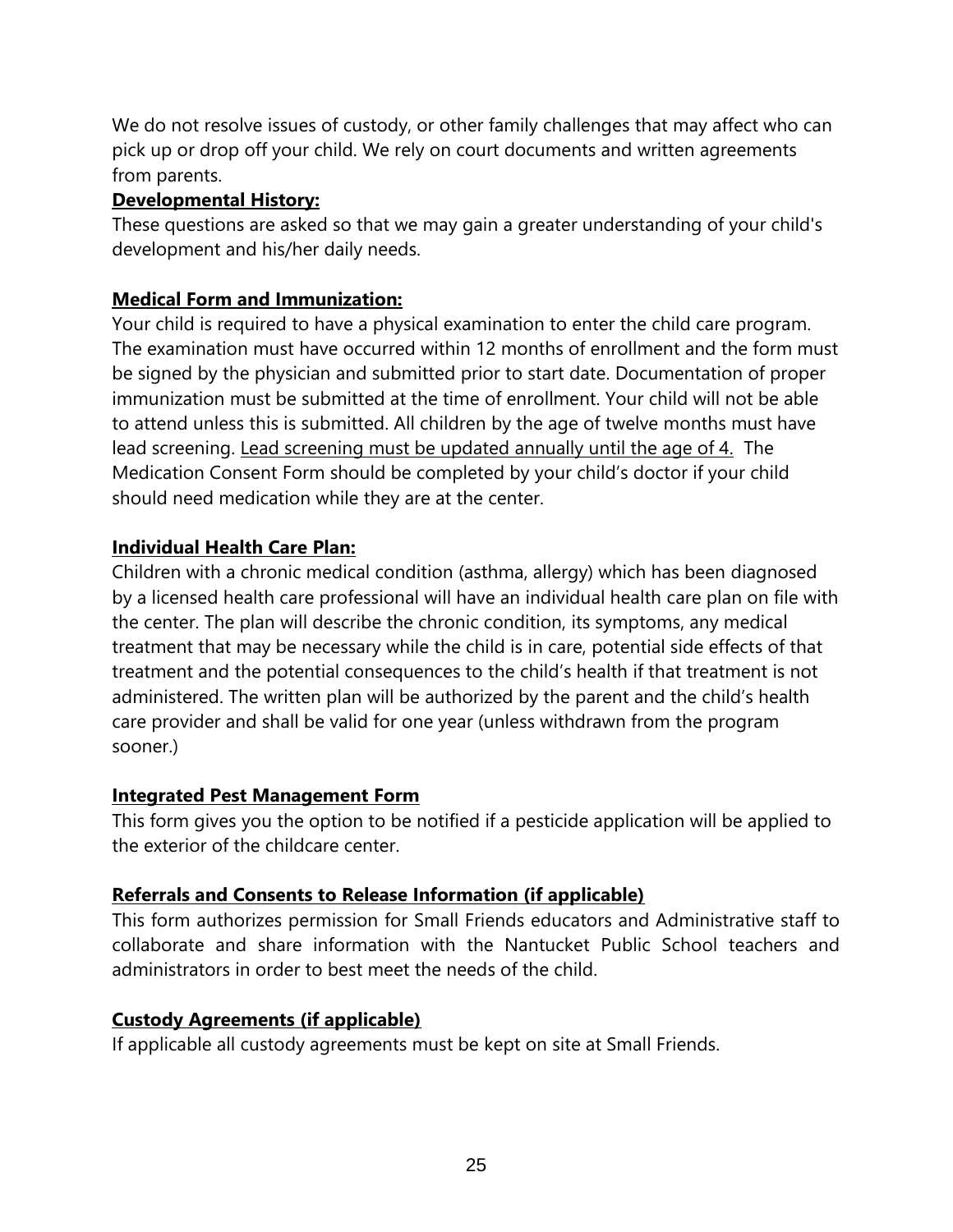We do not resolve issues of custody, or other family challenges that may affect who can pick up or drop off your child. We rely on court documents and written agreements from parents.

**Developmental History:**

These questions are asked so that we may gain a greater understanding of your child's development and his/her daily needs.

**Medical Form and Immunization:**

Your child is required to have a physical examination to enter the child care program. The examination must have occurred within 12 months of enrollment and the form must be signed by the physician and submitted prior to start date. Documentation of proper immunization must be submitted at the time of enrollment. Your child will not be able to attend unless this is submitted. All children by the age of twelve months must have lead screening. Lead screening must be updated annually until the age of 4. The Medication Consent Form should be completed by your child's doctor if your child should need medication while they are at the center.

**Individual Health Care Plan:**

Children with a chronic medical condition (asthma, allergy) which has been diagnosed by a licensed health care professional will have an individual health care plan on file with the center. The plan will describe the chronic condition, its symptoms, any medical treatment that may be necessary while the child is in care, potential side effects of that treatment and the potential consequences to the child's health if that treatment is not administered. The written plan will be authorized by the parent and the child's health care provider and shall be valid for one year (unless withdrawn from the program sooner.)

**Integrated Pest Management Form**

This form gives you the option to be notified if a pesticide application will be applied to the exterior of the childcare center.

**Referrals and Consents to Release Information (if applicable)**

This form authorizes permission for Small Friends educators and Administrative staff to collaborate and share information with the Nantucket Public School teachers and administrators in order to best meet the needs of the child.

**Custody Agreements (if applicable)**

If applicable all custody agreements must be kept on site at Small Friends.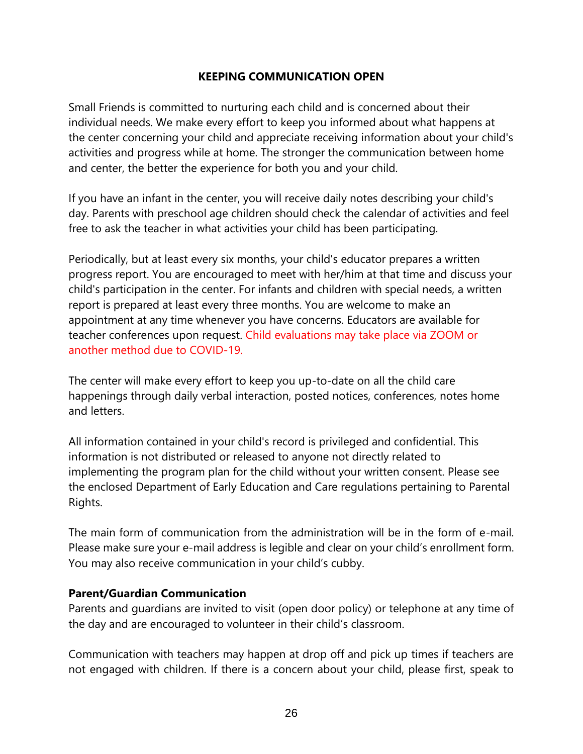## KEEPING COMMUNICATION OPEN

Small Friends is committed to nurturing each child and is concerned about their individual needs. We make every effort to keep you informed about what happens at the center concerning your child and appreciate receiving information about your child's activities and progress while at home. The stronger the communication between home and center, the better the experience for both you and your child.

If you have an infant in the center, you will receive daily notes describing your child's day. Parents with preschool age children should check the calendar of activities and feel free to ask the teacher in what activities your child has been participating.

Periodically, but at least every six months, your child's educator prepares a written progress report. You are encouraged to meet with her/him at that time and discuss your child's participation in the center. For infants and children with special needs, a written report is prepared at least every three months. You are welcome to make an appointment at any time whenever you have concerns. Educators are available for teacher conferences upon request. Child evaluations may take place via ZOOM or another method due to COVID-19.

The center will make every effort to keep you up-to-date on all the child care happenings through daily verbal interaction, posted notices, conferences, notes home and letters.

All information contained in your child's record is privileged and confidential. This information is not distributed or released to anyone not directly related to implementing the program plan for the child without your written consent. Please see the enclosed Department of Early Education and Care regulations pertaining to Parental Rights.

The main form of communication from the administration will be in the form of e-mail. Please make sure your e-mail address is legible and clear on your child's enrollment form. You may also receive communication in your child's cubby.

**Parent/Guardian Communication**

Parents and guardians are invited to visit (open door policy) or telephone at any time of the day and are encouraged to volunteer in their child's classroom.

Communication with teachers may happen at drop off and pick up times if teachers are not engaged with children. If there is a concern about your child, please first, speak to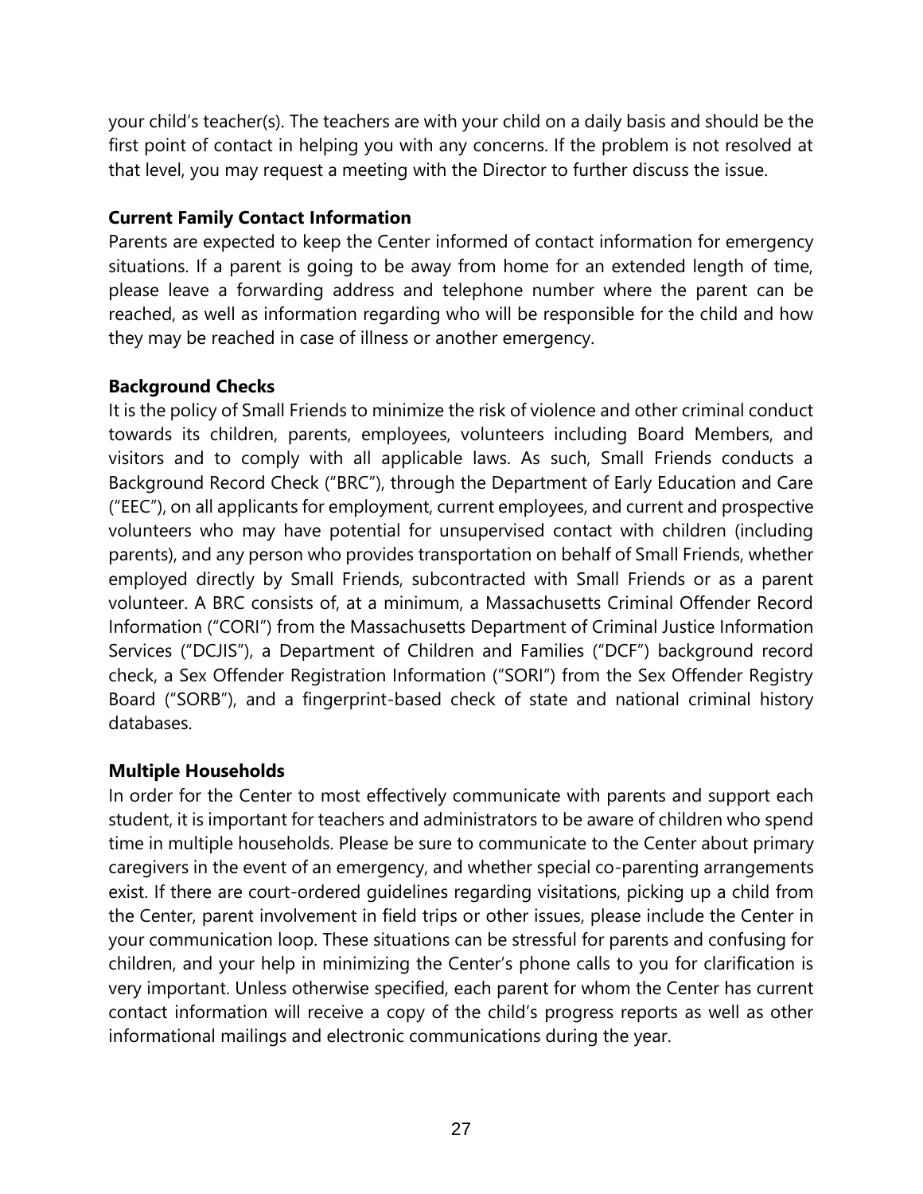your child's teacher(s). The teachers are with your child on a daily basis and should be the first point of contact in helping you with any concerns. If the problem is not resolved at that level, you may request a meeting with the Director to further discuss the issue.

**Current Family Contact Information**

Parents are expected to keep the Center informed of contact information for emergency situations. If a parent is going to be away from home for an extended length of time, please leave a forwarding address and telephone number where the parent can be reached, as well as information regarding who will be responsible for the child and how they may be reached in case of illness or another emergency.

**Background Checks**

It is the policy of Small Friends to minimize the risk of violence and other criminal conduct towards its children, parents, employees, volunteers including Board Members, and visitors and to comply with all applicable laws. As such, Small Friends conducts a Background Record Check ("BRC"), through the Department of Early Education and Care ("EEC"), on all applicants for employment, current employees, and current and prospective volunteers who may have potential for unsupervised contact with children (including parents), and any person who provides transportation on behalf of Small Friends, whether employed directly by Small Friends, subcontracted with Small Friends or as a parent volunteer. A BRC consists of, at a minimum, a Massachusetts Criminal Offender Record Information ("CORI") from the Massachusetts Department of Criminal Justice Information Services ("DCJIS"), a Department of Children and Families ("DCF") background record check, a Sex Offender Registration Information ("SORI") from the Sex Offender Registry Board ("SORB"), and a fingerprint-based check of state and national criminal history databases.

**Multiple Households**

In order for the Center to most effectively communicate with parents and support each student, it is important for teachers and administrators to be aware of children who spend time in multiple households. Please be sure to communicate to the Center about primary caregivers in the event of an emergency, and whether special co-parenting arrangements exist. If there are court-ordered guidelines regarding visitations, picking up a child from the Center, parent involvement in field trips or other issues, please include the Center in your communication loop. These situations can be stressful for parents and confusing for children, and your help in minimizing the Center's phone calls to you for clarification is very important. Unless otherwise specified, each parent for whom the Center has current contact information will receive a copy of the child's progress reports as well as other informational mailings and electronic communications during the year.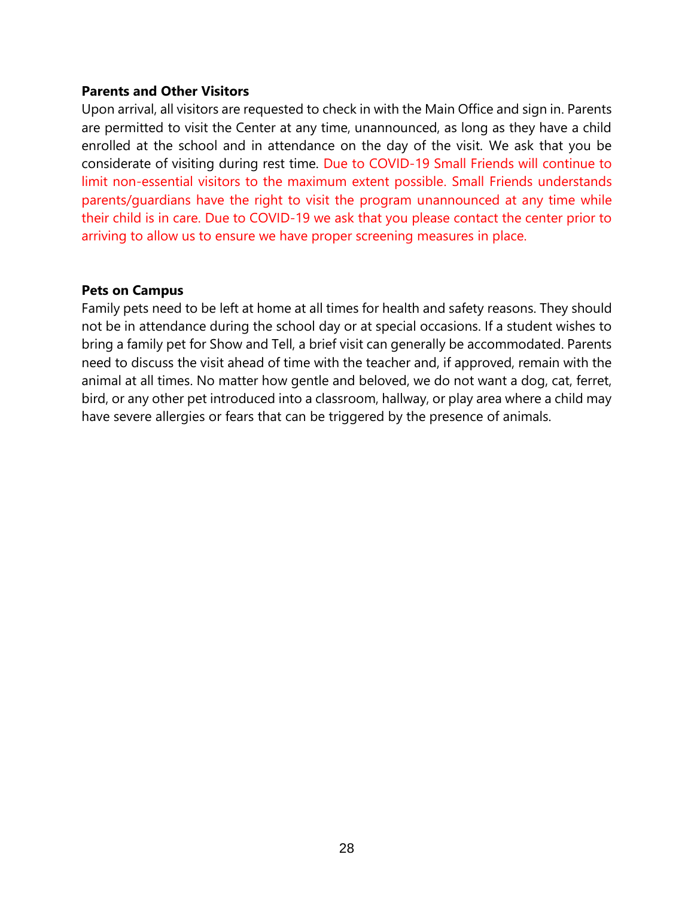**Parents and Other Visitors**

Upon arrival, all visitors are requested to check in with the Main Office and sign in. Parents are permitted to visit the Center at any time, unannounced, as long as they have a child enrolled at the school and in attendance on the day of the visit. We ask that you be considerate of visiting during rest time. Due to COVID-19 Small Friends will continue to limit non-essential visitors to the maximum extent possible. Small Friends understands parents/guardians have the right to visit the program unannounced at any time while their child is in care. Due to COVID-19 we ask that you please contact the center prior to arriving to allow us to ensure we have proper screening measures in place.

**Pets on Campus**

Family pets need to be left at home at all times for health and safety reasons. They should not be in attendance during the school day or at special occasions. If a student wishes to bring a family pet for Show and Tell, a brief visit can generally be accommodated. Parents need to discuss the visit ahead of time with the teacher and, if approved, remain with the animal at all times. No matter how gentle and beloved, we do not want a dog, cat, ferret, bird, or any other pet introduced into a classroom, hallway, or play area where a child may have severe allergies or fears that can be triggered by the presence of animals.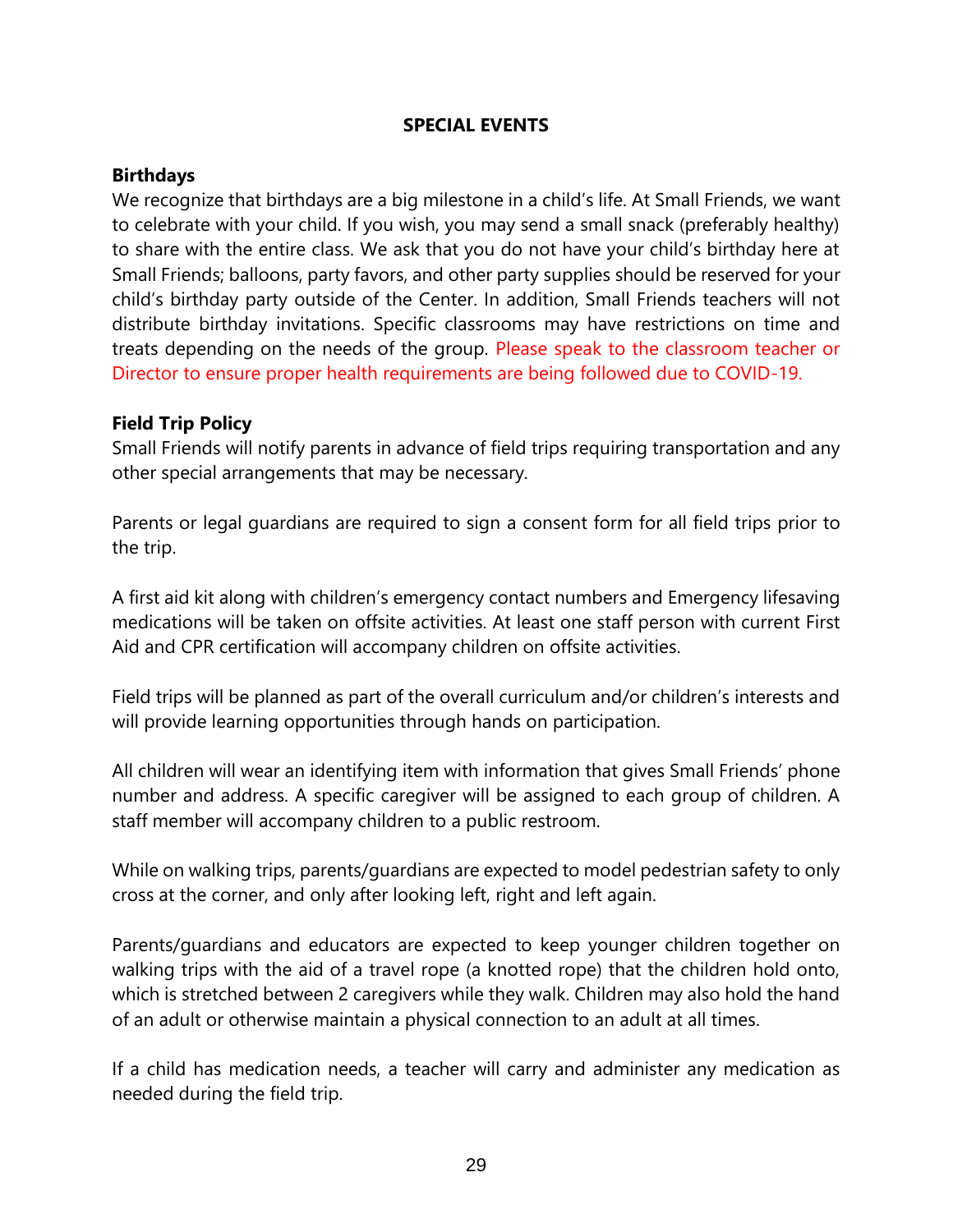## SPECIAL EVENTS

### Birthdays

We recognize that birthdays are a big milestone in a child's life. At Small Friends, we want to celebrate with your child. If you wish, you may send a small snack (preferably healthy) to share with the entire class. We ask that you do not have your child's birthday here at Small Friends; balloons, party favors, and other party supplies should be reserved for your child's birthday party outside of the Center. In addition, Small Friends teachers will not distribute birthday invitations. Specific classrooms may have restrictions on time and treats depending on the needs of the group. Please speak to the classroom teacher or Director to ensure proper health requirements are being followed due to COVID-19.

### Field Trip Policy

Small Friends will notify parents in advance of field trips requiring transportation and any other special arrangements that may be necessary.

Parents or legal guardians are required to sign a consent form for all field trips prior to the trip.

A first aid kit along with children's emergency contact numbers and Emergency lifesaving medications will be taken on offsite activities. At least one staff person with current First Aid and CPR certification will accompany children on offsite activities.

Field trips will be planned as part of the overall curriculum and/or children's interests and will provide learning opportunities through hands on participation.

All children will wear an identifying item with information that gives Small Friends' phone number and address. A specific caregiver will be assigned to each group of children. A staff member will accompany children to a public restroom.

While on walking trips, parents/guardians are expected to model pedestrian safety to only cross at the corner, and only after looking left, right and left again.

Parents/guardians and educators are expected to keep younger children together on walking trips with the aid of a travel rope (a knotted rope) that the children hold onto, which is stretched between 2 caregivers while they walk. Children may also hold the hand of an adult or otherwise maintain a physical connection to an adult at all times.

If a child has medication needs, a teacher will carry and administer any medication as needed during the field trip.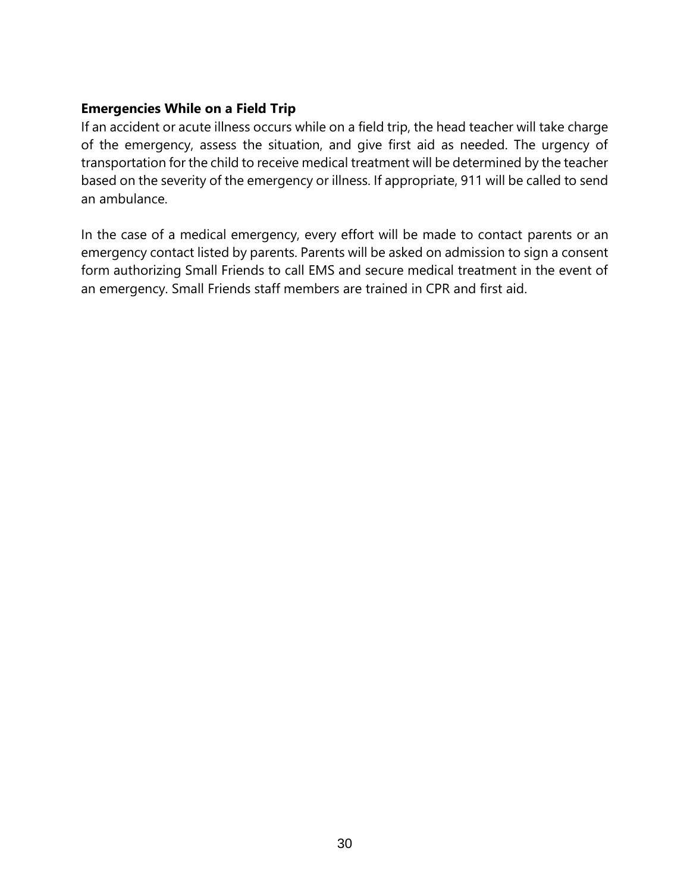**Emergencies While on a Field Trip**

If an accident or acute illness occurs while on a field trip, the head teacher will take charge of the emergency, assess the situation, and give first aid as needed. The urgency of transportation for the child to receive medical treatment will be determined by the teacher based on the severity of the emergency or illness. If appropriate, 911 will be called to send an ambulance.

In the case of a medical emergency, every effort will be made to contact parents or an emergency contact listed by parents. Parents will be asked on admission to sign a consent form authorizing Small Friends to call EMS and secure medical treatment in the event of an emergency. Small Friends staff members are trained in CPR and first aid.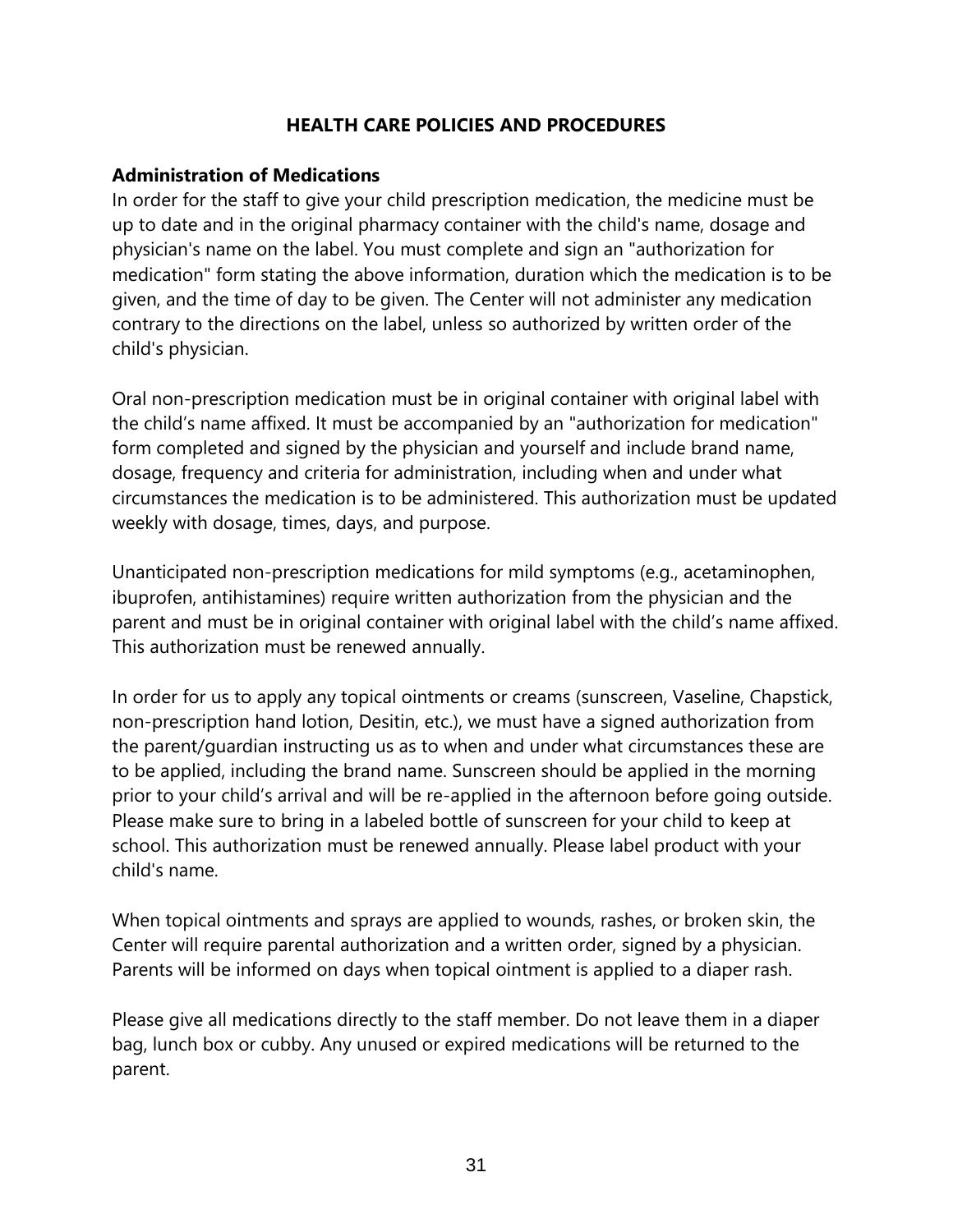## HEALTH CARE POLICIES AND PROCEDURES

### Administration of Medications

In order for the staff to give your child prescription medication, the medicine must be up to date and in the original pharmacy container with the child's name, dosage and physician's name on the label. You must complete and sign an "authorization for medication" form stating the above information, duration which the medication is to be given, and the time of day to be given. The Center will not administer any medication contrary to the directions on the label, unless so authorized by written order of the child's physician.

Oral non-prescription medication must be in original container with original label with the child's name affixed. It must be accompanied by an "authorization for medication" form completed and signed by the physician and yourself and include brand name, dosage, frequency and criteria for administration, including when and under what circumstances the medication is to be administered. This authorization must be updated weekly with dosage, times, days, and purpose.

Unanticipated non-prescription medications for mild symptoms (e.g., acetaminophen, ibuprofen, antihistamines) require written authorization from the physician and the parent and must be in original container with original label with the child's name affixed. This authorization must be renewed annually.

In order for us to apply any topical ointments or creams (sunscreen, Vaseline, Chapstick, non-prescription hand lotion, Desitin, etc.), we must have a signed authorization from the parent/guardian instructing us as to when and under what circumstances these are to be applied, including the brand name. Sunscreen should be applied in the morning prior to your child's arrival and will be re-applied in the afternoon before going outside. Please make sure to bring in a labeled bottle of sunscreen for your child to keep at school. This authorization must be renewed annually. Please label product with your child's name.

When topical ointments and sprays are applied to wounds, rashes, or broken skin, the Center will require parental authorization and a written order, signed by a physician. Parents will be informed on days when topical ointment is applied to a diaper rash.

Please give all medications directly to the staff member. Do not leave them in a diaper bag, lunch box or cubby. Any unused or expired medications will be returned to the parent.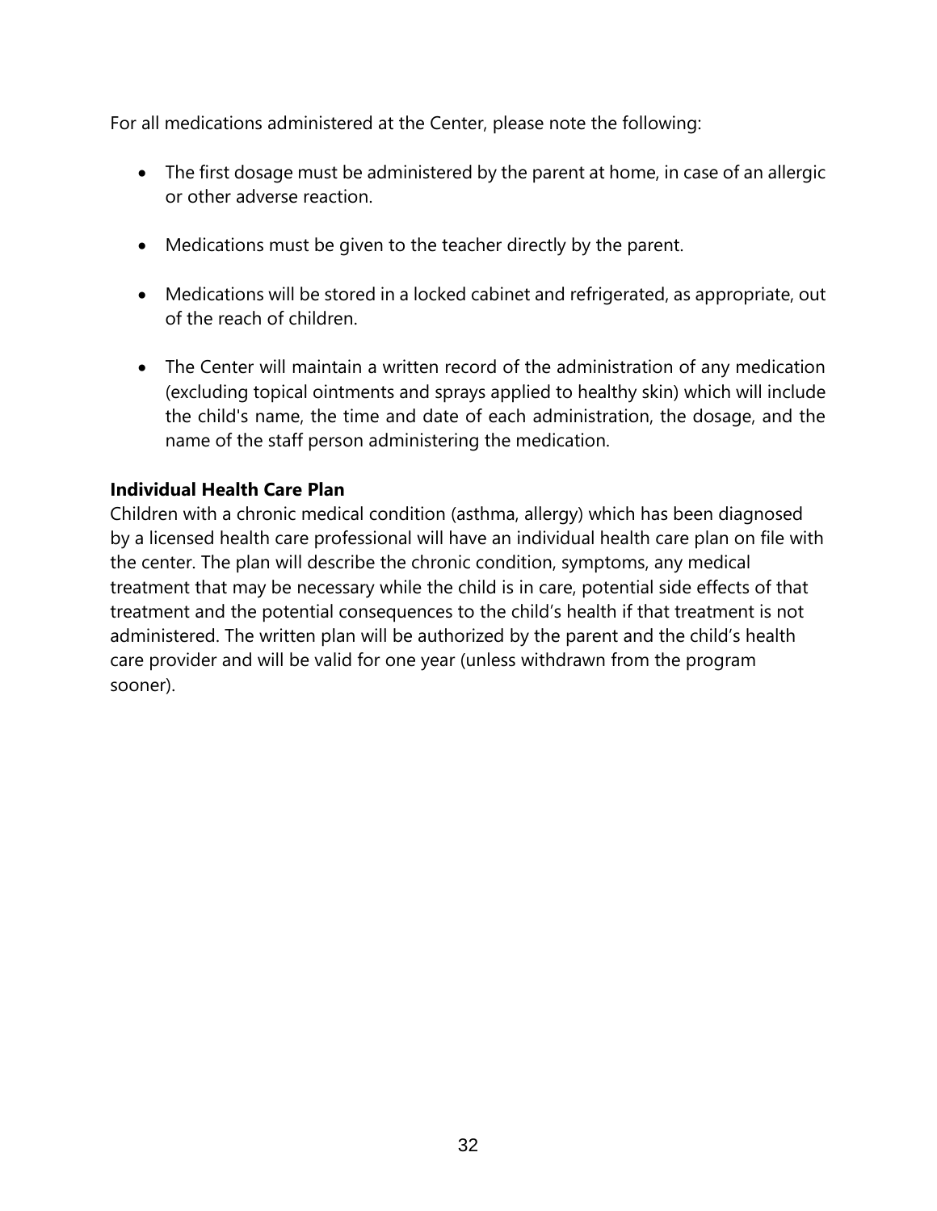For all medications administered at the Center, please note the following:

- The first dosage must be administered by the parent at home, in case of an allergic or other adverse reaction.
- Medications must be given to the teacher directly by the parent.
- Medications will be stored in a locked cabinet and refrigerated, as appropriate, out of the reach of children.
- The Center will maintain a written record of the administration of any medication (excluding topical ointments and sprays applied to healthy skin) which will include the child's name, the time and date of each administration, the dosage, and the name of the staff person administering the medication.

**Individual Health Care Plan**

Children with a chronic medical condition (asthma, allergy) which has been diagnosed by a licensed health care professional will have an individual health care plan on file with the center. The plan will describe the chronic condition, symptoms, any medical treatment that may be necessary while the child is in care, potential side effects of that treatment and the potential consequences to the child's health if that treatment is not administered. The written plan will be authorized by the parent and the child's health care provider and will be valid for one year (unless withdrawn from the program sooner).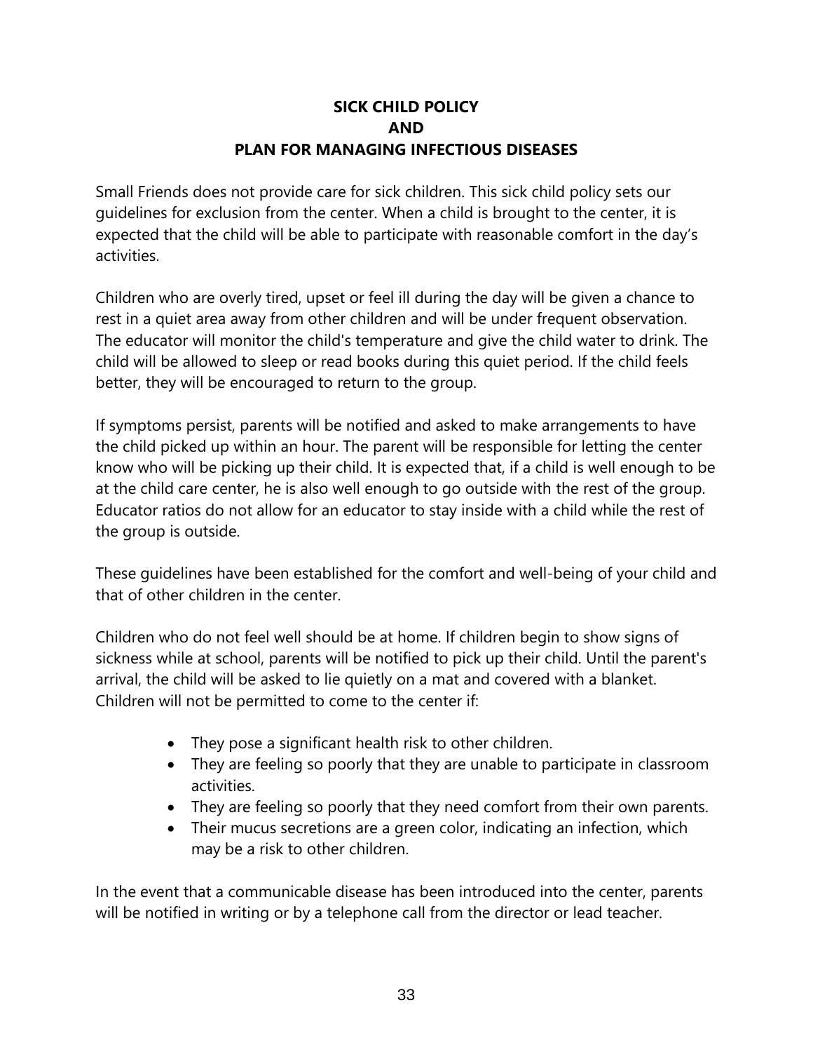# SICK CHILD POLICY
# AND
# PLAN FOR MANAGING INFECTIOUS DISEASES

Small Friends does not provide care for sick children. This sick child policy sets our guidelines for exclusion from the center. When a child is brought to the center, it is expected that the child will be able to participate with reasonable comfort in the day's activities.

Children who are overly tired, upset or feel ill during the day will be given a chance to rest in a quiet area away from other children and will be under frequent observation. The educator will monitor the child's temperature and give the child water to drink. The child will be allowed to sleep or read books during this quiet period. If the child feels better, they will be encouraged to return to the group.

If symptoms persist, parents will be notified and asked to make arrangements to have the child picked up within an hour. The parent will be responsible for letting the center know who will be picking up their child. It is expected that, if a child is well enough to be at the child care center, he is also well enough to go outside with the rest of the group. Educator ratios do not allow for an educator to stay inside with a child while the rest of the group is outside.

These guidelines have been established for the comfort and well-being of your child and that of other children in the center.

Children who do not feel well should be at home. If children begin to show signs of sickness while at school, parents will be notified to pick up their child. Until the parent's arrival, the child will be asked to lie quietly on a mat and covered with a blanket. Children will not be permitted to come to the center if:

- They pose a significant health risk to other children.
- They are feeling so poorly that they are unable to participate in classroom activities.
- They are feeling so poorly that they need comfort from their own parents.
- Their mucus secretions are a green color, indicating an infection, which may be a risk to other children.

In the event that a communicable disease has been introduced into the center, parents will be notified in writing or by a telephone call from the director or lead teacher.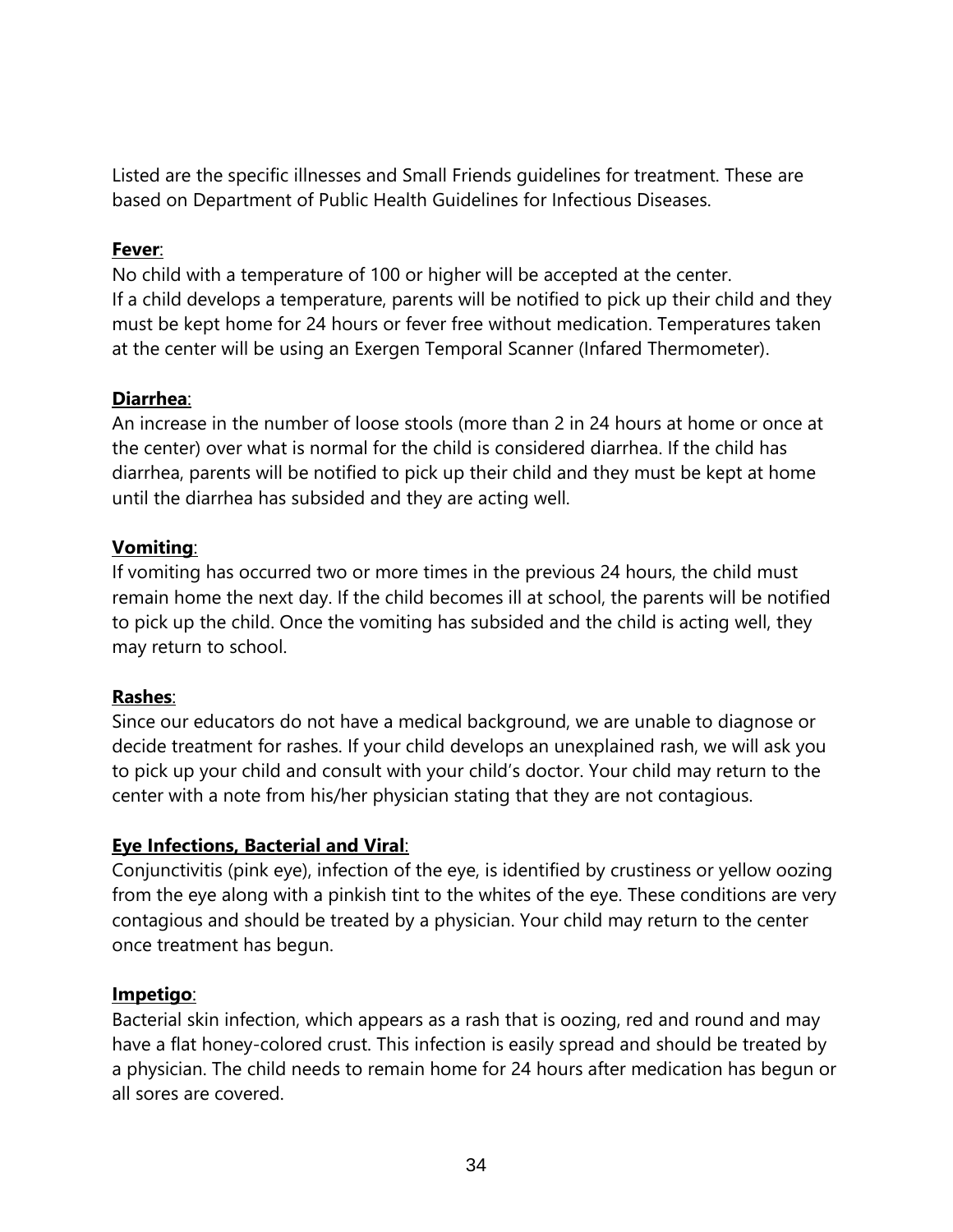Listed are the specific illnesses and Small Friends guidelines for treatment. These are based on Department of Public Health Guidelines for Infectious Diseases.

**Fever**:
No child with a temperature of 100 or higher will be accepted at the center.
If a child develops a temperature, parents will be notified to pick up their child and they must be kept home for 24 hours or fever free without medication. Temperatures taken at the center will be using an Exergen Temporal Scanner (Infared Thermometer).

**Diarrhea**:
An increase in the number of loose stools (more than 2 in 24 hours at home or once at the center) over what is normal for the child is considered diarrhea. If the child has diarrhea, parents will be notified to pick up their child and they must be kept at home until the diarrhea has subsided and they are acting well.

**Vomiting**:
If vomiting has occurred two or more times in the previous 24 hours, the child must remain home the next day. If the child becomes ill at school, the parents will be notified to pick up the child. Once the vomiting has subsided and the child is acting well, they may return to school.

**Rashes**:
Since our educators do not have a medical background, we are unable to diagnose or decide treatment for rashes. If your child develops an unexplained rash, we will ask you to pick up your child and consult with your child's doctor. Your child may return to the center with a note from his/her physician stating that they are not contagious.

**Eye Infections, Bacterial and Viral**:
Conjunctivitis (pink eye), infection of the eye, is identified by crustiness or yellow oozing from the eye along with a pinkish tint to the whites of the eye. These conditions are very contagious and should be treated by a physician. Your child may return to the center once treatment has begun.

**Impetigo**:
Bacterial skin infection, which appears as a rash that is oozing, red and round and may have a flat honey-colored crust. This infection is easily spread and should be treated by a physician. The child needs to remain home for 24 hours after medication has begun or all sores are covered.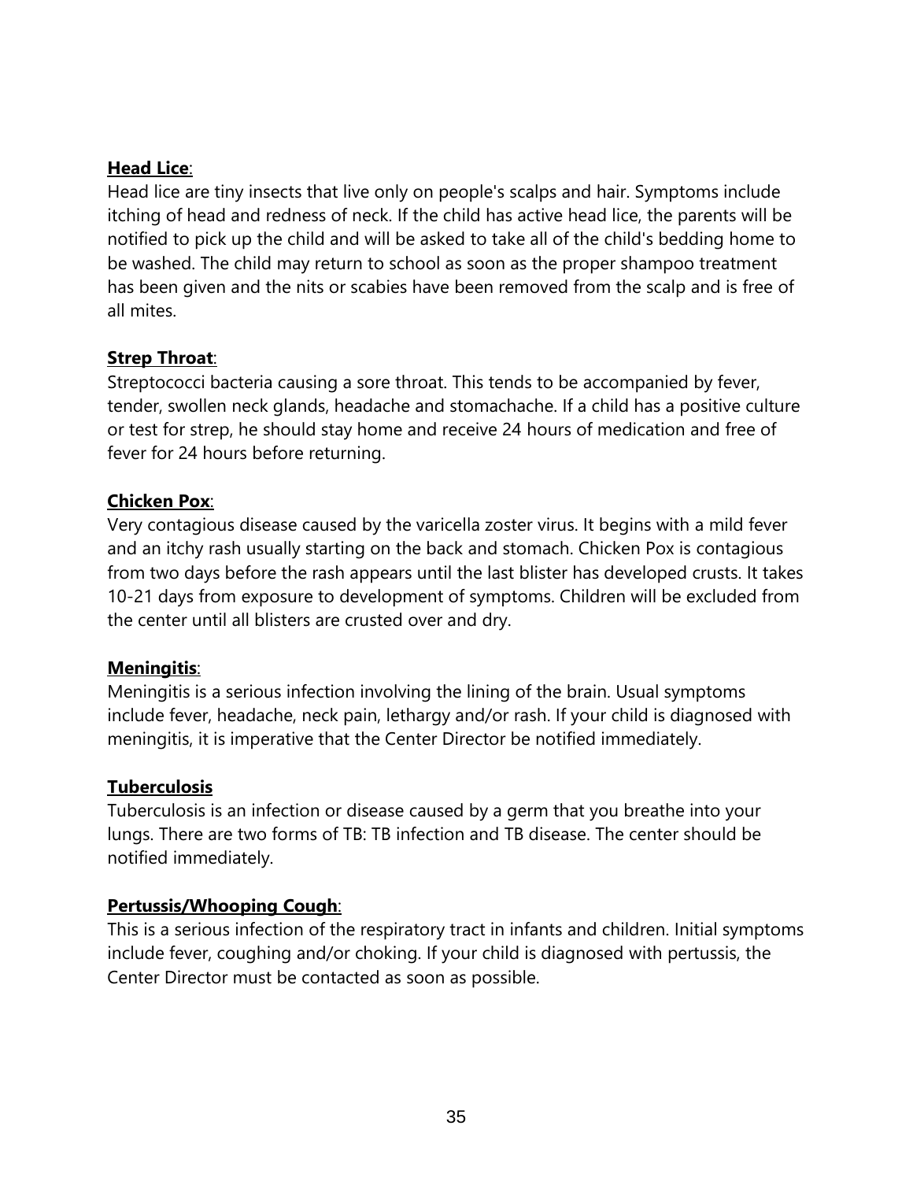**Head Lice**:

Head lice are tiny insects that live only on people's scalps and hair. Symptoms include itching of head and redness of neck. If the child has active head lice, the parents will be notified to pick up the child and will be asked to take all of the child's bedding home to be washed. The child may return to school as soon as the proper shampoo treatment has been given and the nits or scabies have been removed from the scalp and is free of all mites.

**Strep Throat**:

Streptococci bacteria causing a sore throat. This tends to be accompanied by fever, tender, swollen neck glands, headache and stomachache. If a child has a positive culture or test for strep, he should stay home and receive 24 hours of medication and free of fever for 24 hours before returning.

**Chicken Pox**:

Very contagious disease caused by the varicella zoster virus. It begins with a mild fever and an itchy rash usually starting on the back and stomach. Chicken Pox is contagious from two days before the rash appears until the last blister has developed crusts. It takes 10-21 days from exposure to development of symptoms. Children will be excluded from the center until all blisters are crusted over and dry.

**Meningitis**:

Meningitis is a serious infection involving the lining of the brain. Usual symptoms include fever, headache, neck pain, lethargy and/or rash. If your child is diagnosed with meningitis, it is imperative that the Center Director be notified immediately.

**Tuberculosis**

Tuberculosis is an infection or disease caused by a germ that you breathe into your lungs. There are two forms of TB: TB infection and TB disease. The center should be notified immediately.

**Pertussis/Whooping Cough**:

This is a serious infection of the respiratory tract in infants and children. Initial symptoms include fever, coughing and/or choking. If your child is diagnosed with pertussis, the Center Director must be contacted as soon as possible.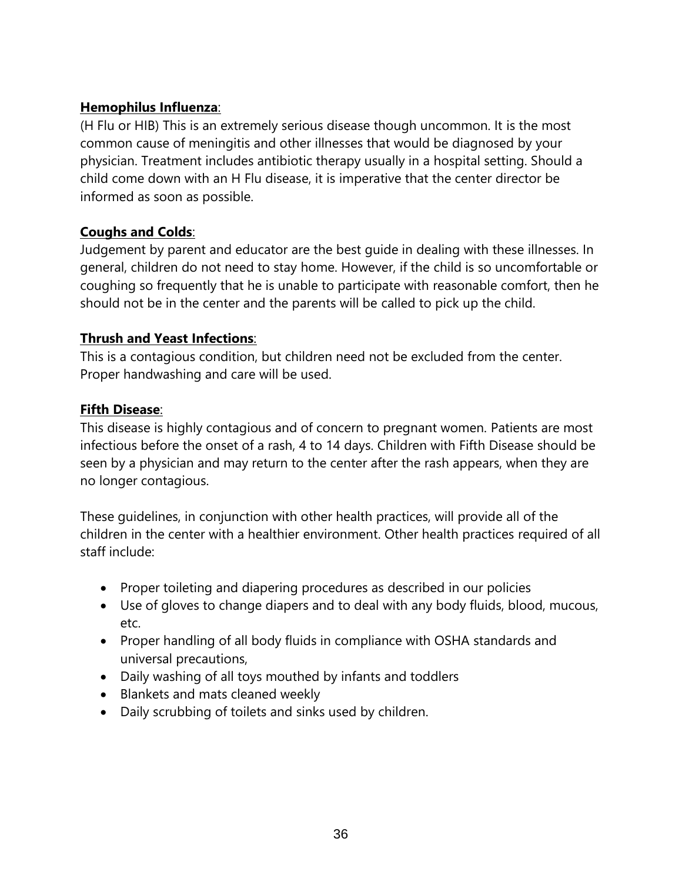**Hemophilus Influenza**:

(H Flu or HIB) This is an extremely serious disease though uncommon. It is the most common cause of meningitis and other illnesses that would be diagnosed by your physician. Treatment includes antibiotic therapy usually in a hospital setting. Should a child come down with an H Flu disease, it is imperative that the center director be informed as soon as possible.

**Coughs and Colds**:

Judgement by parent and educator are the best guide in dealing with these illnesses. In general, children do not need to stay home. However, if the child is so uncomfortable or coughing so frequently that he is unable to participate with reasonable comfort, then he should not be in the center and the parents will be called to pick up the child.

**Thrush and Yeast Infections**:

This is a contagious condition, but children need not be excluded from the center. Proper handwashing and care will be used.

**Fifth Disease**:

This disease is highly contagious and of concern to pregnant women. Patients are most infectious before the onset of a rash, 4 to 14 days. Children with Fifth Disease should be seen by a physician and may return to the center after the rash appears, when they are no longer contagious.

These guidelines, in conjunction with other health practices, will provide all of the children in the center with a healthier environment. Other health practices required of all staff include:

- Proper toileting and diapering procedures as described in our policies
- Use of gloves to change diapers and to deal with any body fluids, blood, mucous, etc.
- Proper handling of all body fluids in compliance with OSHA standards and universal precautions,
- Daily washing of all toys mouthed by infants and toddlers
- Blankets and mats cleaned weekly
- Daily scrubbing of toilets and sinks used by children.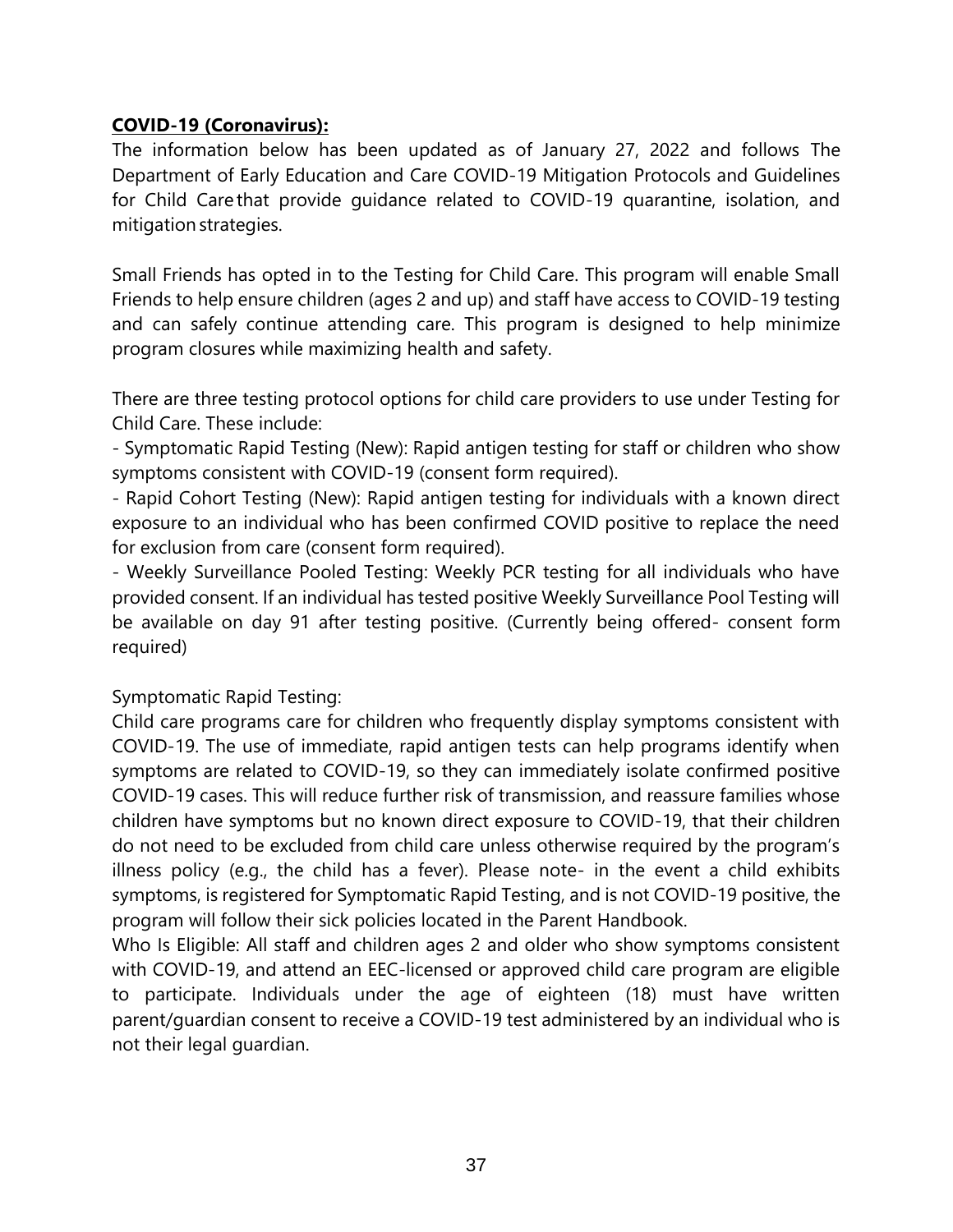**COVID-19 (Coronavirus):**

The information below has been updated as of January 27, 2022 and follows The Department of Early Education and Care COVID-19 Mitigation Protocols and Guidelines for Child Care that provide guidance related to COVID-19 quarantine, isolation, and mitigation strategies.

Small Friends has opted in to the Testing for Child Care. This program will enable Small Friends to help ensure children (ages 2 and up) and staff have access to COVID-19 testing and can safely continue attending care. This program is designed to help minimize program closures while maximizing health and safety.

There are three testing protocol options for child care providers to use under Testing for Child Care. These include:

- Symptomatic Rapid Testing (New): Rapid antigen testing for staff or children who show symptoms consistent with COVID-19 (consent form required).
- Rapid Cohort Testing (New): Rapid antigen testing for individuals with a known direct exposure to an individual who has been confirmed COVID positive to replace the need for exclusion from care (consent form required).
- Weekly Surveillance Pooled Testing: Weekly PCR testing for all individuals who have provided consent. If an individual has tested positive Weekly Surveillance Pool Testing will be available on day 91 after testing positive. (Currently being offered- consent form required)

Symptomatic Rapid Testing:

Child care programs care for children who frequently display symptoms consistent with COVID-19. The use of immediate, rapid antigen tests can help programs identify when symptoms are related to COVID-19, so they can immediately isolate confirmed positive COVID-19 cases. This will reduce further risk of transmission, and reassure families whose children have symptoms but no known direct exposure to COVID-19, that their children do not need to be excluded from child care unless otherwise required by the program's illness policy (e.g., the child has a fever). Please note- in the event a child exhibits symptoms, is registered for Symptomatic Rapid Testing, and is not COVID-19 positive, the program will follow their sick policies located in the Parent Handbook.

Who Is Eligible: All staff and children ages 2 and older who show symptoms consistent with COVID-19, and attend an EEC-licensed or approved child care program are eligible to participate. Individuals under the age of eighteen (18) must have written parent/guardian consent to receive a COVID-19 test administered by an individual who is not their legal guardian.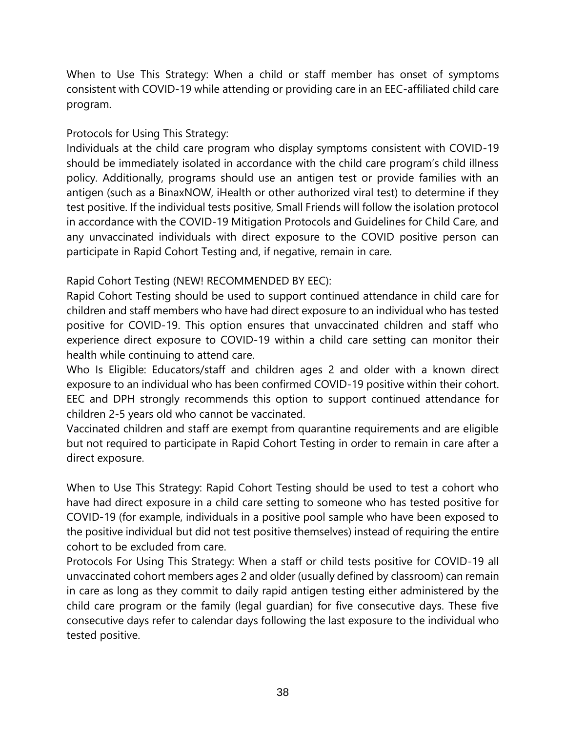When to Use This Strategy: When a child or staff member has onset of symptoms consistent with COVID-19 while attending or providing care in an EEC-affiliated child care program.

Protocols for Using This Strategy:
Individuals at the child care program who display symptoms consistent with COVID-19 should be immediately isolated in accordance with the child care program's child illness policy. Additionally, programs should use an antigen test or provide families with an antigen (such as a BinaxNOW, iHealth or other authorized viral test) to determine if they test positive. If the individual tests positive, Small Friends will follow the isolation protocol in accordance with the COVID-19 Mitigation Protocols and Guidelines for Child Care, and any unvaccinated individuals with direct exposure to the COVID positive person can participate in Rapid Cohort Testing and, if negative, remain in care.

Rapid Cohort Testing (NEW! RECOMMENDED BY EEC):
Rapid Cohort Testing should be used to support continued attendance in child care for children and staff members who have had direct exposure to an individual who has tested positive for COVID-19. This option ensures that unvaccinated children and staff who experience direct exposure to COVID-19 within a child care setting can monitor their health while continuing to attend care.
Who Is Eligible: Educators/staff and children ages 2 and older with a known direct exposure to an individual who has been confirmed COVID-19 positive within their cohort. EEC and DPH strongly recommends this option to support continued attendance for children 2-5 years old who cannot be vaccinated.
Vaccinated children and staff are exempt from quarantine requirements and are eligible but not required to participate in Rapid Cohort Testing in order to remain in care after a direct exposure.

When to Use This Strategy: Rapid Cohort Testing should be used to test a cohort who have had direct exposure in a child care setting to someone who has tested positive for COVID-19 (for example, individuals in a positive pool sample who have been exposed to the positive individual but did not test positive themselves) instead of requiring the entire cohort to be excluded from care.
Protocols For Using This Strategy: When a staff or child tests positive for COVID-19 all unvaccinated cohort members ages 2 and older (usually defined by classroom) can remain in care as long as they commit to daily rapid antigen testing either administered by the child care program or the family (legal guardian) for five consecutive days. These five consecutive days refer to calendar days following the last exposure to the individual who tested positive.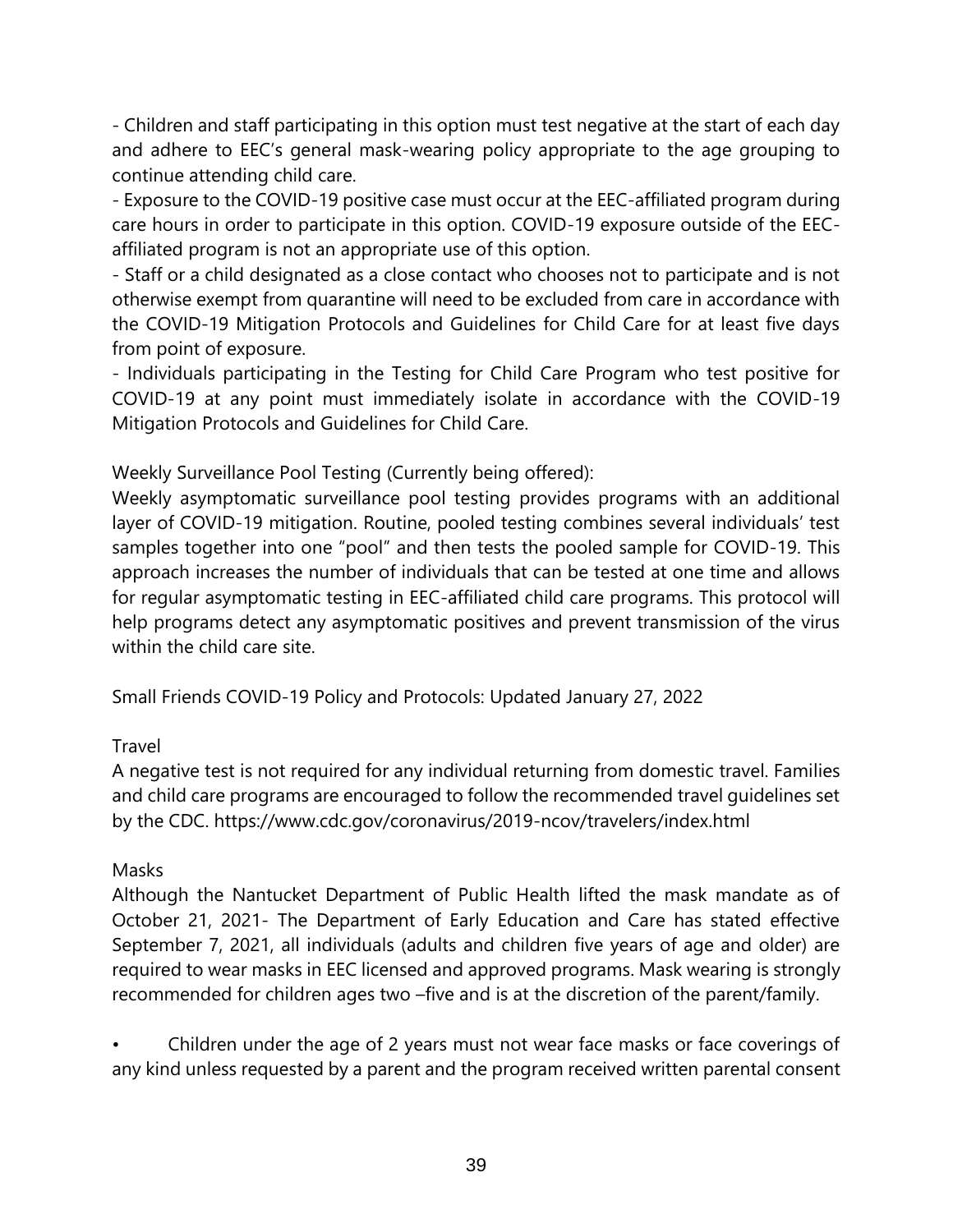- Children and staff participating in this option must test negative at the start of each day and adhere to EEC's general mask-wearing policy appropriate to the age grouping to continue attending child care.
- Exposure to the COVID-19 positive case must occur at the EEC-affiliated program during care hours in order to participate in this option. COVID-19 exposure outside of the EEC-affiliated program is not an appropriate use of this option.
- Staff or a child designated as a close contact who chooses not to participate and is not otherwise exempt from quarantine will need to be excluded from care in accordance with the COVID-19 Mitigation Protocols and Guidelines for Child Care for at least five days from point of exposure.
- Individuals participating in the Testing for Child Care Program who test positive for COVID-19 at any point must immediately isolate in accordance with the COVID-19 Mitigation Protocols and Guidelines for Child Care.

Weekly Surveillance Pool Testing (Currently being offered):
Weekly asymptomatic surveillance pool testing provides programs with an additional layer of COVID-19 mitigation. Routine, pooled testing combines several individuals' test samples together into one "pool" and then tests the pooled sample for COVID-19. This approach increases the number of individuals that can be tested at one time and allows for regular asymptomatic testing in EEC-affiliated child care programs. This protocol will help programs detect any asymptomatic positives and prevent transmission of the virus within the child care site.

Small Friends COVID-19 Policy and Protocols: Updated January 27, 2022

Travel
A negative test is not required for any individual returning from domestic travel. Families and child care programs are encouraged to follow the recommended travel guidelines set by the CDC. https://www.cdc.gov/coronavirus/2019-ncov/travelers/index.html

Masks
Although the Nantucket Department of Public Health lifted the mask mandate as of October 21, 2021- The Department of Early Education and Care has stated effective September 7, 2021, all individuals (adults and children five years of age and older) are required to wear masks in EEC licensed and approved programs. Mask wearing is strongly recommended for children ages two –five and is at the discretion of the parent/family.

- Children under the age of 2 years must not wear face masks or face coverings of any kind unless requested by a parent and the program received written parental consent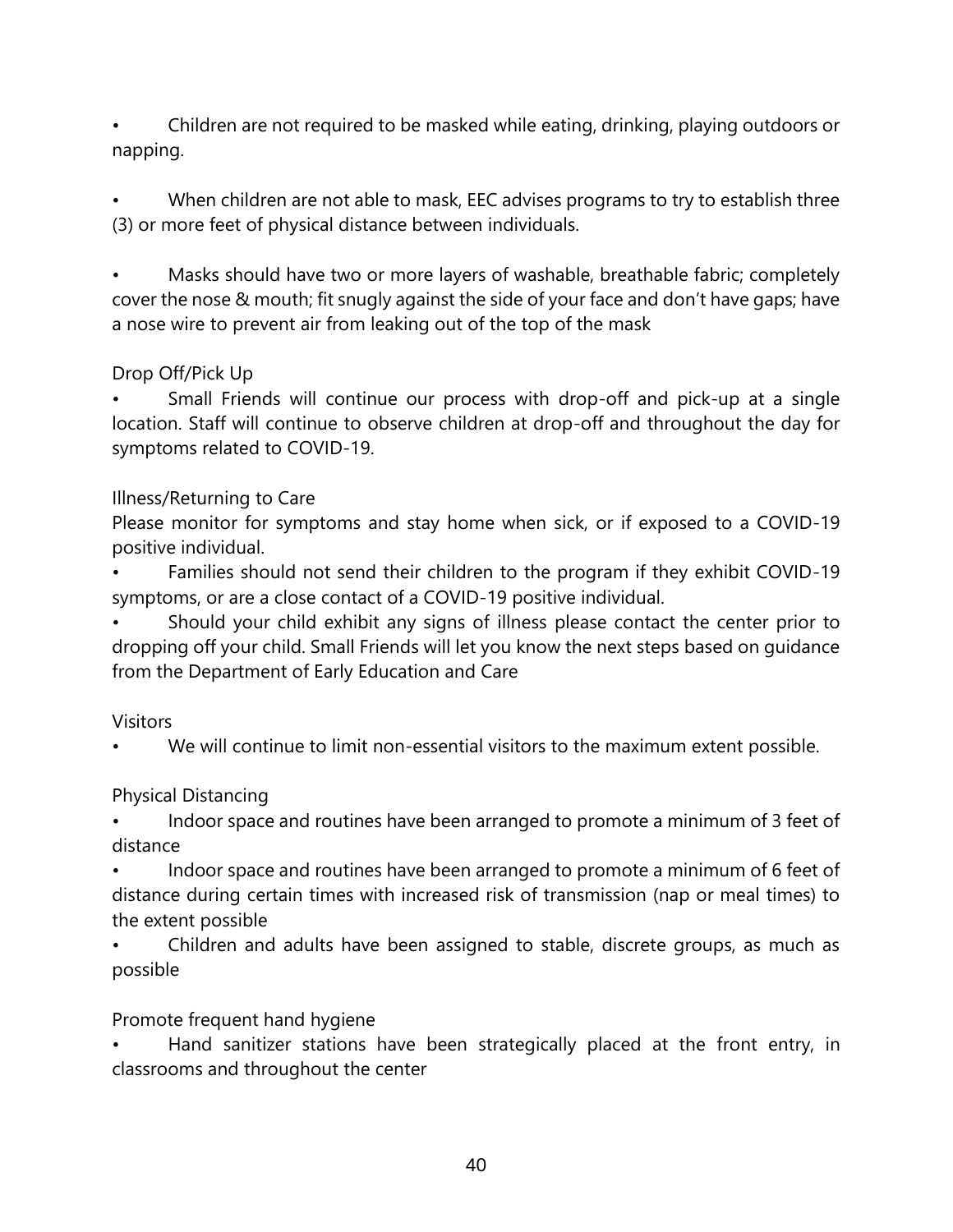- Children are not required to be masked while eating, drinking, playing outdoors or napping.

- When children are not able to mask, EEC advises programs to try to establish three (3) or more feet of physical distance between individuals.

- Masks should have two or more layers of washable, breathable fabric; completely cover the nose & mouth; fit snugly against the side of your face and don't have gaps; have a nose wire to prevent air from leaking out of the top of the mask

Drop Off/Pick Up

- Small Friends will continue our process with drop-off and pick-up at a single location. Staff will continue to observe children at drop-off and throughout the day for symptoms related to COVID-19.

Illness/Returning to Care

Please monitor for symptoms and stay home when sick, or if exposed to a COVID-19 positive individual.

- Families should not send their children to the program if they exhibit COVID-19 symptoms, or are a close contact of a COVID-19 positive individual.
- Should your child exhibit any signs of illness please contact the center prior to dropping off your child. Small Friends will let you know the next steps based on guidance from the Department of Early Education and Care

Visitors

- We will continue to limit non-essential visitors to the maximum extent possible.

Physical Distancing

- Indoor space and routines have been arranged to promote a minimum of 3 feet of distance
- Indoor space and routines have been arranged to promote a minimum of 6 feet of distance during certain times with increased risk of transmission (nap or meal times) to the extent possible
- Children and adults have been assigned to stable, discrete groups, as much as possible

Promote frequent hand hygiene

- Hand sanitizer stations have been strategically placed at the front entry, in classrooms and throughout the center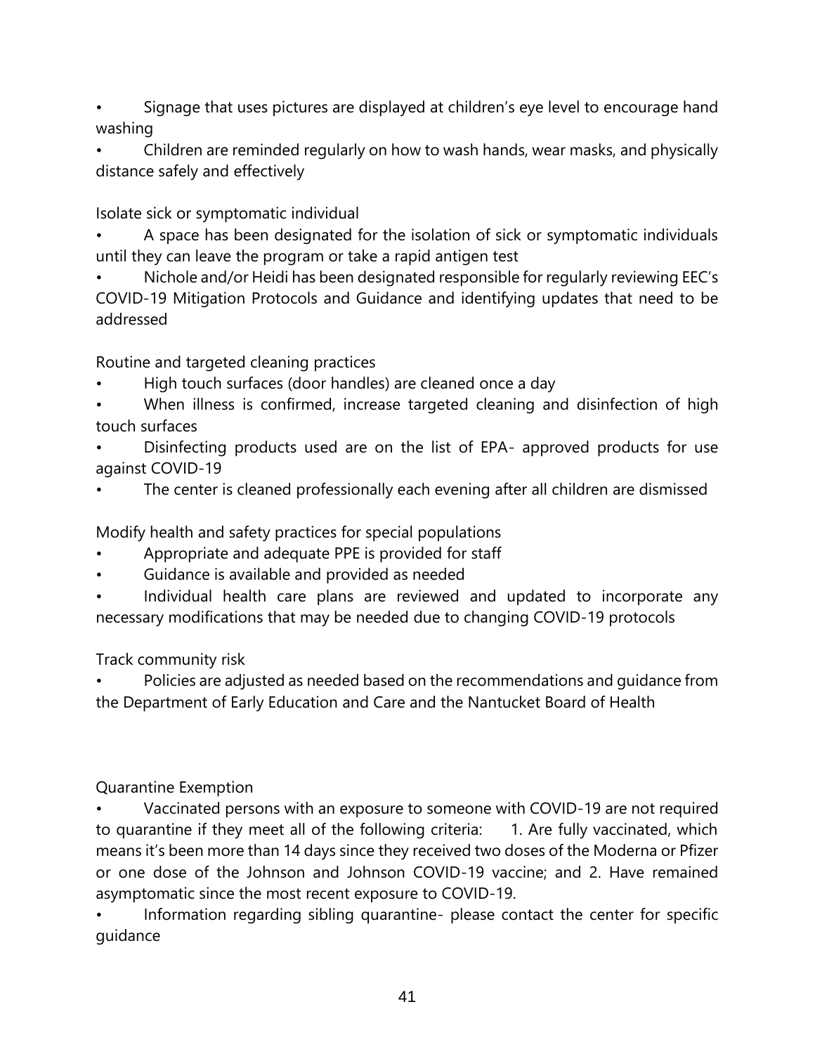- Signage that uses pictures are displayed at children's eye level to encourage hand washing
- Children are reminded regularly on how to wash hands, wear masks, and physically distance safely and effectively

Isolate sick or symptomatic individual

- A space has been designated for the isolation of sick or symptomatic individuals until they can leave the program or take a rapid antigen test
- Nichole and/or Heidi has been designated responsible for regularly reviewing EEC's COVID-19 Mitigation Protocols and Guidance and identifying updates that need to be addressed

Routine and targeted cleaning practices

- High touch surfaces (door handles) are cleaned once a day
- When illness is confirmed, increase targeted cleaning and disinfection of high touch surfaces
- Disinfecting products used are on the list of EPA- approved products for use against COVID-19
- The center is cleaned professionally each evening after all children are dismissed

Modify health and safety practices for special populations

- Appropriate and adequate PPE is provided for staff
- Guidance is available and provided as needed
- Individual health care plans are reviewed and updated to incorporate any necessary modifications that may be needed due to changing COVID-19 protocols

Track community risk

- Policies are adjusted as needed based on the recommendations and guidance from the Department of Early Education and Care and the Nantucket Board of Health

Quarantine Exemption

- Vaccinated persons with an exposure to someone with COVID-19 are not required to quarantine if they meet all of the following criteria: 1. Are fully vaccinated, which means it's been more than 14 days since they received two doses of the Moderna or Pfizer or one dose of the Johnson and Johnson COVID-19 vaccine; and 2. Have remained asymptomatic since the most recent exposure to COVID-19.
- Information regarding sibling quarantine- please contact the center for specific guidance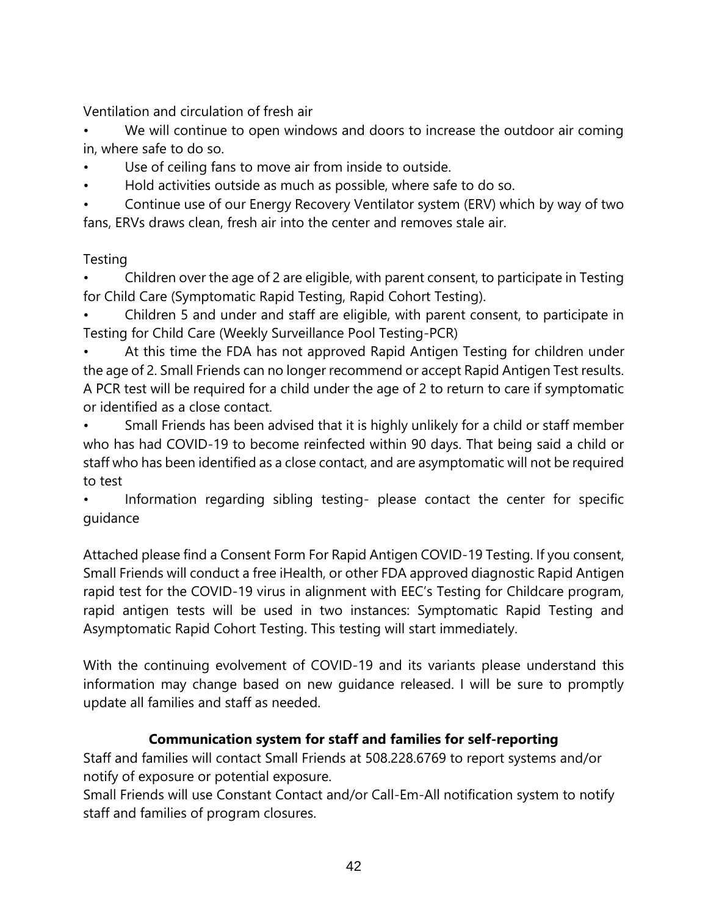Ventilation and circulation of fresh air

- We will continue to open windows and doors to increase the outdoor air coming in, where safe to do so.
- Use of ceiling fans to move air from inside to outside.
- Hold activities outside as much as possible, where safe to do so.
- Continue use of our Energy Recovery Ventilator system (ERV) which by way of two fans, ERVs draws clean, fresh air into the center and removes stale air.

Testing

- Children over the age of 2 are eligible, with parent consent, to participate in Testing for Child Care (Symptomatic Rapid Testing, Rapid Cohort Testing).
- Children 5 and under and staff are eligible, with parent consent, to participate in Testing for Child Care (Weekly Surveillance Pool Testing-PCR)
- At this time the FDA has not approved Rapid Antigen Testing for children under the age of 2. Small Friends can no longer recommend or accept Rapid Antigen Test results. A PCR test will be required for a child under the age of 2 to return to care if symptomatic or identified as a close contact.
- Small Friends has been advised that it is highly unlikely for a child or staff member who has had COVID-19 to become reinfected within 90 days. That being said a child or staff who has been identified as a close contact, and are asymptomatic will not be required to test
- Information regarding sibling testing- please contact the center for specific guidance

Attached please find a Consent Form For Rapid Antigen COVID-19 Testing. If you consent, Small Friends will conduct a free iHealth, or other FDA approved diagnostic Rapid Antigen rapid test for the COVID-19 virus in alignment with EEC's Testing for Childcare program, rapid antigen tests will be used in two instances: Symptomatic Rapid Testing and Asymptomatic Rapid Cohort Testing. This testing will start immediately.

With the continuing evolvement of COVID-19 and its variants please understand this information may change based on new guidance released. I will be sure to promptly update all families and staff as needed.

**Communication system for staff and families for self-reporting**

Staff and families will contact Small Friends at 508.228.6769 to report systems and/or notify of exposure or potential exposure.
Small Friends will use Constant Contact and/or Call-Em-All notification system to notify staff and families of program closures.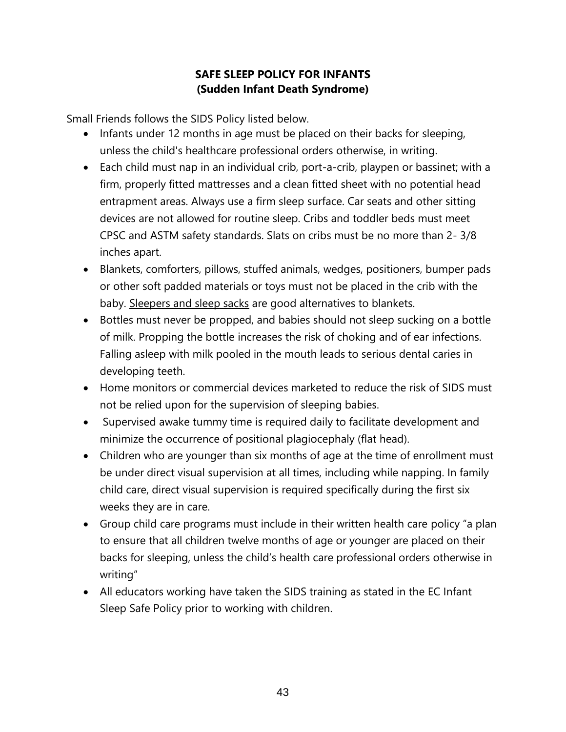## SAFE SLEEP POLICY FOR INFANTS
## (Sudden Infant Death Syndrome)

Small Friends follows the SIDS Policy listed below.

- Infants under 12 months in age must be placed on their backs for sleeping, unless the child's healthcare professional orders otherwise, in writing.
- Each child must nap in an individual crib, port-a-crib, playpen or bassinet; with a firm, properly fitted mattresses and a clean fitted sheet with no potential head entrapment areas. Always use a firm sleep surface. Car seats and other sitting devices are not allowed for routine sleep. Cribs and toddler beds must meet CPSC and ASTM safety standards. Slats on cribs must be no more than 2- 3/8 inches apart.
- Blankets, comforters, pillows, stuffed animals, wedges, positioners, bumper pads or other soft padded materials or toys must not be placed in the crib with the baby. Sleepers and sleep sacks are good alternatives to blankets.
- Bottles must never be propped, and babies should not sleep sucking on a bottle of milk. Propping the bottle increases the risk of choking and of ear infections. Falling asleep with milk pooled in the mouth leads to serious dental caries in developing teeth.
- Home monitors or commercial devices marketed to reduce the risk of SIDS must not be relied upon for the supervision of sleeping babies.
- Supervised awake tummy time is required daily to facilitate development and minimize the occurrence of positional plagiocephaly (flat head).
- Children who are younger than six months of age at the time of enrollment must be under direct visual supervision at all times, including while napping. In family child care, direct visual supervision is required specifically during the first six weeks they are in care.
- Group child care programs must include in their written health care policy “a plan to ensure that all children twelve months of age or younger are placed on their backs for sleeping, unless the child’s health care professional orders otherwise in writing”
- All educators working have taken the SIDS training as stated in the EC Infant Sleep Safe Policy prior to working with children.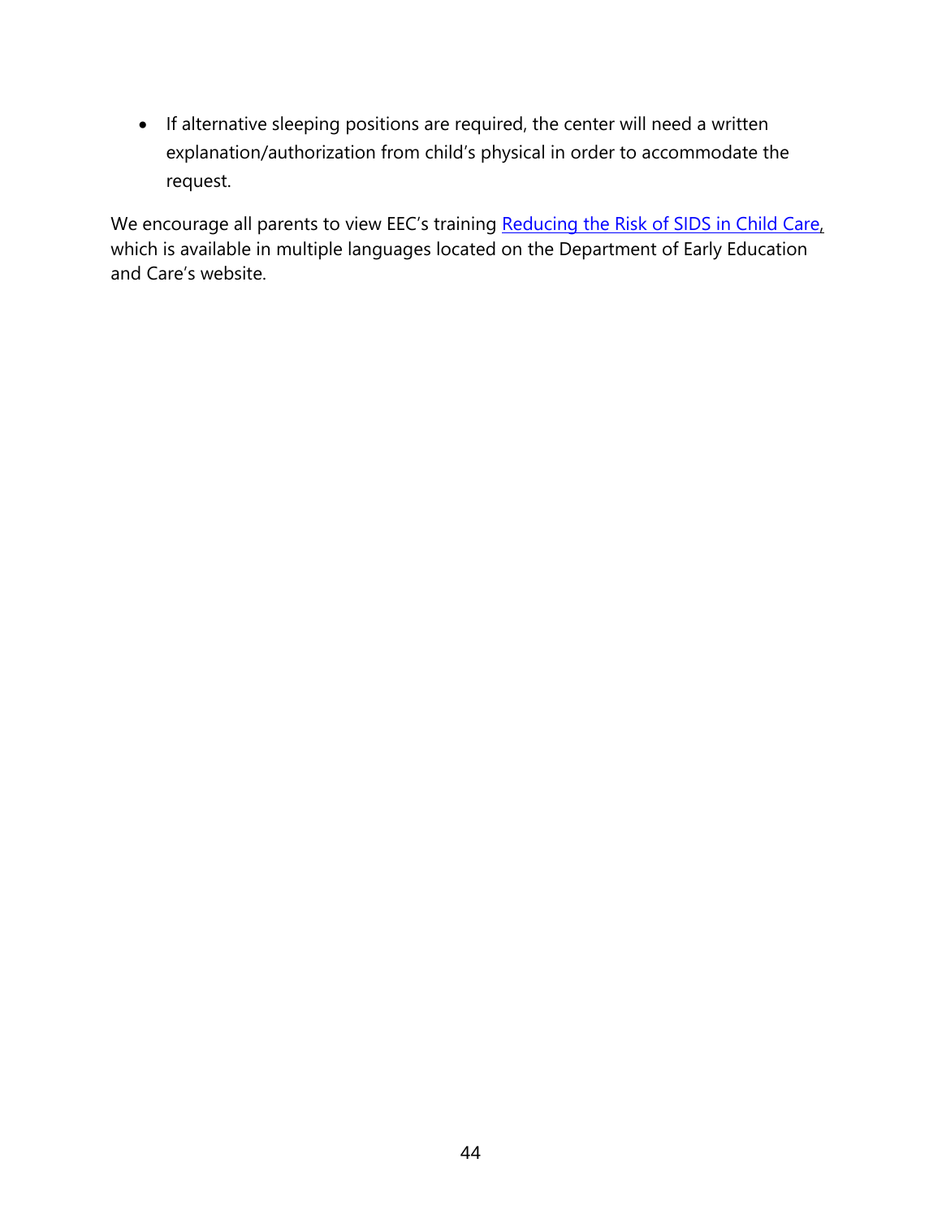- If alternative sleeping positions are required, the center will need a written explanation/authorization from child's physical in order to accommodate the request.

We encourage all parents to view EEC's training Reducing the Risk of SIDS in Child Care, which is available in multiple languages located on the Department of Early Education and Care's website.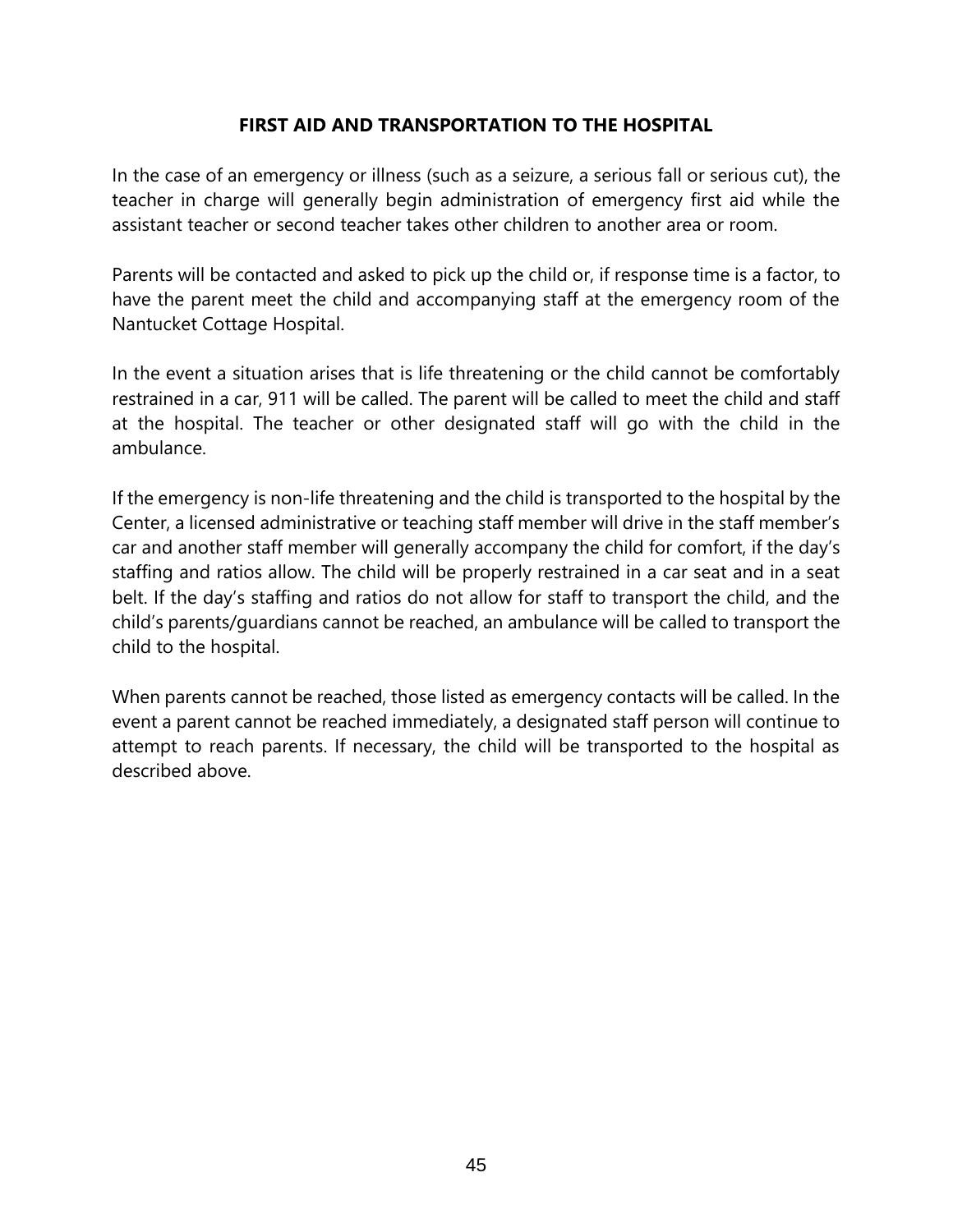## FIRST AID AND TRANSPORTATION TO THE HOSPITAL

In the case of an emergency or illness (such as a seizure, a serious fall or serious cut), the teacher in charge will generally begin administration of emergency first aid while the assistant teacher or second teacher takes other children to another area or room.

Parents will be contacted and asked to pick up the child or, if response time is a factor, to have the parent meet the child and accompanying staff at the emergency room of the Nantucket Cottage Hospital.

In the event a situation arises that is life threatening or the child cannot be comfortably restrained in a car, 911 will be called. The parent will be called to meet the child and staff at the hospital. The teacher or other designated staff will go with the child in the ambulance.

If the emergency is non-life threatening and the child is transported to the hospital by the Center, a licensed administrative or teaching staff member will drive in the staff member's car and another staff member will generally accompany the child for comfort, if the day's staffing and ratios allow. The child will be properly restrained in a car seat and in a seat belt. If the day's staffing and ratios do not allow for staff to transport the child, and the child's parents/guardians cannot be reached, an ambulance will be called to transport the child to the hospital.

When parents cannot be reached, those listed as emergency contacts will be called. In the event a parent cannot be reached immediately, a designated staff person will continue to attempt to reach parents. If necessary, the child will be transported to the hospital as described above.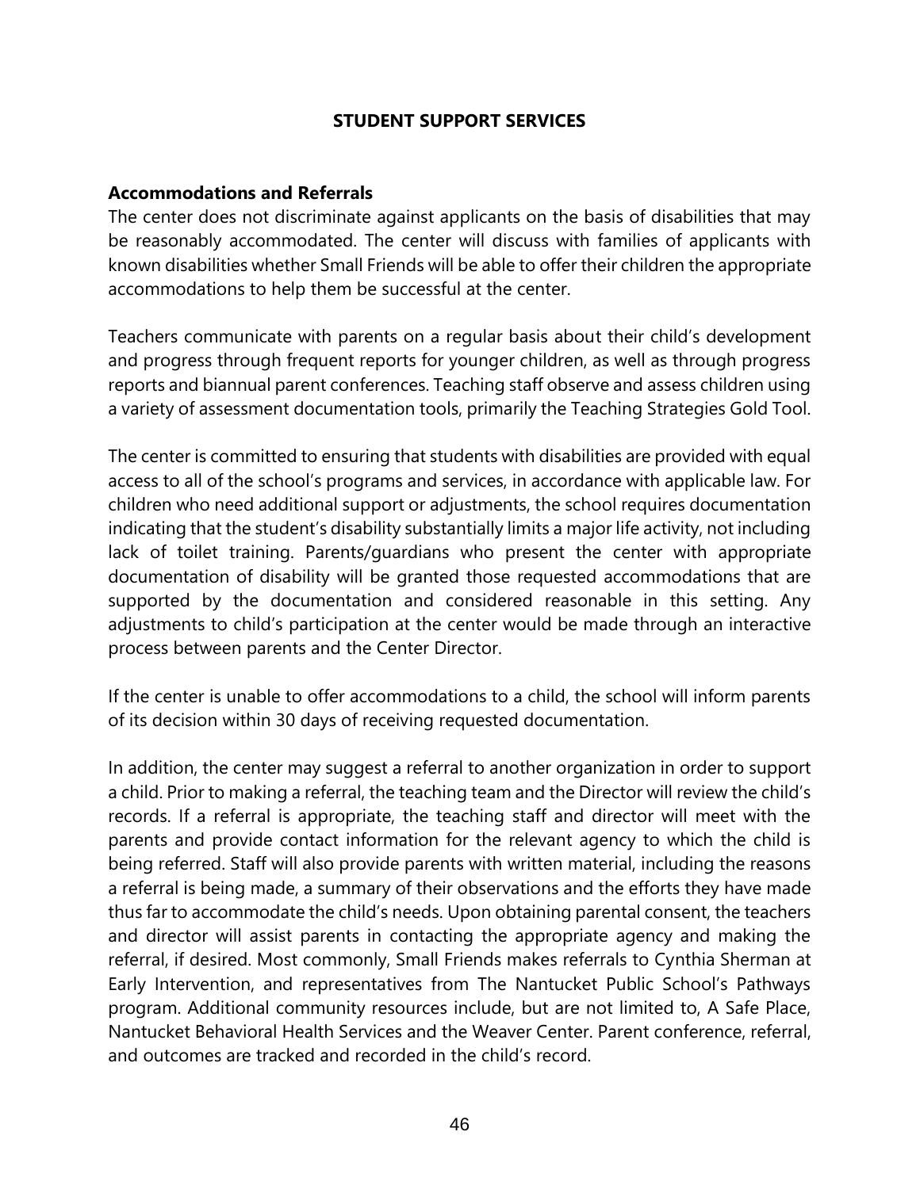## STUDENT SUPPORT SERVICES

### Accommodations and Referrals

The center does not discriminate against applicants on the basis of disabilities that may be reasonably accommodated. The center will discuss with families of applicants with known disabilities whether Small Friends will be able to offer their children the appropriate accommodations to help them be successful at the center.

Teachers communicate with parents on a regular basis about their child's development and progress through frequent reports for younger children, as well as through progress reports and biannual parent conferences. Teaching staff observe and assess children using a variety of assessment documentation tools, primarily the Teaching Strategies Gold Tool.

The center is committed to ensuring that students with disabilities are provided with equal access to all of the school's programs and services, in accordance with applicable law. For children who need additional support or adjustments, the school requires documentation indicating that the student's disability substantially limits a major life activity, not including lack of toilet training. Parents/guardians who present the center with appropriate documentation of disability will be granted those requested accommodations that are supported by the documentation and considered reasonable in this setting. Any adjustments to child's participation at the center would be made through an interactive process between parents and the Center Director.

If the center is unable to offer accommodations to a child, the school will inform parents of its decision within 30 days of receiving requested documentation.

In addition, the center may suggest a referral to another organization in order to support a child. Prior to making a referral, the teaching team and the Director will review the child's records. If a referral is appropriate, the teaching staff and director will meet with the parents and provide contact information for the relevant agency to which the child is being referred. Staff will also provide parents with written material, including the reasons a referral is being made, a summary of their observations and the efforts they have made thus far to accommodate the child's needs. Upon obtaining parental consent, the teachers and director will assist parents in contacting the appropriate agency and making the referral, if desired. Most commonly, Small Friends makes referrals to Cynthia Sherman at Early Intervention, and representatives from The Nantucket Public School's Pathways program. Additional community resources include, but are not limited to, A Safe Place, Nantucket Behavioral Health Services and the Weaver Center. Parent conference, referral, and outcomes are tracked and recorded in the child's record.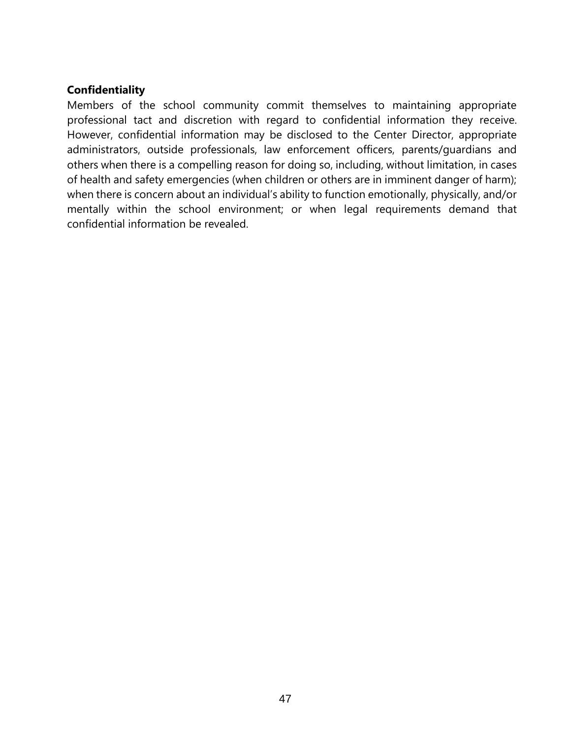**Confidentiality**

Members of the school community commit themselves to maintaining appropriate professional tact and discretion with regard to confidential information they receive. However, confidential information may be disclosed to the Center Director, appropriate administrators, outside professionals, law enforcement officers, parents/guardians and others when there is a compelling reason for doing so, including, without limitation, in cases of health and safety emergencies (when children or others are in imminent danger of harm); when there is concern about an individual's ability to function emotionally, physically, and/or mentally within the school environment; or when legal requirements demand that confidential information be revealed.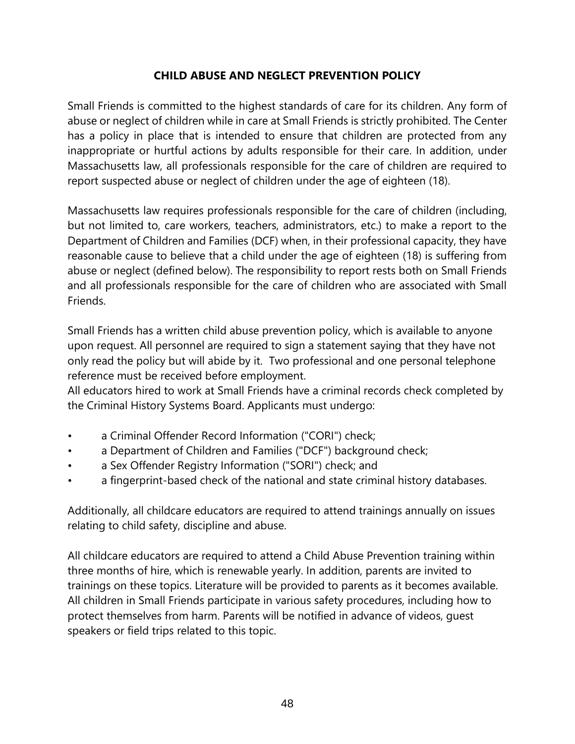## CHILD ABUSE AND NEGLECT PREVENTION POLICY

Small Friends is committed to the highest standards of care for its children. Any form of abuse or neglect of children while in care at Small Friends is strictly prohibited. The Center has a policy in place that is intended to ensure that children are protected from any inappropriate or hurtful actions by adults responsible for their care. In addition, under Massachusetts law, all professionals responsible for the care of children are required to report suspected abuse or neglect of children under the age of eighteen (18).

Massachusetts law requires professionals responsible for the care of children (including, but not limited to, care workers, teachers, administrators, etc.) to make a report to the Department of Children and Families (DCF) when, in their professional capacity, they have reasonable cause to believe that a child under the age of eighteen (18) is suffering from abuse or neglect (defined below). The responsibility to report rests both on Small Friends and all professionals responsible for the care of children who are associated with Small Friends.

Small Friends has a written child abuse prevention policy, which is available to anyone upon request. All personnel are required to sign a statement saying that they have not only read the policy but will abide by it. Two professional and one personal telephone reference must be received before employment.

All educators hired to work at Small Friends have a criminal records check completed by the Criminal History Systems Board. Applicants must undergo:

- a Criminal Offender Record Information ("CORI") check;
- a Department of Children and Families ("DCF") background check;
- a Sex Offender Registry Information ("SORI") check; and
- a fingerprint-based check of the national and state criminal history databases.

Additionally, all childcare educators are required to attend trainings annually on issues relating to child safety, discipline and abuse.

All childcare educators are required to attend a Child Abuse Prevention training within three months of hire, which is renewable yearly. In addition, parents are invited to trainings on these topics. Literature will be provided to parents as it becomes available. All children in Small Friends participate in various safety procedures, including how to protect themselves from harm. Parents will be notified in advance of videos, guest speakers or field trips related to this topic.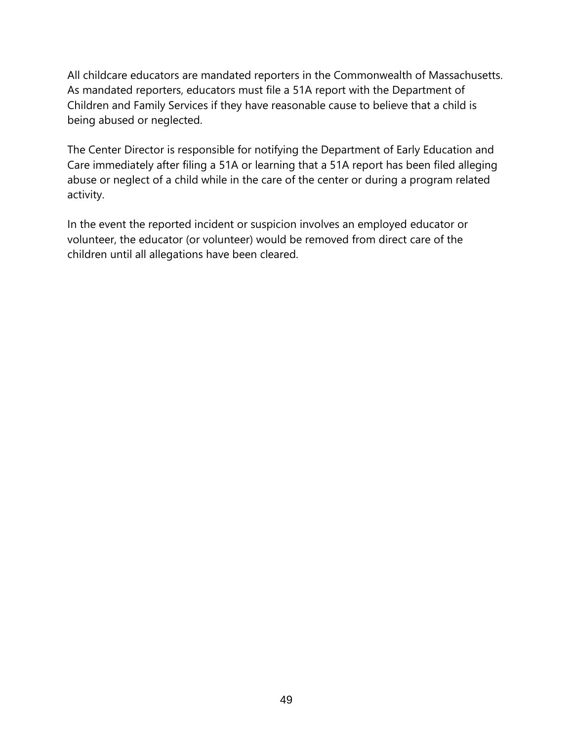All childcare educators are mandated reporters in the Commonwealth of Massachusetts. As mandated reporters, educators must file a 51A report with the Department of Children and Family Services if they have reasonable cause to believe that a child is being abused or neglected.

The Center Director is responsible for notifying the Department of Early Education and Care immediately after filing a 51A or learning that a 51A report has been filed alleging abuse or neglect of a child while in the care of the center or during a program related activity.

In the event the reported incident or suspicion involves an employed educator or volunteer, the educator (or volunteer) would be removed from direct care of the children until all allegations have been cleared.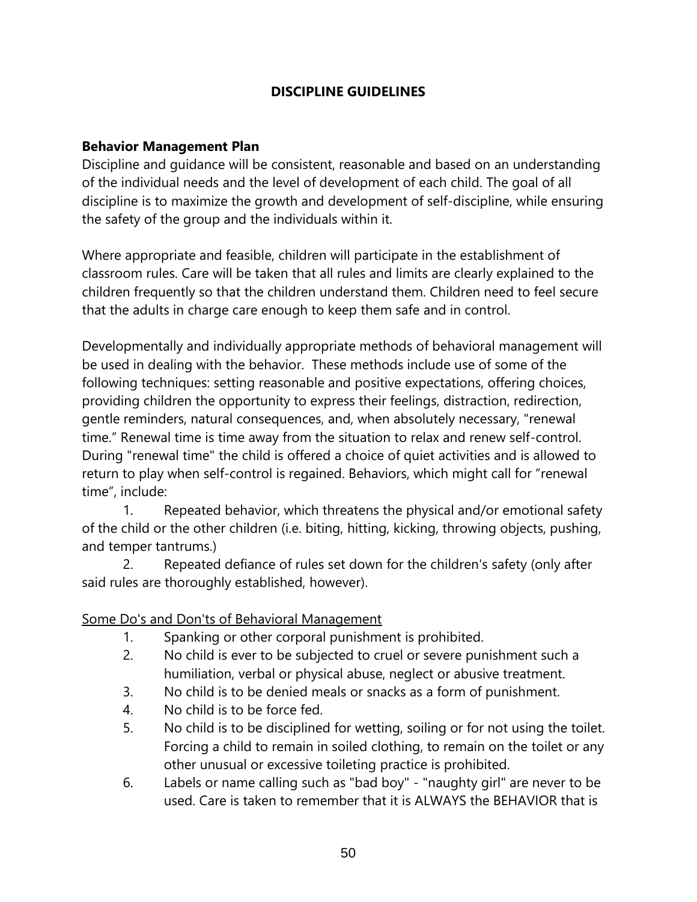## DISCIPLINE GUIDELINES

### Behavior Management Plan

Discipline and guidance will be consistent, reasonable and based on an understanding of the individual needs and the level of development of each child. The goal of all discipline is to maximize the growth and development of self-discipline, while ensuring the safety of the group and the individuals within it.

Where appropriate and feasible, children will participate in the establishment of classroom rules. Care will be taken that all rules and limits are clearly explained to the children frequently so that the children understand them. Children need to feel secure that the adults in charge care enough to keep them safe and in control.

Developmentally and individually appropriate methods of behavioral management will be used in dealing with the behavior. These methods include use of some of the following techniques: setting reasonable and positive expectations, offering choices, providing children the opportunity to express their feelings, distraction, redirection, gentle reminders, natural consequences, and, when absolutely necessary, "renewal time." Renewal time is time away from the situation to relax and renew self-control. During "renewal time" the child is offered a choice of quiet activities and is allowed to return to play when self-control is regained. Behaviors, which might call for "renewal time", include:

1. Repeated behavior, which threatens the physical and/or emotional safety of the child or the other children (i.e. biting, hitting, kicking, throwing objects, pushing, and temper tantrums.)
2. Repeated defiance of rules set down for the children's safety (only after said rules are thoroughly established, however).

<u>Some Do's and Don'ts of Behavioral Management</u>

1. Spanking or other corporal punishment is prohibited.
2. No child is ever to be subjected to cruel or severe punishment such a humiliation, verbal or physical abuse, neglect or abusive treatment.
3. No child is to be denied meals or snacks as a form of punishment.
4. No child is to be force fed.
5. No child is to be disciplined for wetting, soiling or for not using the toilet. Forcing a child to remain in soiled clothing, to remain on the toilet or any other unusual or excessive toileting practice is prohibited.
6. Labels or name calling such as "bad boy" - "naughty girl" are never to be used. Care is taken to remember that it is ALWAYS the BEHAVIOR that is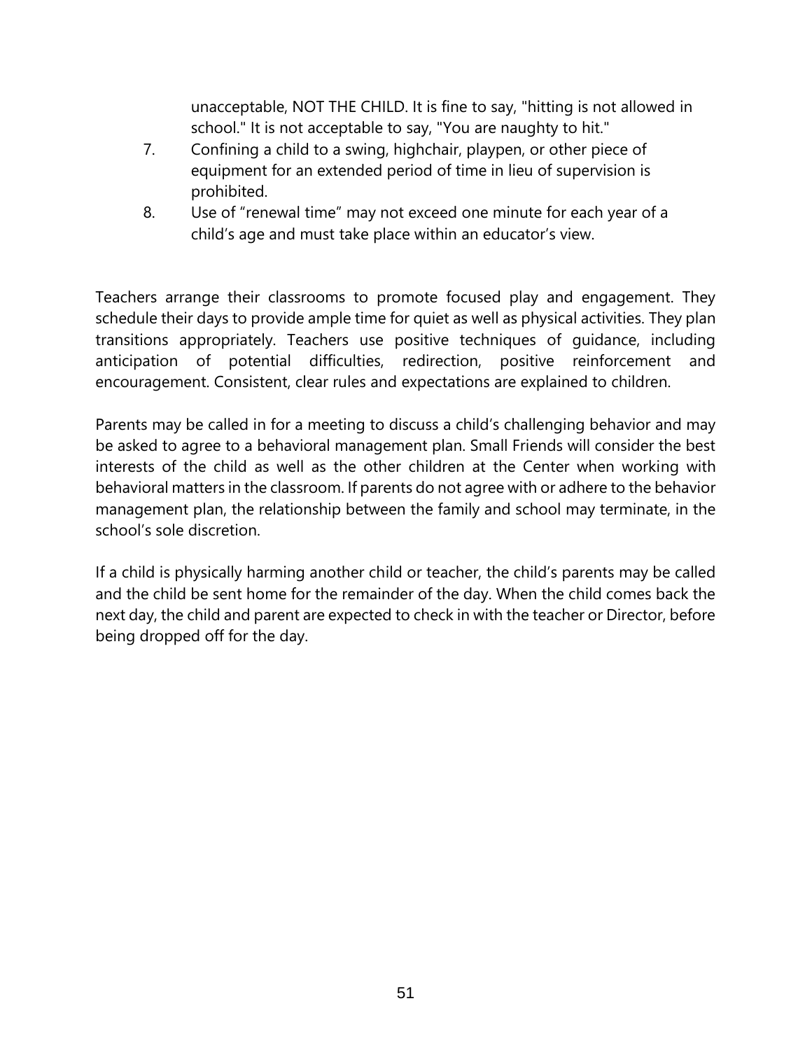unacceptable, NOT THE CHILD. It is fine to say, "hitting is not allowed in school." It is not acceptable to say, "You are naughty to hit."

7. Confining a child to a swing, highchair, playpen, or other piece of equipment for an extended period of time in lieu of supervision is prohibited.
8. Use of “renewal time” may not exceed one minute for each year of a child’s age and must take place within an educator’s view.

Teachers arrange their classrooms to promote focused play and engagement. They schedule their days to provide ample time for quiet as well as physical activities. They plan transitions appropriately. Teachers use positive techniques of guidance, including anticipation of potential difficulties, redirection, positive reinforcement and encouragement. Consistent, clear rules and expectations are explained to children.

Parents may be called in for a meeting to discuss a child’s challenging behavior and may be asked to agree to a behavioral management plan. Small Friends will consider the best interests of the child as well as the other children at the Center when working with behavioral matters in the classroom. If parents do not agree with or adhere to the behavior management plan, the relationship between the family and school may terminate, in the school’s sole discretion.

If a child is physically harming another child or teacher, the child’s parents may be called and the child be sent home for the remainder of the day. When the child comes back the next day, the child and parent are expected to check in with the teacher or Director, before being dropped off for the day.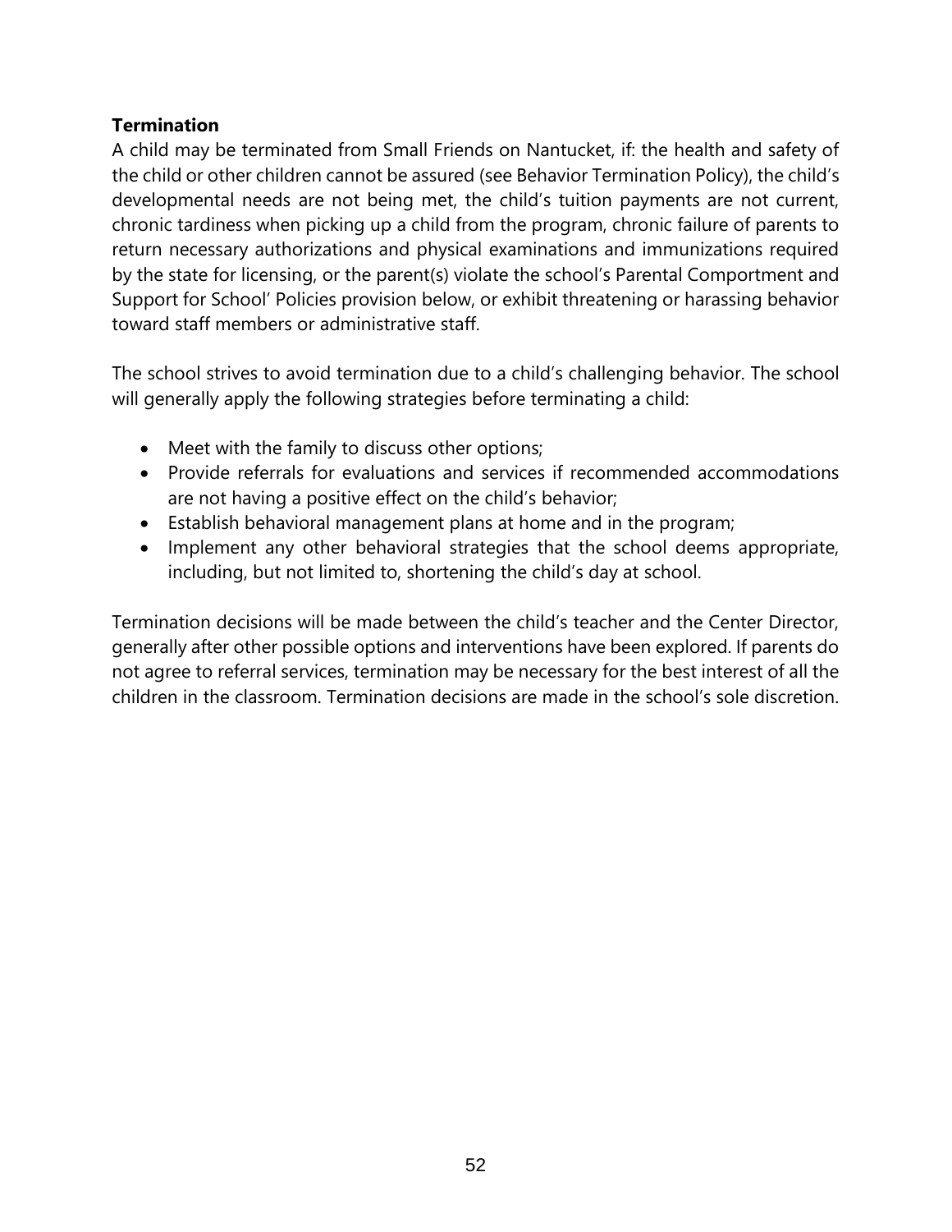**Termination**

A child may be terminated from Small Friends on Nantucket, if: the health and safety of the child or other children cannot be assured (see Behavior Termination Policy), the child's developmental needs are not being met, the child's tuition payments are not current, chronic tardiness when picking up a child from the program, chronic failure of parents to return necessary authorizations and physical examinations and immunizations required by the state for licensing, or the parent(s) violate the school's Parental Comportment and Support for School' Policies provision below, or exhibit threatening or harassing behavior toward staff members or administrative staff.

The school strives to avoid termination due to a child's challenging behavior. The school will generally apply the following strategies before terminating a child:

- Meet with the family to discuss other options;
- Provide referrals for evaluations and services if recommended accommodations are not having a positive effect on the child's behavior;
- Establish behavioral management plans at home and in the program;
- Implement any other behavioral strategies that the school deems appropriate, including, but not limited to, shortening the child's day at school.

Termination decisions will be made between the child's teacher and the Center Director, generally after other possible options and interventions have been explored. If parents do not agree to referral services, termination may be necessary for the best interest of all the children in the classroom. Termination decisions are made in the school's sole discretion.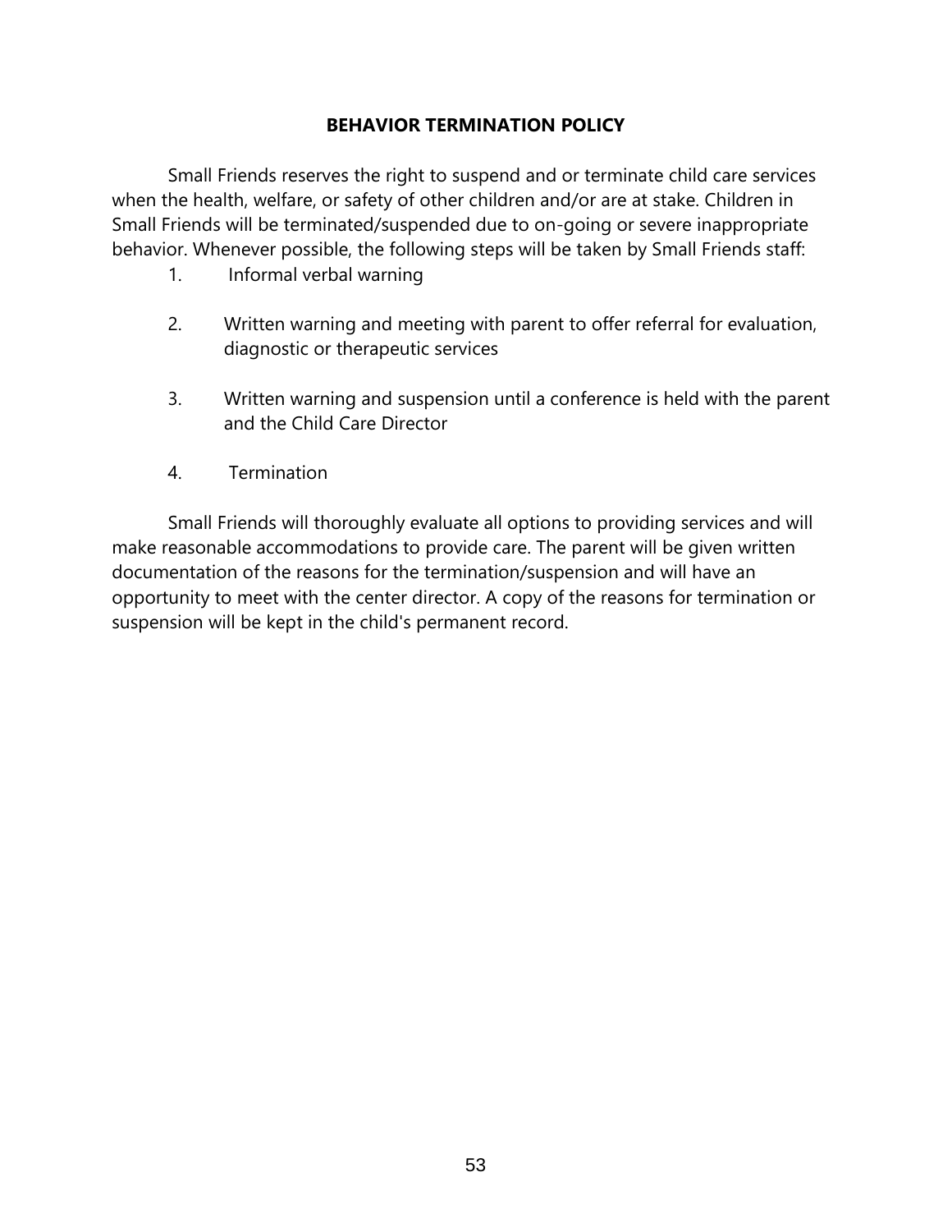## BEHAVIOR TERMINATION POLICY

Small Friends reserves the right to suspend and or terminate child care services when the health, welfare, or safety of other children and/or are at stake. Children in Small Friends will be terminated/suspended due to on-going or severe inappropriate behavior. Whenever possible, the following steps will be taken by Small Friends staff:

1. Informal verbal warning

2. Written warning and meeting with parent to offer referral for evaluation, diagnostic or therapeutic services

3. Written warning and suspension until a conference is held with the parent and the Child Care Director

4. Termination

Small Friends will thoroughly evaluate all options to providing services and will make reasonable accommodations to provide care. The parent will be given written documentation of the reasons for the termination/suspension and will have an opportunity to meet with the center director. A copy of the reasons for termination or suspension will be kept in the child's permanent record.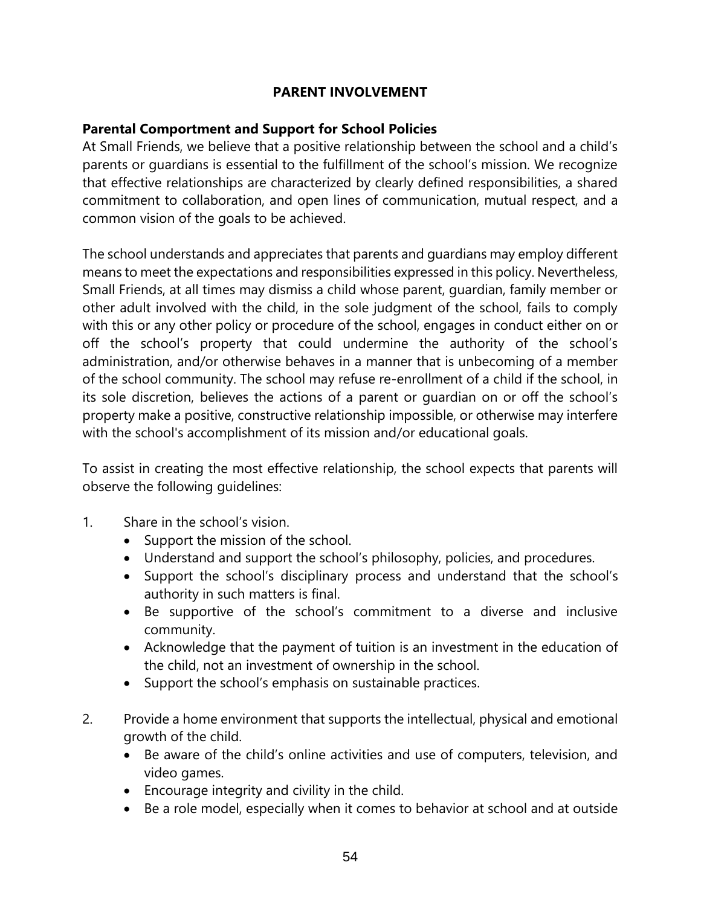# PARENT INVOLVEMENT

## Parental Comportment and Support for School Policies

At Small Friends, we believe that a positive relationship between the school and a child's parents or guardians is essential to the fulfillment of the school's mission. We recognize that effective relationships are characterized by clearly defined responsibilities, a shared commitment to collaboration, and open lines of communication, mutual respect, and a common vision of the goals to be achieved.

The school understands and appreciates that parents and guardians may employ different means to meet the expectations and responsibilities expressed in this policy. Nevertheless, Small Friends, at all times may dismiss a child whose parent, guardian, family member or other adult involved with the child, in the sole judgment of the school, fails to comply with this or any other policy or procedure of the school, engages in conduct either on or off the school's property that could undermine the authority of the school's administration, and/or otherwise behaves in a manner that is unbecoming of a member of the school community. The school may refuse re-enrollment of a child if the school, in its sole discretion, believes the actions of a parent or guardian on or off the school's property make a positive, constructive relationship impossible, or otherwise may interfere with the school's accomplishment of its mission and/or educational goals.

To assist in creating the most effective relationship, the school expects that parents will observe the following guidelines:

1. Share in the school's vision.
   - Support the mission of the school.
   - Understand and support the school's philosophy, policies, and procedures.
   - Support the school's disciplinary process and understand that the school's authority in such matters is final.
   - Be supportive of the school's commitment to a diverse and inclusive community.
   - Acknowledge that the payment of tuition is an investment in the education of the child, not an investment of ownership in the school.
   - Support the school's emphasis on sustainable practices.

2. Provide a home environment that supports the intellectual, physical and emotional growth of the child.
   - Be aware of the child's online activities and use of computers, television, and video games.
   - Encourage integrity and civility in the child.
   - Be a role model, especially when it comes to behavior at school and at outside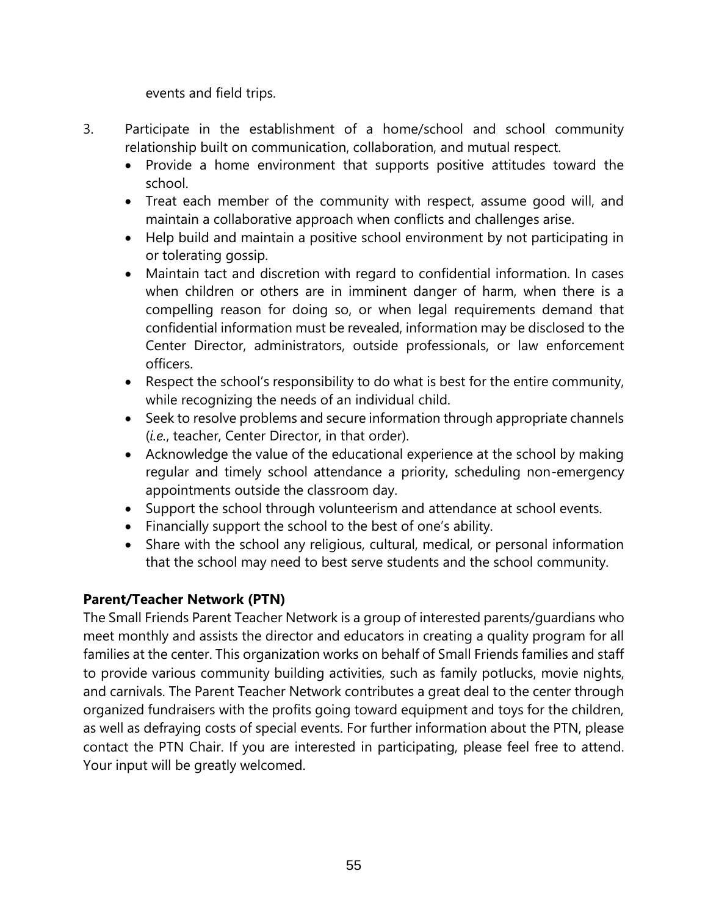events and field trips.

3. Participate in the establishment of a home/school and school community relationship built on communication, collaboration, and mutual respect.
    - Provide a home environment that supports positive attitudes toward the school.
    - Treat each member of the community with respect, assume good will, and maintain a collaborative approach when conflicts and challenges arise.
    - Help build and maintain a positive school environment by not participating in or tolerating gossip.
    - Maintain tact and discretion with regard to confidential information. In cases when children or others are in imminent danger of harm, when there is a compelling reason for doing so, or when legal requirements demand that confidential information must be revealed, information may be disclosed to the Center Director, administrators, outside professionals, or law enforcement officers.
    - Respect the school's responsibility to do what is best for the entire community, while recognizing the needs of an individual child.
    - Seek to resolve problems and secure information through appropriate channels (*i.e.*, teacher, Center Director, in that order).
    - Acknowledge the value of the educational experience at the school by making regular and timely school attendance a priority, scheduling non-emergency appointments outside the classroom day.
    - Support the school through volunteerism and attendance at school events.
    - Financially support the school to the best of one's ability.
    - Share with the school any religious, cultural, medical, or personal information that the school may need to best serve students and the school community.

**Parent/Teacher Network (PTN)**

The Small Friends Parent Teacher Network is a group of interested parents/guardians who meet monthly and assists the director and educators in creating a quality program for all families at the center. This organization works on behalf of Small Friends families and staff to provide various community building activities, such as family potlucks, movie nights, and carnivals. The Parent Teacher Network contributes a great deal to the center through organized fundraisers with the profits going toward equipment and toys for the children, as well as defraying costs of special events. For further information about the PTN, please contact the PTN Chair. If you are interested in participating, please feel free to attend. Your input will be greatly welcomed.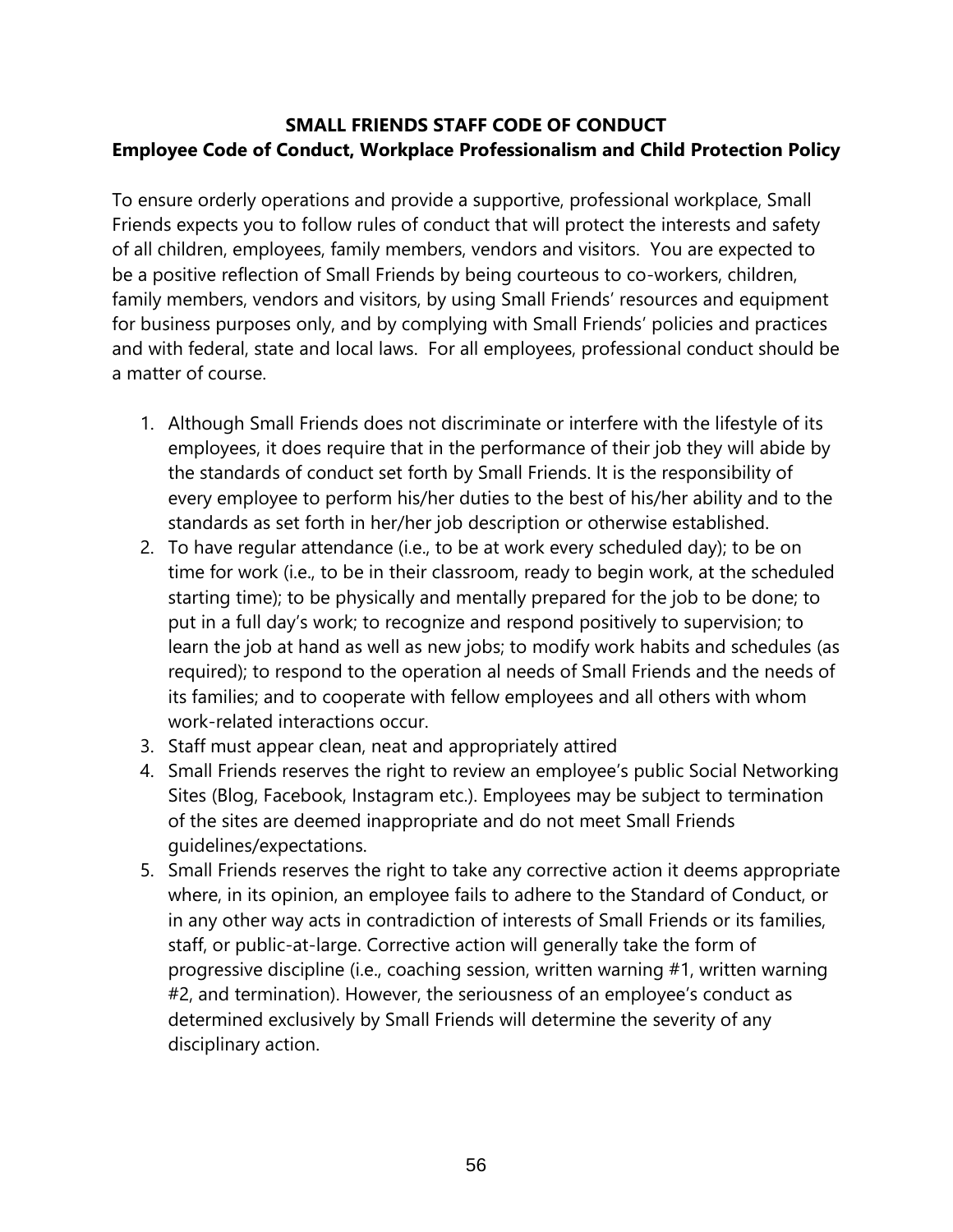**SMALL FRIENDS STAFF CODE OF CONDUCT**

**Employee Code of Conduct, Workplace Professionalism and Child Protection Policy**

To ensure orderly operations and provide a supportive, professional workplace, Small Friends expects you to follow rules of conduct that will protect the interests and safety of all children, employees, family members, vendors and visitors. You are expected to be a positive reflection of Small Friends by being courteous to co-workers, children, family members, vendors and visitors, by using Small Friends' resources and equipment for business purposes only, and by complying with Small Friends' policies and practices and with federal, state and local laws. For all employees, professional conduct should be a matter of course.

1. Although Small Friends does not discriminate or interfere with the lifestyle of its employees, it does require that in the performance of their job they will abide by the standards of conduct set forth by Small Friends. It is the responsibility of every employee to perform his/her duties to the best of his/her ability and to the standards as set forth in her/her job description or otherwise established.
2. To have regular attendance (i.e., to be at work every scheduled day); to be on time for work (i.e., to be in their classroom, ready to begin work, at the scheduled starting time); to be physically and mentally prepared for the job to be done; to put in a full day's work; to recognize and respond positively to supervision; to learn the job at hand as well as new jobs; to modify work habits and schedules (as required); to respond to the operation al needs of Small Friends and the needs of its families; and to cooperate with fellow employees and all others with whom work-related interactions occur.
3. Staff must appear clean, neat and appropriately attired
4. Small Friends reserves the right to review an employee's public Social Networking Sites (Blog, Facebook, Instagram etc.). Employees may be subject to termination of the sites are deemed inappropriate and do not meet Small Friends guidelines/expectations.
5. Small Friends reserves the right to take any corrective action it deems appropriate where, in its opinion, an employee fails to adhere to the Standard of Conduct, or in any other way acts in contradiction of interests of Small Friends or its families, staff, or public-at-large. Corrective action will generally take the form of progressive discipline (i.e., coaching session, written warning #1, written warning #2, and termination). However, the seriousness of an employee's conduct as determined exclusively by Small Friends will determine the severity of any disciplinary action.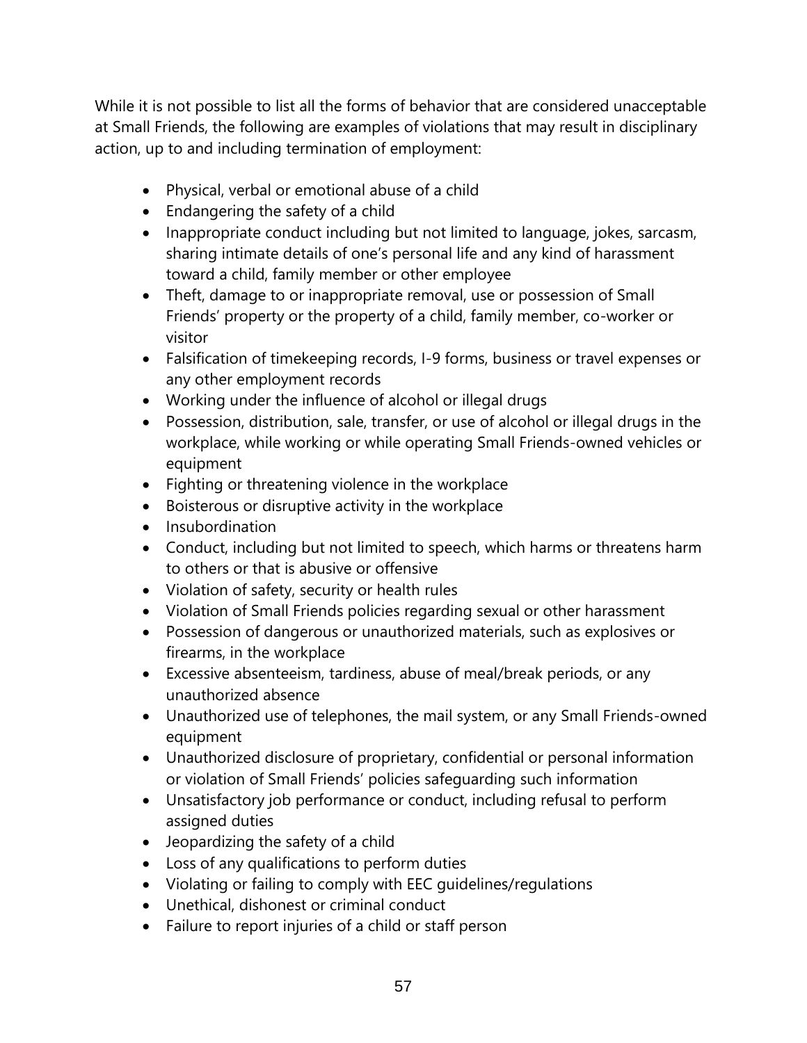While it is not possible to list all the forms of behavior that are considered unacceptable at Small Friends, the following are examples of violations that may result in disciplinary action, up to and including termination of employment:

- Physical, verbal or emotional abuse of a child
- Endangering the safety of a child
- Inappropriate conduct including but not limited to language, jokes, sarcasm, sharing intimate details of one's personal life and any kind of harassment toward a child, family member or other employee
- Theft, damage to or inappropriate removal, use or possession of Small Friends' property or the property of a child, family member, co-worker or visitor
- Falsification of timekeeping records, I-9 forms, business or travel expenses or any other employment records
- Working under the influence of alcohol or illegal drugs
- Possession, distribution, sale, transfer, or use of alcohol or illegal drugs in the workplace, while working or while operating Small Friends-owned vehicles or equipment
- Fighting or threatening violence in the workplace
- Boisterous or disruptive activity in the workplace
- Insubordination
- Conduct, including but not limited to speech, which harms or threatens harm to others or that is abusive or offensive
- Violation of safety, security or health rules
- Violation of Small Friends policies regarding sexual or other harassment
- Possession of dangerous or unauthorized materials, such as explosives or firearms, in the workplace
- Excessive absenteeism, tardiness, abuse of meal/break periods, or any unauthorized absence
- Unauthorized use of telephones, the mail system, or any Small Friends-owned equipment
- Unauthorized disclosure of proprietary, confidential or personal information or violation of Small Friends' policies safeguarding such information
- Unsatisfactory job performance or conduct, including refusal to perform assigned duties
- Jeopardizing the safety of a child
- Loss of any qualifications to perform duties
- Violating or failing to comply with EEC guidelines/regulations
- Unethical, dishonest or criminal conduct
- Failure to report injuries of a child or staff person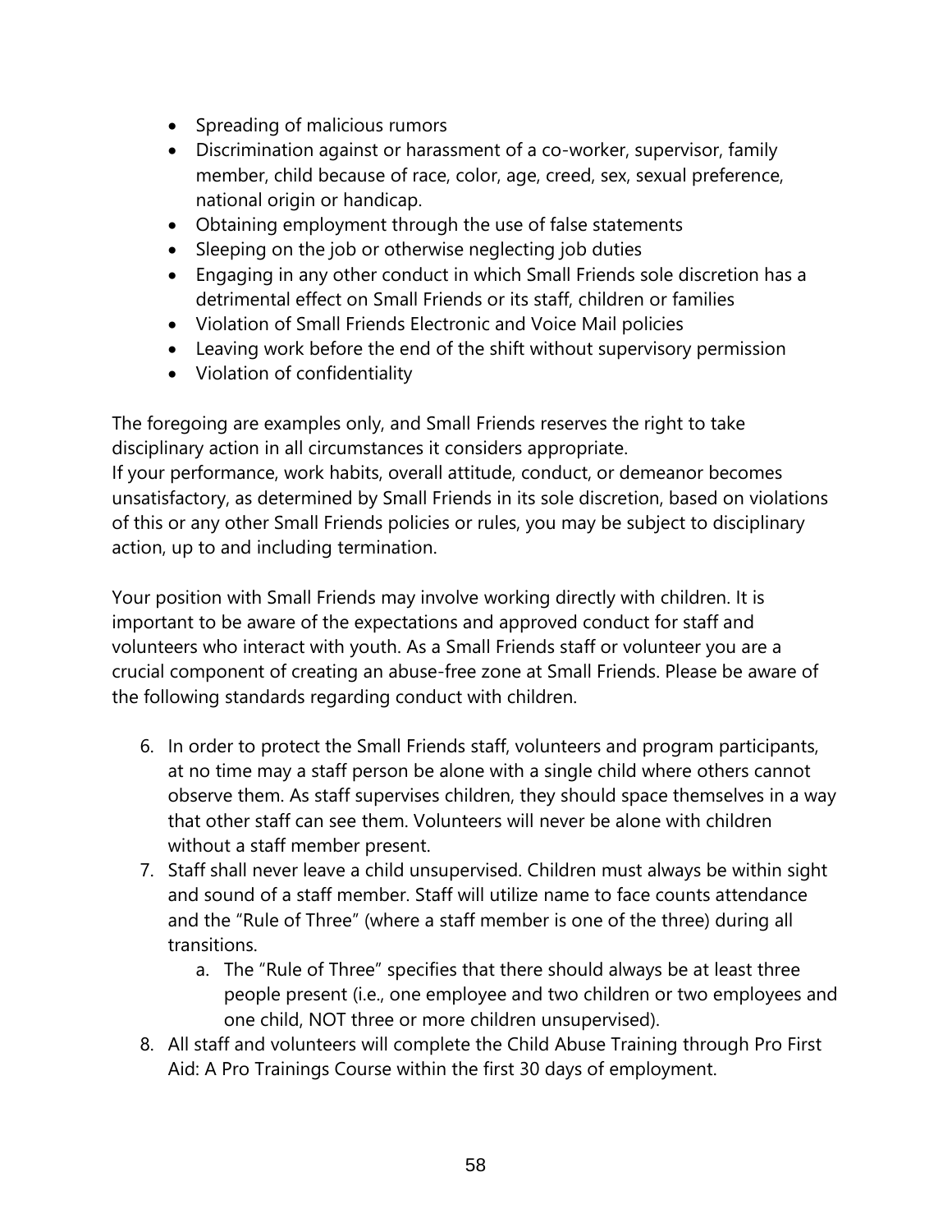- Spreading of malicious rumors
- Discrimination against or harassment of a co-worker, supervisor, family member, child because of race, color, age, creed, sex, sexual preference, national origin or handicap.
- Obtaining employment through the use of false statements
- Sleeping on the job or otherwise neglecting job duties
- Engaging in any other conduct in which Small Friends sole discretion has a detrimental effect on Small Friends or its staff, children or families
- Violation of Small Friends Electronic and Voice Mail policies
- Leaving work before the end of the shift without supervisory permission
- Violation of confidentiality

The foregoing are examples only, and Small Friends reserves the right to take disciplinary action in all circumstances it considers appropriate.
If your performance, work habits, overall attitude, conduct, or demeanor becomes unsatisfactory, as determined by Small Friends in its sole discretion, based on violations of this or any other Small Friends policies or rules, you may be subject to disciplinary action, up to and including termination.

Your position with Small Friends may involve working directly with children. It is important to be aware of the expectations and approved conduct for staff and volunteers who interact with youth. As a Small Friends staff or volunteer you are a crucial component of creating an abuse-free zone at Small Friends. Please be aware of the following standards regarding conduct with children.

6. In order to protect the Small Friends staff, volunteers and program participants, at no time may a staff person be alone with a single child where others cannot observe them. As staff supervises children, they should space themselves in a way that other staff can see them. Volunteers will never be alone with children without a staff member present.
7. Staff shall never leave a child unsupervised. Children must always be within sight and sound of a staff member. Staff will utilize name to face counts attendance and the "Rule of Three" (where a staff member is one of the three) during all transitions.
    a. The "Rule of Three" specifies that there should always be at least three people present (i.e., one employee and two children or two employees and one child, NOT three or more children unsupervised).
8. All staff and volunteers will complete the Child Abuse Training through Pro First Aid: A Pro Trainings Course within the first 30 days of employment.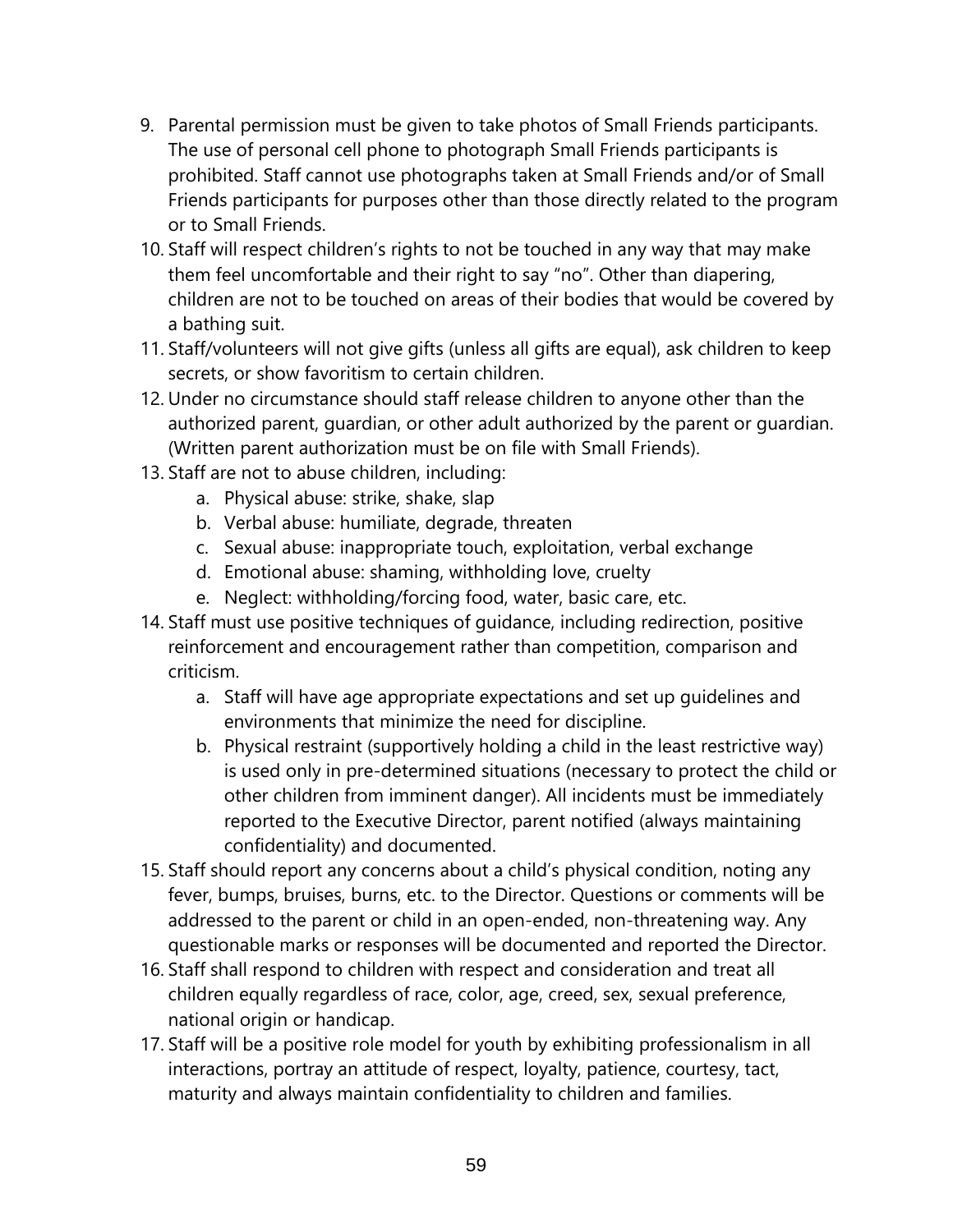9. Parental permission must be given to take photos of Small Friends participants. The use of personal cell phone to photograph Small Friends participants is prohibited. Staff cannot use photographs taken at Small Friends and/or of Small Friends participants for purposes other than those directly related to the program or to Small Friends.
10. Staff will respect children's rights to not be touched in any way that may make them feel uncomfortable and their right to say "no". Other than diapering, children are not to be touched on areas of their bodies that would be covered by a bathing suit.
11. Staff/volunteers will not give gifts (unless all gifts are equal), ask children to keep secrets, or show favoritism to certain children.
12. Under no circumstance should staff release children to anyone other than the authorized parent, guardian, or other adult authorized by the parent or guardian. (Written parent authorization must be on file with Small Friends).
13. Staff are not to abuse children, including:
    a. Physical abuse: strike, shake, slap
    b. Verbal abuse: humiliate, degrade, threaten
    c. Sexual abuse: inappropriate touch, exploitation, verbal exchange
    d. Emotional abuse: shaming, withholding love, cruelty
    e. Neglect: withholding/forcing food, water, basic care, etc.
14. Staff must use positive techniques of guidance, including redirection, positive reinforcement and encouragement rather than competition, comparison and criticism.
    a. Staff will have age appropriate expectations and set up guidelines and environments that minimize the need for discipline.
    b. Physical restraint (supportively holding a child in the least restrictive way) is used only in pre-determined situations (necessary to protect the child or other children from imminent danger). All incidents must be immediately reported to the Executive Director, parent notified (always maintaining confidentiality) and documented.
15. Staff should report any concerns about a child's physical condition, noting any fever, bumps, bruises, burns, etc. to the Director. Questions or comments will be addressed to the parent or child in an open-ended, non-threatening way. Any questionable marks or responses will be documented and reported the Director.
16. Staff shall respond to children with respect and consideration and treat all children equally regardless of race, color, age, creed, sex, sexual preference, national origin or handicap.
17. Staff will be a positive role model for youth by exhibiting professionalism in all interactions, portray an attitude of respect, loyalty, patience, courtesy, tact, maturity and always maintain confidentiality to children and families.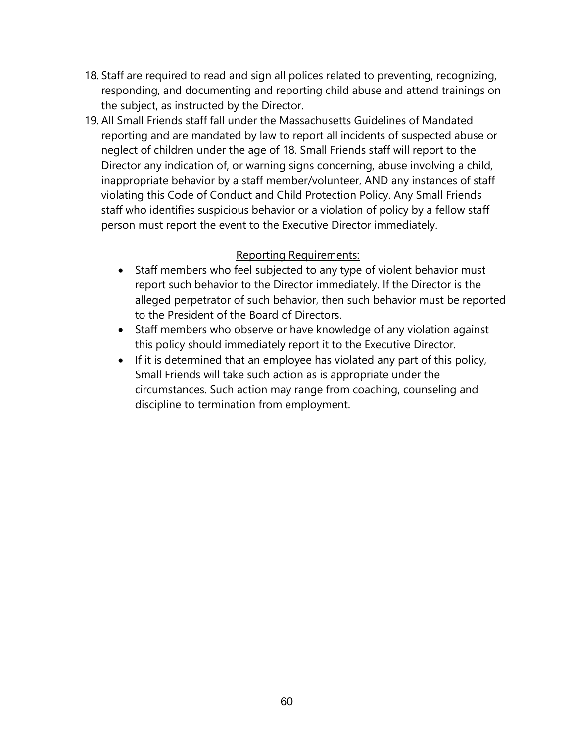18. Staff are required to read and sign all polices related to preventing, recognizing, responding, and documenting and reporting child abuse and attend trainings on the subject, as instructed by the Director.
19. All Small Friends staff fall under the Massachusetts Guidelines of Mandated reporting and are mandated by law to report all incidents of suspected abuse or neglect of children under the age of 18. Small Friends staff will report to the Director any indication of, or warning signs concerning, abuse involving a child, inappropriate behavior by a staff member/volunteer, AND any instances of staff violating this Code of Conduct and Child Protection Policy. Any Small Friends staff who identifies suspicious behavior or a violation of policy by a fellow staff person must report the event to the Executive Director immediately.

Reporting Requirements:

- Staff members who feel subjected to any type of violent behavior must report such behavior to the Director immediately. If the Director is the alleged perpetrator of such behavior, then such behavior must be reported to the President of the Board of Directors.
- Staff members who observe or have knowledge of any violation against this policy should immediately report it to the Executive Director.
- If it is determined that an employee has violated any part of this policy, Small Friends will take such action as is appropriate under the circumstances. Such action may range from coaching, counseling and discipline to termination from employment.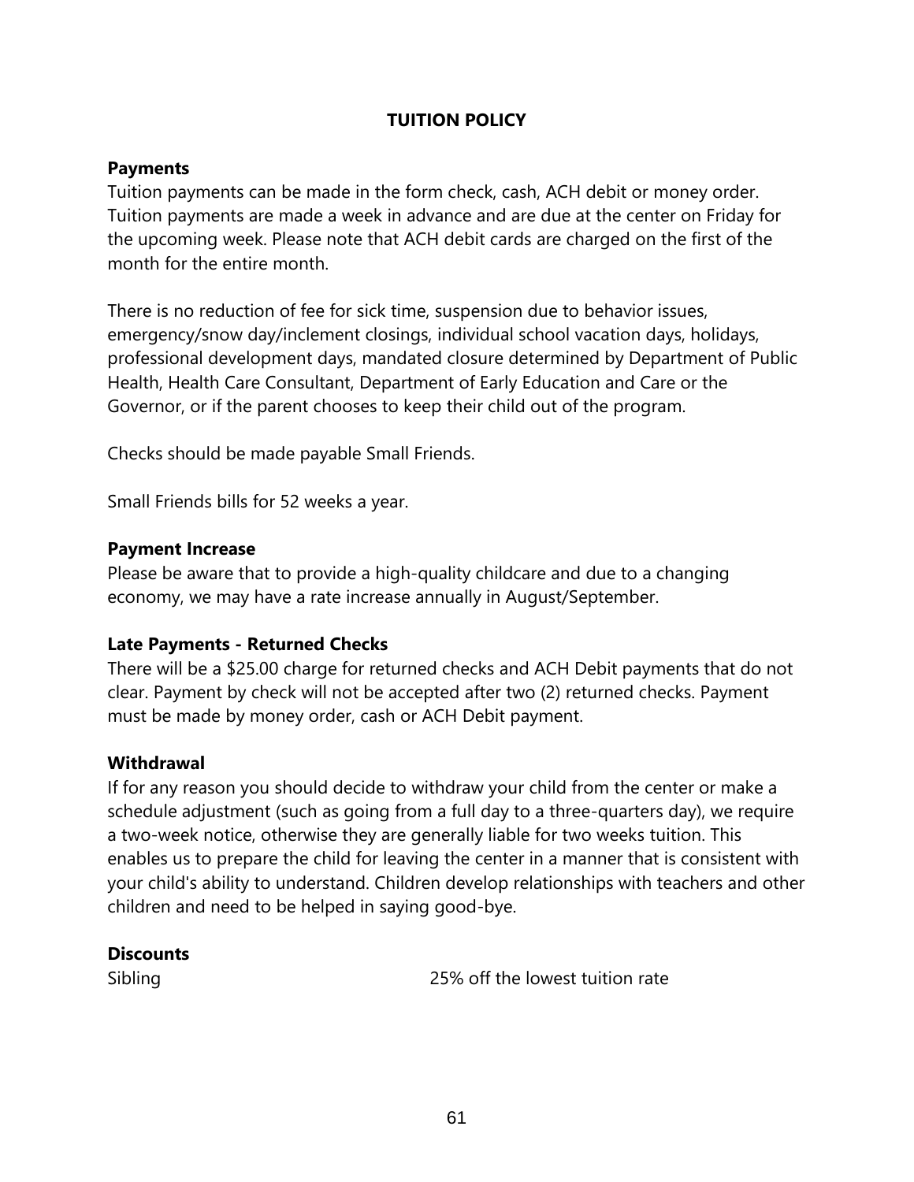## TUITION POLICY

**Payments**

Tuition payments can be made in the form check, cash, ACH debit or money order. Tuition payments are made a week in advance and are due at the center on Friday for the upcoming week. Please note that ACH debit cards are charged on the first of the month for the entire month.

There is no reduction of fee for sick time, suspension due to behavior issues, emergency/snow day/inclement closings, individual school vacation days, holidays, professional development days, mandated closure determined by Department of Public Health, Health Care Consultant, Department of Early Education and Care or the Governor, or if the parent chooses to keep their child out of the program.

Checks should be made payable Small Friends.

Small Friends bills for 52 weeks a year.

**Payment Increase**

Please be aware that to provide a high-quality childcare and due to a changing economy, we may have a rate increase annually in August/September.

**Late Payments - Returned Checks**

There will be a $25.00 charge for returned checks and ACH Debit payments that do not clear. Payment by check will not be accepted after two (2) returned checks. Payment must be made by money order, cash or ACH Debit payment.

**Withdrawal**

If for any reason you should decide to withdraw your child from the center or make a schedule adjustment (such as going from a full day to a three-quarters day), we require a two-week notice, otherwise they are generally liable for two weeks tuition. This enables us to prepare the child for leaving the center in a manner that is consistent with your child's ability to understand. Children develop relationships with teachers and other children and need to be helped in saying good-bye.

**Discounts**

Sibling 25% off the lowest tuition rate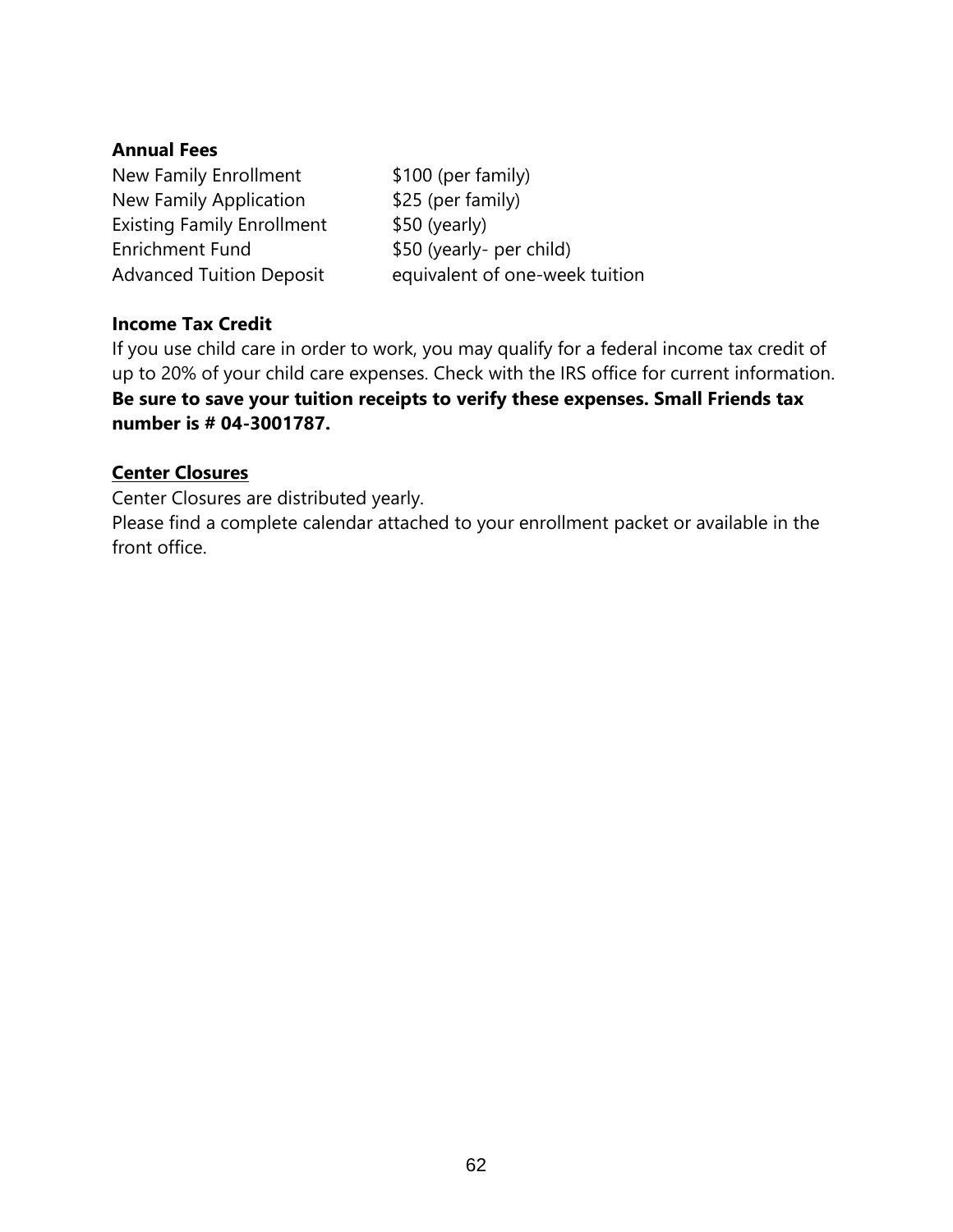**Annual Fees**

| | |
|---|---|
| New Family Enrollment | $100 (per family) |
| New Family Application | $25 (per family) |
| Existing Family Enrollment | $50 (yearly) |
| Enrichment Fund | $50 (yearly- per child) |
| Advanced Tuition Deposit | equivalent of one-week tuition |

**Income Tax Credit**

If you use child care in order to work, you may qualify for a federal income tax credit of up to 20% of your child care expenses. Check with the IRS office for current information. **Be sure to save your tuition receipts to verify these expenses. Small Friends tax number is # 04-3001787.**

**<u>Center Closures</u>**

Center Closures are distributed yearly.
Please find a complete calendar attached to your enrollment packet or available in the front office.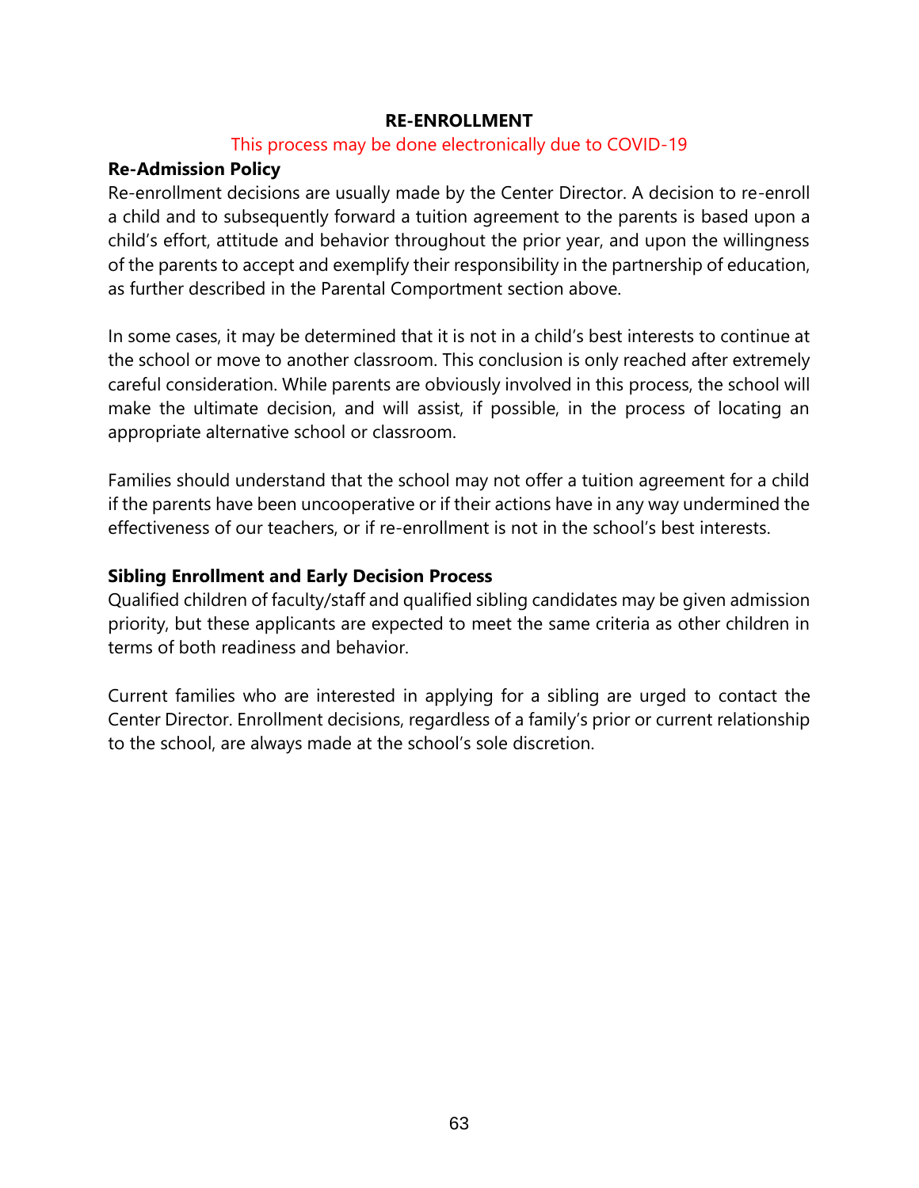# RE-ENROLLMENT

This process may be done electronically due to COVID-19

### Re-Admission Policy

Re-enrollment decisions are usually made by the Center Director. A decision to re-enroll a child and to subsequently forward a tuition agreement to the parents is based upon a child's effort, attitude and behavior throughout the prior year, and upon the willingness of the parents to accept and exemplify their responsibility in the partnership of education, as further described in the Parental Comportment section above.

In some cases, it may be determined that it is not in a child's best interests to continue at the school or move to another classroom. This conclusion is only reached after extremely careful consideration. While parents are obviously involved in this process, the school will make the ultimate decision, and will assist, if possible, in the process of locating an appropriate alternative school or classroom.

Families should understand that the school may not offer a tuition agreement for a child if the parents have been uncooperative or if their actions have in any way undermined the effectiveness of our teachers, or if re-enrollment is not in the school's best interests.

### Sibling Enrollment and Early Decision Process

Qualified children of faculty/staff and qualified sibling candidates may be given admission priority, but these applicants are expected to meet the same criteria as other children in terms of both readiness and behavior.

Current families who are interested in applying for a sibling are urged to contact the Center Director. Enrollment decisions, regardless of a family's prior or current relationship to the school, are always made at the school's sole discretion.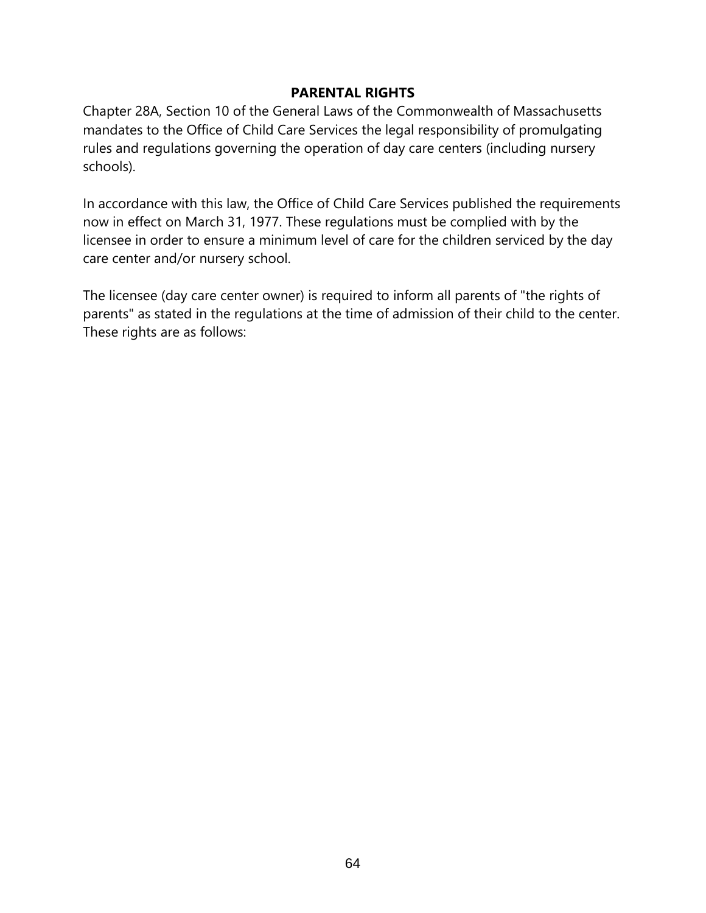## PARENTAL RIGHTS

Chapter 28A, Section 10 of the General Laws of the Commonwealth of Massachusetts mandates to the Office of Child Care Services the legal responsibility of promulgating rules and regulations governing the operation of day care centers (including nursery schools).

In accordance with this law, the Office of Child Care Services published the requirements now in effect on March 31, 1977. These regulations must be complied with by the licensee in order to ensure a minimum level of care for the children serviced by the day care center and/or nursery school.

The licensee (day care center owner) is required to inform all parents of "the rights of parents" as stated in the regulations at the time of admission of their child to the center. These rights are as follows: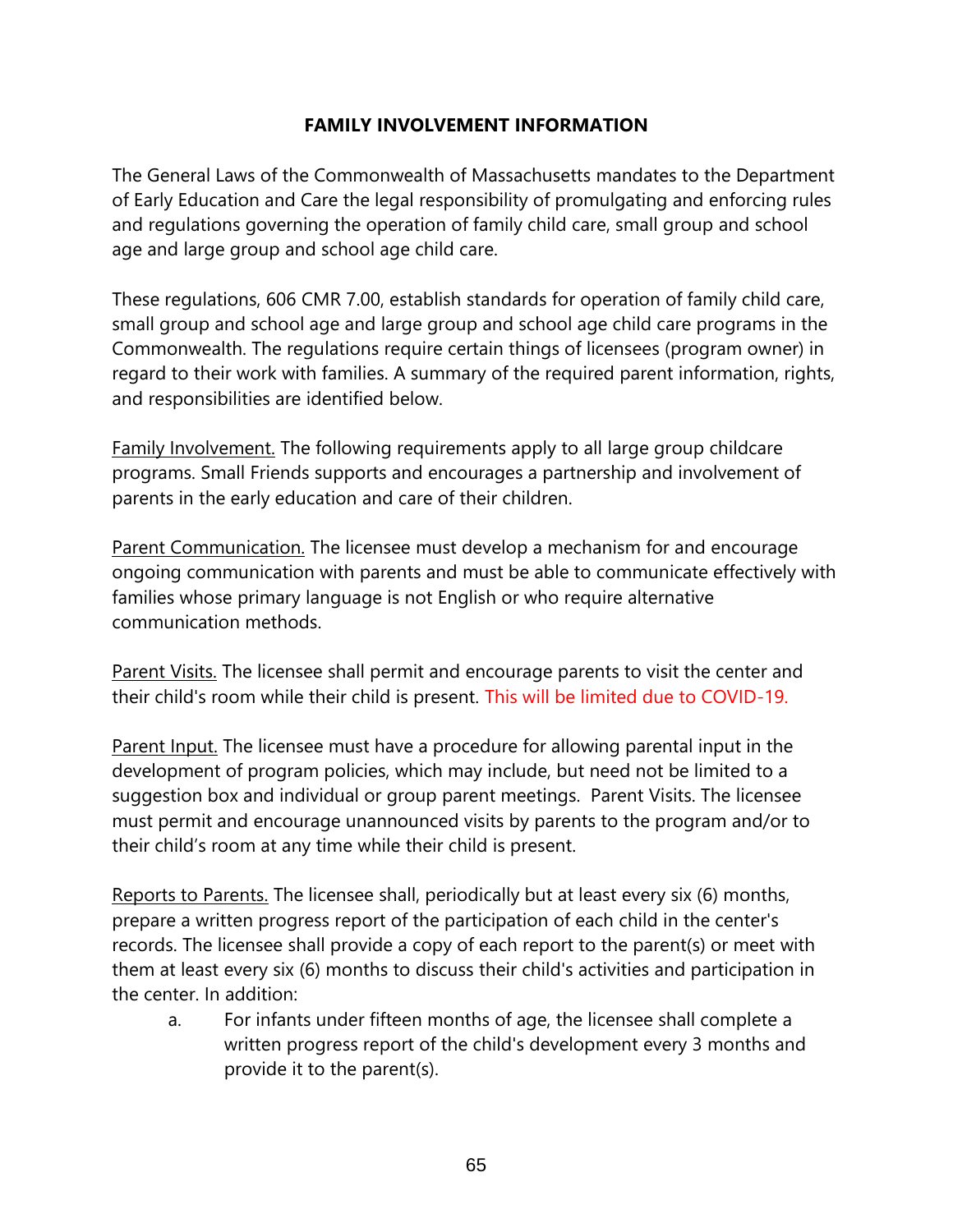# FAMILY INVOLVEMENT INFORMATION

The General Laws of the Commonwealth of Massachusetts mandates to the Department of Early Education and Care the legal responsibility of promulgating and enforcing rules and regulations governing the operation of family child care, small group and school age and large group and school age child care.

These regulations, 606 CMR 7.00, establish standards for operation of family child care, small group and school age and large group and school age child care programs in the Commonwealth. The regulations require certain things of licensees (program owner) in regard to their work with families. A summary of the required parent information, rights, and responsibilities are identified below.

Family Involvement. The following requirements apply to all large group childcare programs. Small Friends supports and encourages a partnership and involvement of parents in the early education and care of their children.

Parent Communication. The licensee must develop a mechanism for and encourage ongoing communication with parents and must be able to communicate effectively with families whose primary language is not English or who require alternative communication methods.

Parent Visits. The licensee shall permit and encourage parents to visit the center and their child's room while their child is present. This will be limited due to COVID-19.

Parent Input. The licensee must have a procedure for allowing parental input in the development of program policies, which may include, but need not be limited to a suggestion box and individual or group parent meetings. Parent Visits. The licensee must permit and encourage unannounced visits by parents to the program and/or to their child's room at any time while their child is present.

Reports to Parents. The licensee shall, periodically but at least every six (6) months, prepare a written progress report of the participation of each child in the center's records. The licensee shall provide a copy of each report to the parent(s) or meet with them at least every six (6) months to discuss their child's activities and participation in the center. In addition:

a. For infants under fifteen months of age, the licensee shall complete a written progress report of the child's development every 3 months and provide it to the parent(s).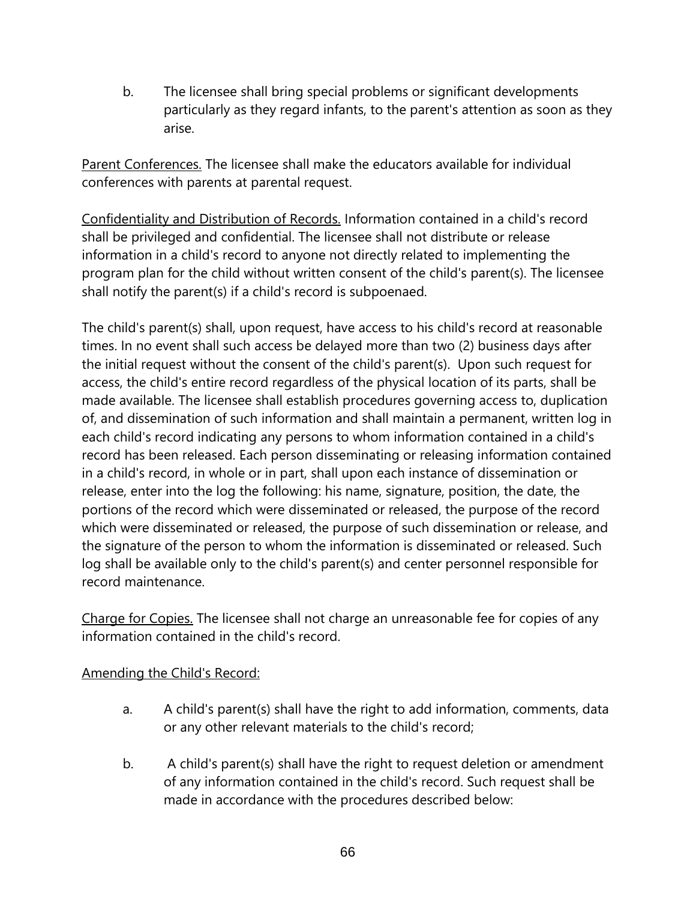b. The licensee shall bring special problems or significant developments particularly as they regard infants, to the parent's attention as soon as they arise.

<u>Parent Conferences.</u> The licensee shall make the educators available for individual conferences with parents at parental request.

<u>Confidentiality and Distribution of Records.</u> Information contained in a child's record shall be privileged and confidential. The licensee shall not distribute or release information in a child's record to anyone not directly related to implementing the program plan for the child without written consent of the child's parent(s). The licensee shall notify the parent(s) if a child's record is subpoenaed.

The child's parent(s) shall, upon request, have access to his child's record at reasonable times. In no event shall such access be delayed more than two (2) business days after the initial request without the consent of the child's parent(s). Upon such request for access, the child's entire record regardless of the physical location of its parts, shall be made available. The licensee shall establish procedures governing access to, duplication of, and dissemination of such information and shall maintain a permanent, written log in each child's record indicating any persons to whom information contained in a child's record has been released. Each person disseminating or releasing information contained in a child's record, in whole or in part, shall upon each instance of dissemination or release, enter into the log the following: his name, signature, position, the date, the portions of the record which were disseminated or released, the purpose of the record which were disseminated or released, the purpose of such dissemination or release, and the signature of the person to whom the information is disseminated or released. Such log shall be available only to the child's parent(s) and center personnel responsible for record maintenance.

<u>Charge for Copies.</u> The licensee shall not charge an unreasonable fee for copies of any information contained in the child's record.

<u>Amending the Child's Record:</u>

a. A child's parent(s) shall have the right to add information, comments, data or any other relevant materials to the child's record;

b. A child's parent(s) shall have the right to request deletion or amendment of any information contained in the child's record. Such request shall be made in accordance with the procedures described below: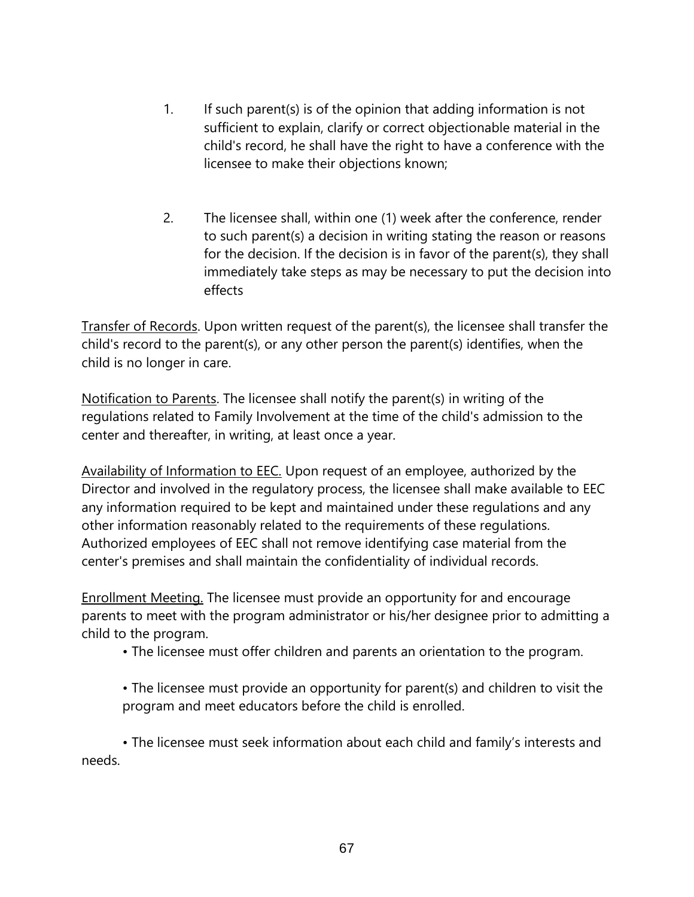1. If such parent(s) is of the opinion that adding information is not sufficient to explain, clarify or correct objectionable material in the child's record, he shall have the right to have a conference with the licensee to make their objections known;

2. The licensee shall, within one (1) week after the conference, render to such parent(s) a decision in writing stating the reason or reasons for the decision. If the decision is in favor of the parent(s), they shall immediately take steps as may be necessary to put the decision into effects

<u>Transfer of Records</u>. Upon written request of the parent(s), the licensee shall transfer the child's record to the parent(s), or any other person the parent(s) identifies, when the child is no longer in care.

<u>Notification to Parents</u>. The licensee shall notify the parent(s) in writing of the regulations related to Family Involvement at the time of the child's admission to the center and thereafter, in writing, at least once a year.

<u>Availability of Information to EEC.</u> Upon request of an employee, authorized by the Director and involved in the regulatory process, the licensee shall make available to EEC any information required to be kept and maintained under these regulations and any other information reasonably related to the requirements of these regulations. Authorized employees of EEC shall not remove identifying case material from the center's premises and shall maintain the confidentiality of individual records.

<u>Enrollment Meeting.</u> The licensee must provide an opportunity for and encourage parents to meet with the program administrator or his/her designee prior to admitting a child to the program.

- The licensee must offer children and parents an orientation to the program.

- The licensee must provide an opportunity for parent(s) and children to visit the program and meet educators before the child is enrolled.

- The licensee must seek information about each child and family's interests and needs.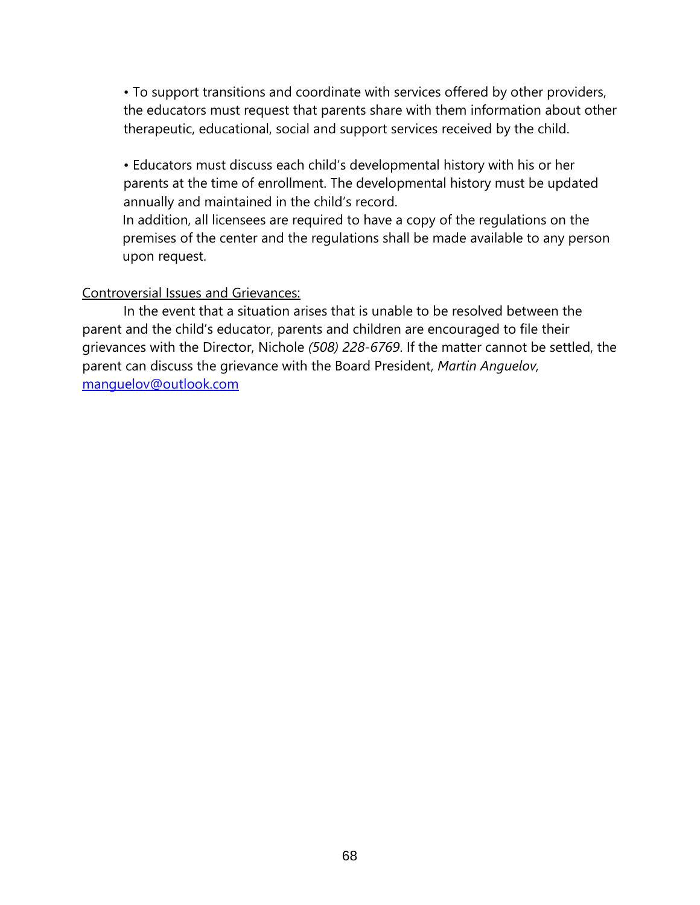- To support transitions and coordinate with services offered by other providers, the educators must request that parents share with them information about other therapeutic, educational, social and support services received by the child.

- Educators must discuss each child's developmental history with his or her parents at the time of enrollment. The developmental history must be updated annually and maintained in the child's record.

  In addition, all licensees are required to have a copy of the regulations on the premises of the center and the regulations shall be made available to any person upon request.

<u>Controversial Issues and Grievances:</u>

In the event that a situation arises that is unable to be resolved between the parent and the child's educator, parents and children are encouraged to file their grievances with the Director, Nichole *(508) 228-6769*. If the matter cannot be settled, the parent can discuss the grievance with the Board President, *Martin Anguelov,* [manguelov@outlook.com](mailto:manguelov@outlook.com)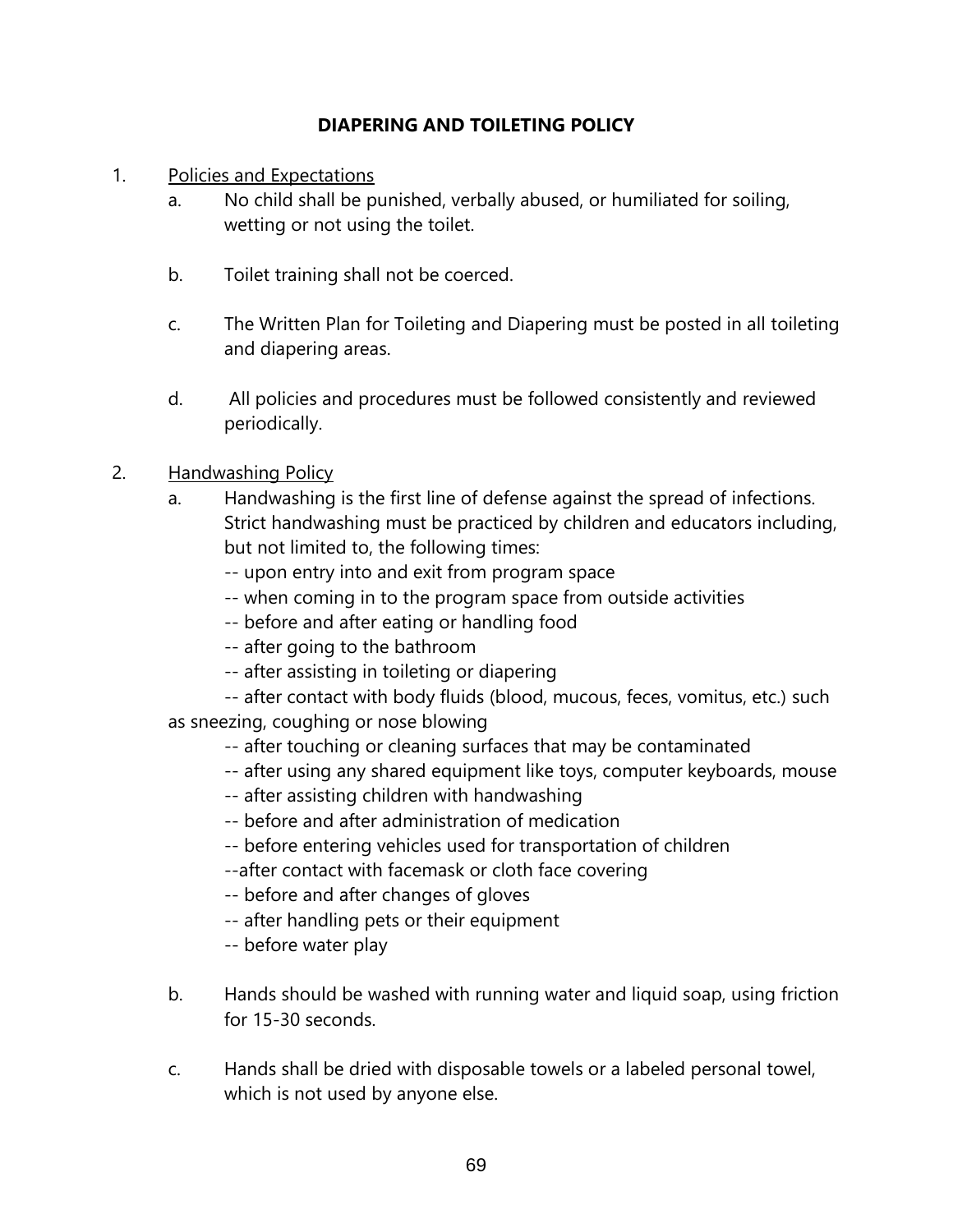# DIAPERING AND TOILETING POLICY

1. Policies and Expectations
   a. No child shall be punished, verbally abused, or humiliated for soiling, wetting or not using the toilet.

   b. Toilet training shall not be coerced.

   c. The Written Plan for Toileting and Diapering must be posted in all toileting and diapering areas.

   d. All policies and procedures must be followed consistently and reviewed periodically.

2. Handwashing Policy
   a. Handwashing is the first line of defense against the spread of infections. Strict handwashing must be practiced by children and educators including, but not limited to, the following times:
      -- upon entry into and exit from program space
      -- when coming in to the program space from outside activities
      -- before and after eating or handling food
      -- after going to the bathroom
      -- after assisting in toileting or diapering
      -- after contact with body fluids (blood, mucous, feces, vomitus, etc.) such as sneezing, coughing or nose blowing
      -- after touching or cleaning surfaces that may be contaminated
      -- after using any shared equipment like toys, computer keyboards, mouse
      -- after assisting children with handwashing
      -- before and after administration of medication
      -- before entering vehicles used for transportation of children
      --after contact with facemask or cloth face covering
      -- before and after changes of gloves
      -- after handling pets or their equipment
      -- before water play

   b. Hands should be washed with running water and liquid soap, using friction for 15-30 seconds.

   c. Hands shall be dried with disposable towels or a labeled personal towel, which is not used by anyone else.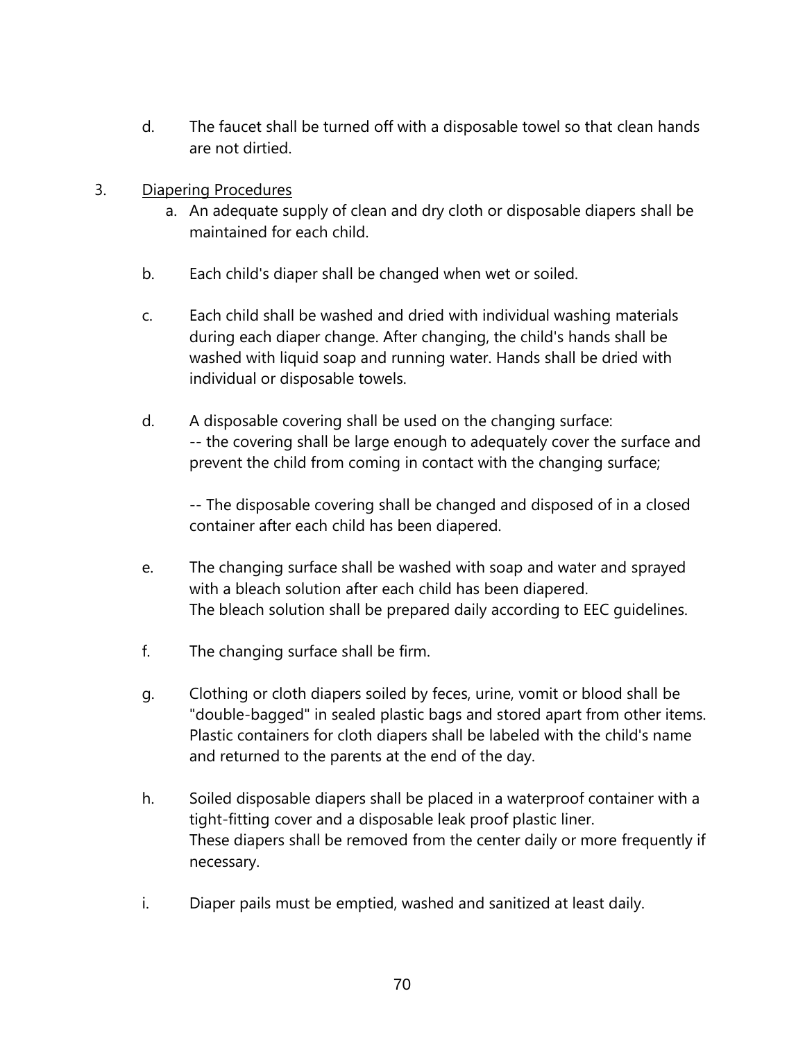d. The faucet shall be turned off with a disposable towel so that clean hands are not dirtied.

3. <u>Diapering Procedures</u>

   a. An adequate supply of clean and dry cloth or disposable diapers shall be maintained for each child.

   b. Each child's diaper shall be changed when wet or soiled.

   c. Each child shall be washed and dried with individual washing materials during each diaper change. After changing, the child's hands shall be washed with liquid soap and running water. Hands shall be dried with individual or disposable towels.

   d. A disposable covering shall be used on the changing surface:
   -- the covering shall be large enough to adequately cover the surface and prevent the child from coming in contact with the changing surface;

      -- The disposable covering shall be changed and disposed of in a closed container after each child has been diapered.

   e. The changing surface shall be washed with soap and water and sprayed with a bleach solution after each child has been diapered.
   The bleach solution shall be prepared daily according to EEC guidelines.

   f. The changing surface shall be firm.

   g. Clothing or cloth diapers soiled by feces, urine, vomit or blood shall be "double-bagged" in sealed plastic bags and stored apart from other items. Plastic containers for cloth diapers shall be labeled with the child's name and returned to the parents at the end of the day.

   h. Soiled disposable diapers shall be placed in a waterproof container with a tight-fitting cover and a disposable leak proof plastic liner.
   These diapers shall be removed from the center daily or more frequently if necessary.

   i. Diaper pails must be emptied, washed and sanitized at least daily.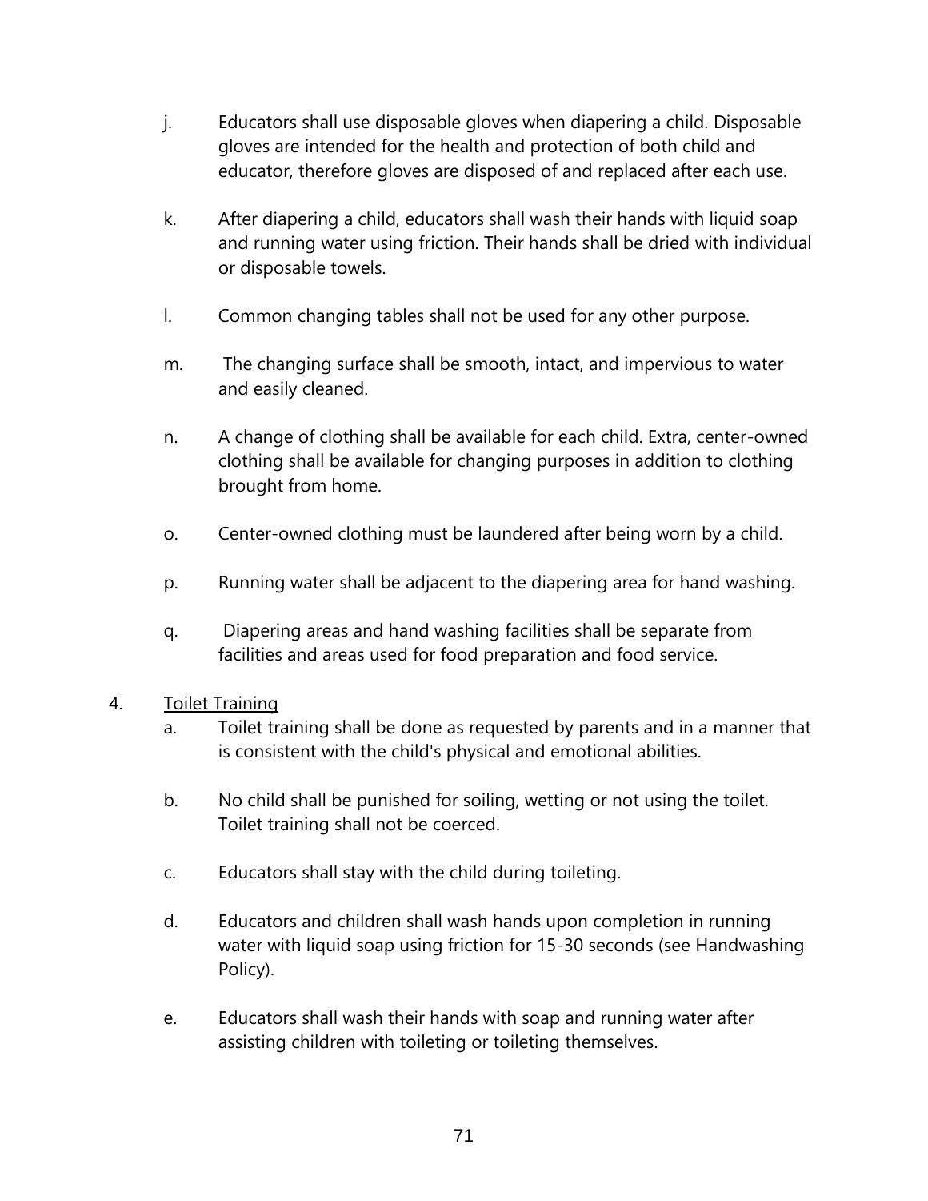j. Educators shall use disposable gloves when diapering a child. Disposable gloves are intended for the health and protection of both child and educator, therefore gloves are disposed of and replaced after each use.

k. After diapering a child, educators shall wash their hands with liquid soap and running water using friction. Their hands shall be dried with individual or disposable towels.

l. Common changing tables shall not be used for any other purpose.

m. The changing surface shall be smooth, intact, and impervious to water and easily cleaned.

n. A change of clothing shall be available for each child. Extra, center-owned clothing shall be available for changing purposes in addition to clothing brought from home.

o. Center-owned clothing must be laundered after being worn by a child.

p. Running water shall be adjacent to the diapering area for hand washing.

q. Diapering areas and hand washing facilities shall be separate from facilities and areas used for food preparation and food service.

4. <u>Toilet Training</u>

   a. Toilet training shall be done as requested by parents and in a manner that is consistent with the child's physical and emotional abilities.

   b. No child shall be punished for soiling, wetting or not using the toilet. Toilet training shall not be coerced.

   c. Educators shall stay with the child during toileting.

   d. Educators and children shall wash hands upon completion in running water with liquid soap using friction for 15-30 seconds (see Handwashing Policy).

   e. Educators shall wash their hands with soap and running water after assisting children with toileting or toileting themselves.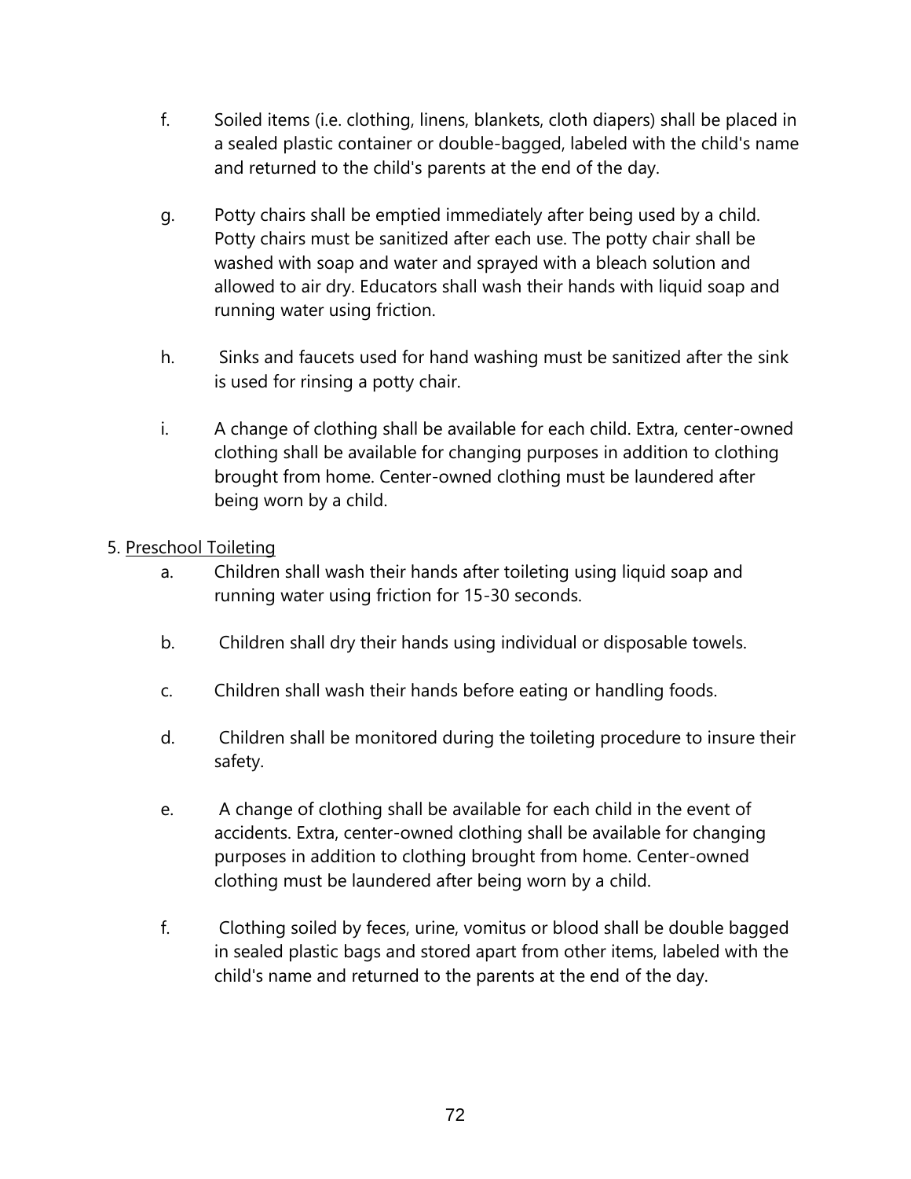f. Soiled items (i.e. clothing, linens, blankets, cloth diapers) shall be placed in a sealed plastic container or double-bagged, labeled with the child's name and returned to the child's parents at the end of the day.

g. Potty chairs shall be emptied immediately after being used by a child. Potty chairs must be sanitized after each use. The potty chair shall be washed with soap and water and sprayed with a bleach solution and allowed to air dry. Educators shall wash their hands with liquid soap and running water using friction.

h. Sinks and faucets used for hand washing must be sanitized after the sink is used for rinsing a potty chair.

i. A change of clothing shall be available for each child. Extra, center-owned clothing shall be available for changing purposes in addition to clothing brought from home. Center-owned clothing must be laundered after being worn by a child.

5. <u>Preschool Toileting</u>

a. Children shall wash their hands after toileting using liquid soap and running water using friction for 15-30 seconds.

b. Children shall dry their hands using individual or disposable towels.

c. Children shall wash their hands before eating or handling foods.

d. Children shall be monitored during the toileting procedure to insure their safety.

e. A change of clothing shall be available for each child in the event of accidents. Extra, center-owned clothing shall be available for changing purposes in addition to clothing brought from home. Center-owned clothing must be laundered after being worn by a child.

f. Clothing soiled by feces, urine, vomitus or blood shall be double bagged in sealed plastic bags and stored apart from other items, labeled with the child's name and returned to the parents at the end of the day.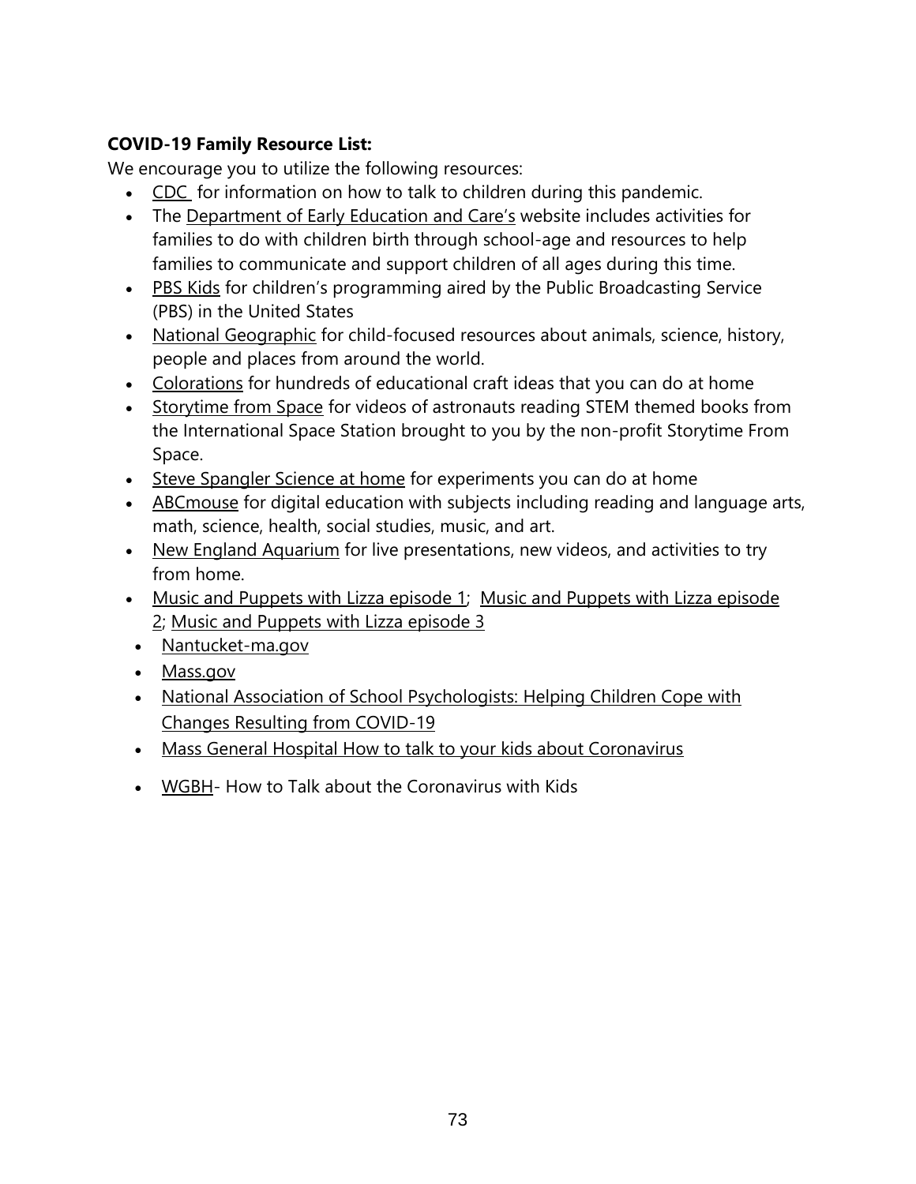**COVID-19 Family Resource List:**

We encourage you to utilize the following resources:

- CDC for information on how to talk to children during this pandemic.
- The Department of Early Education and Care's website includes activities for families to do with children birth through school-age and resources to help families to communicate and support children of all ages during this time.
- PBS Kids for children's programming aired by the Public Broadcasting Service (PBS) in the United States
- National Geographic for child-focused resources about animals, science, history, people and places from around the world.
- Colorations for hundreds of educational craft ideas that you can do at home
- Storytime from Space for videos of astronauts reading STEM themed books from the International Space Station brought to you by the non-profit Storytime From Space.
- Steve Spangler Science at home for experiments you can do at home
- ABCmouse for digital education with subjects including reading and language arts, math, science, health, social studies, music, and art.
- New England Aquarium for live presentations, new videos, and activities to try from home.
- Music and Puppets with Lizza episode 1; Music and Puppets with Lizza episode 2; Music and Puppets with Lizza episode 3
- Nantucket-ma.gov
- Mass.gov
- National Association of School Psychologists: Helping Children Cope with Changes Resulting from COVID-19
- Mass General Hospital How to talk to your kids about Coronavirus
- WGBH- How to Talk about the Coronavirus with Kids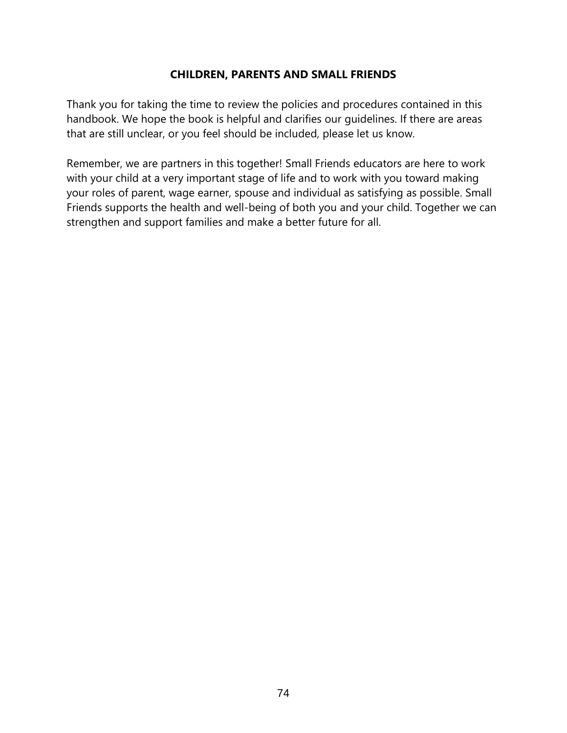## CHILDREN, PARENTS AND SMALL FRIENDS

Thank you for taking the time to review the policies and procedures contained in this handbook. We hope the book is helpful and clarifies our guidelines. If there are areas that are still unclear, or you feel should be included, please let us know.

Remember, we are partners in this together! Small Friends educators are here to work with your child at a very important stage of life and to work with you toward making your roles of parent, wage earner, spouse and individual as satisfying as possible. Small Friends supports the health and well-being of both you and your child. Together we can strengthen and support families and make a better future for all.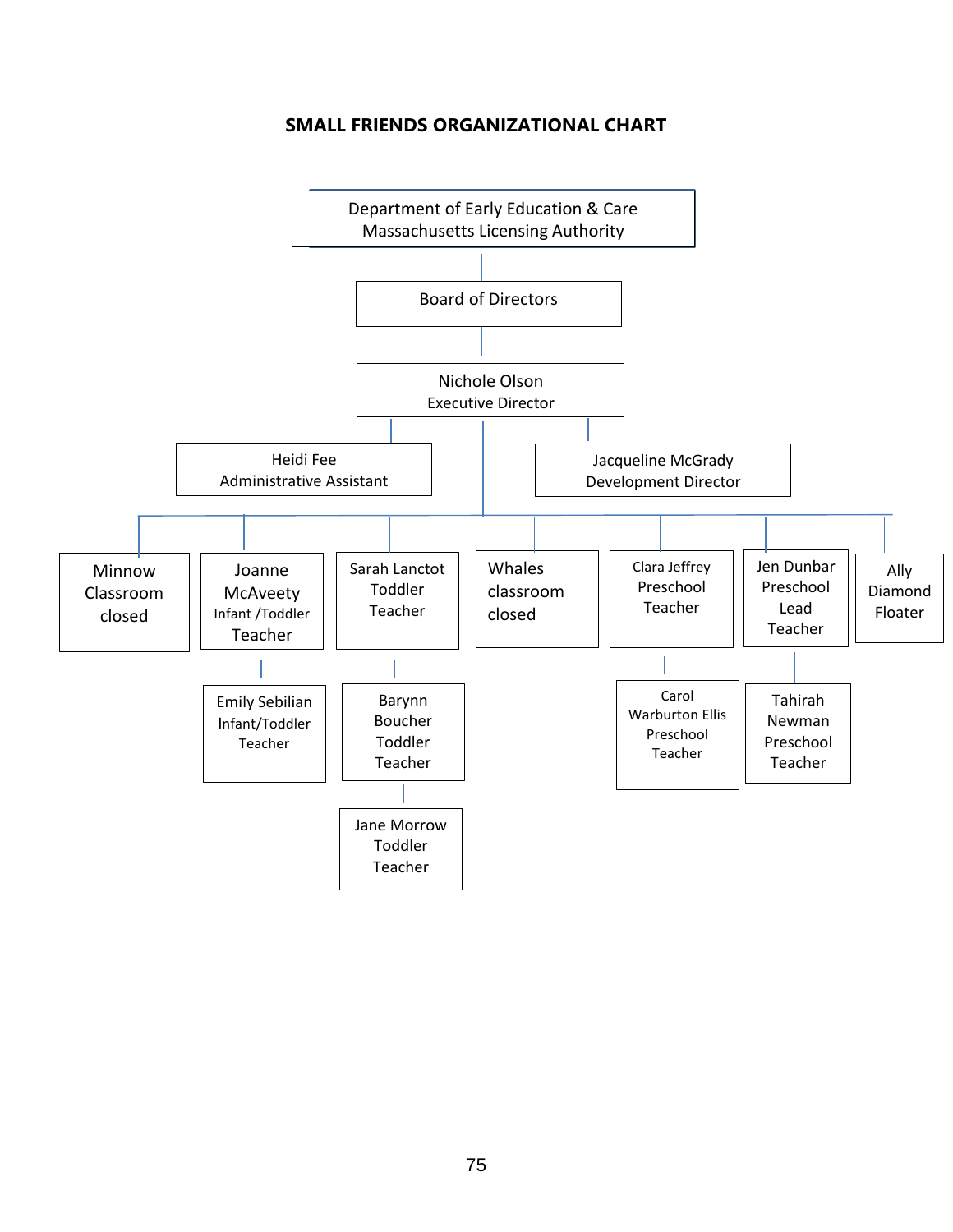**SMALL FRIENDS ORGANIZATIONAL CHART**

- Department of Early Education & Care
  Massachusetts Licensing Authority
  - Board of Directors
    - Nichole Olson
      Executive Director
      - Heidi Fee
        Administrative Assistant
      - Jacqueline McGrady
        Development Director
      - Minnow Classroom closed
      - Joanne McAveety
        Infant /Toddler Teacher
        - Emily Sebilian
          Infant/Toddler Teacher
      - Sarah Lanctot
        Toddler Teacher
        - Barynn Boucher
          Toddler Teacher
          - Jane Morrow
            Toddler Teacher
      - Whales classroom closed
      - Clara Jeffrey
        Preschool Teacher
        - Carol Warburton Ellis
          Preschool Teacher
      - Jen Dunbar
        Preschool Lead Teacher
        - Tahirah Newman
          Preschool Teacher
      - Ally Diamond
        Floater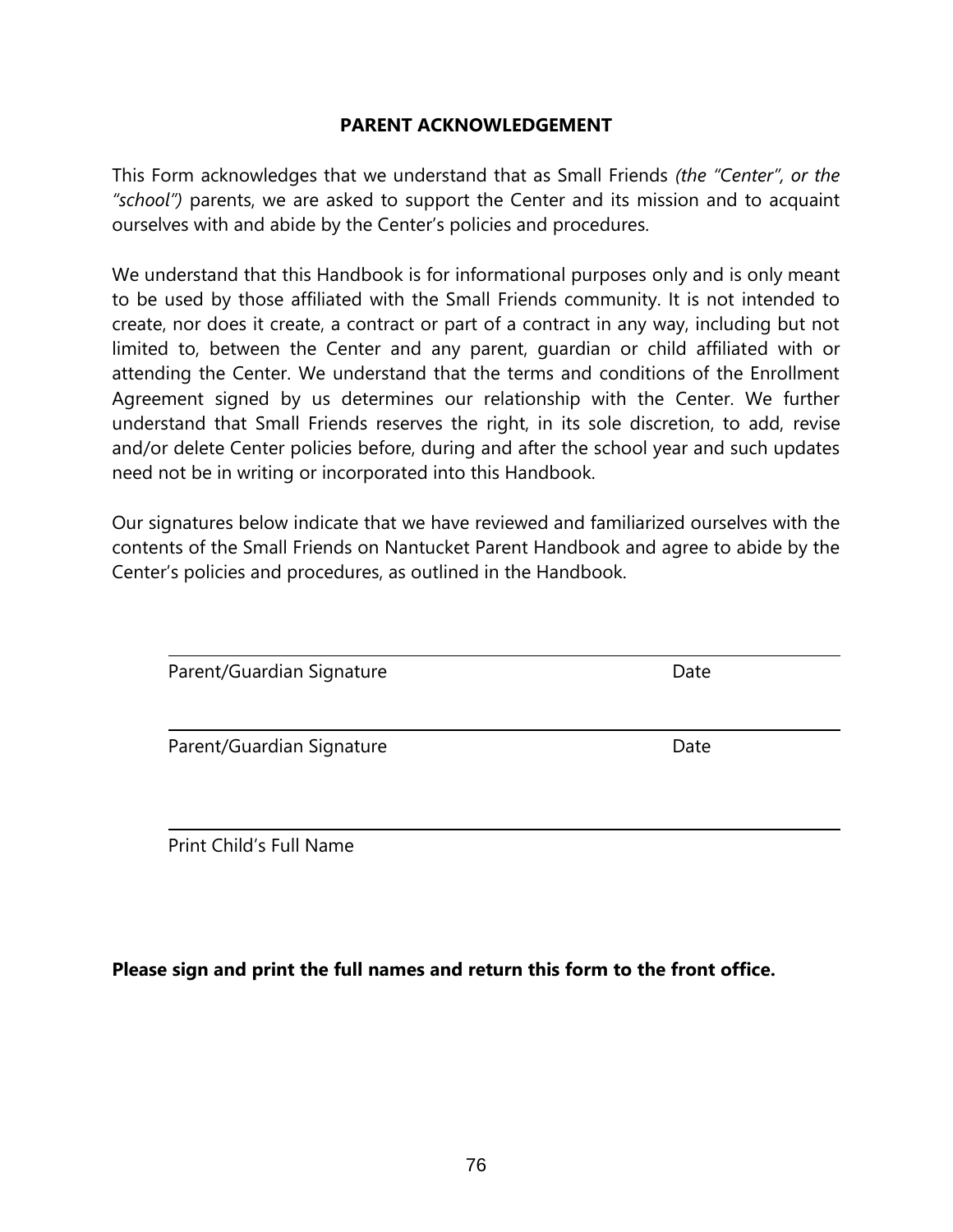**PARENT ACKNOWLEDGEMENT**

This Form acknowledges that we understand that as Small Friends *(the "Center", or the "school")* parents, we are asked to support the Center and its mission and to acquaint ourselves with and abide by the Center's policies and procedures.

We understand that this Handbook is for informational purposes only and is only meant to be used by those affiliated with the Small Friends community. It is not intended to create, nor does it create, a contract or part of a contract in any way, including but not limited to, between the Center and any parent, guardian or child affiliated with or attending the Center. We understand that the terms and conditions of the Enrollment Agreement signed by us determines our relationship with the Center. We further understand that Small Friends reserves the right, in its sole discretion, to add, revise and/or delete Center policies before, during and after the school year and such updates need not be in writing or incorporated into this Handbook.

Our signatures below indicate that we have reviewed and familiarized ourselves with the contents of the Small Friends on Nantucket Parent Handbook and agree to abide by the Center's policies and procedures, as outlined in the Handbook.

______________________________________________

Parent/Guardian Signature Date

______________________________________________

Parent/Guardian Signature Date

______________________________________________

Print Child's Full Name

**Please sign and print the full names and return this form to the front office.**